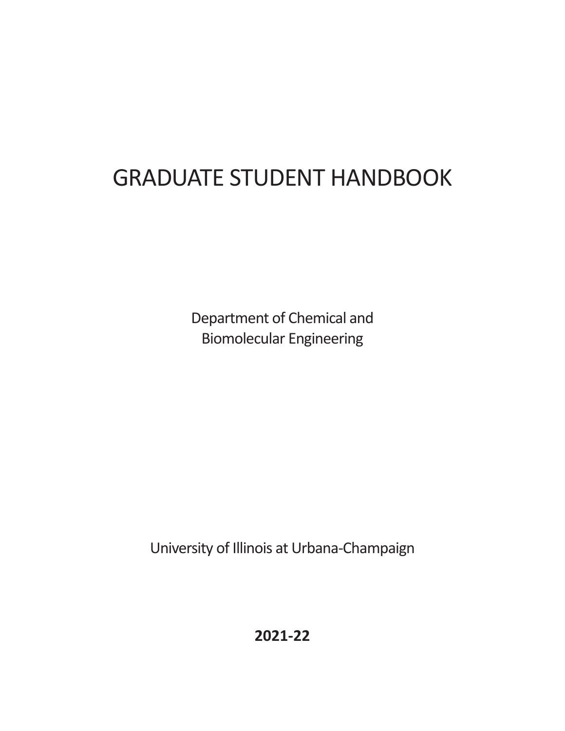# GRADUATE STUDENT HANDBOOK

Department of Chemical and
Biomolecular Engineering

University of Illinois at Urbana-Champaign

**2021-22**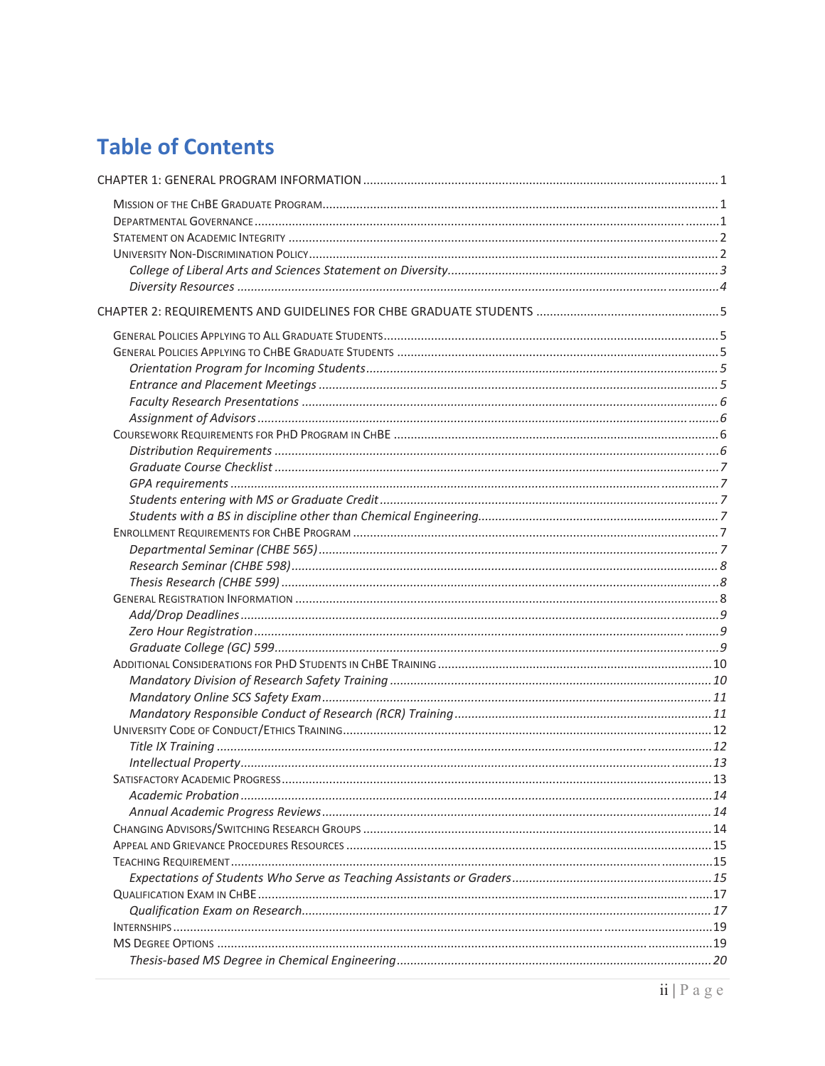# Table of Contents

CHAPTER 1: GENERAL PROGRAM INFORMATION ........ 1

- MISSION OF THE CHBE GRADUATE PROGRAM ........ 1
- DEPARTMENTAL GOVERNANCE ........ 1
- STATEMENT ON ACADEMIC INTEGRITY ........ 2
- UNIVERSITY NON-DISCRIMINATION POLICY ........ 2
  - *College of Liberal Arts and Sciences Statement on Diversity* ........ 3
  - *Diversity Resources* ........ 4

CHAPTER 2: REQUIREMENTS AND GUIDELINES FOR CHBE GRADUATE STUDENTS ........ 5

- GENERAL POLICIES APPLYING TO ALL GRADUATE STUDENTS ........ 5
- GENERAL POLICIES APPLYING TO CHBE GRADUATE STUDENTS ........ 5
  - *Orientation Program for Incoming Students* ........ 5
  - *Entrance and Placement Meetings* ........ 5
  - *Faculty Research Presentations* ........ 6
  - *Assignment of Advisors* ........ 6
- COURSEWORK REQUIREMENTS FOR PHD PROGRAM IN CHBE ........ 6
  - *Distribution Requirements* ........ 6
  - *Graduate Course Checklist* ........ 7
  - *GPA requirements* ........ 7
  - *Students entering with MS or Graduate Credit* ........ 7
  - *Students with a BS in discipline other than Chemical Engineering* ........ 7
- ENROLLMENT REQUIREMENTS FOR CHBE PROGRAM ........ 7
  - *Departmental Seminar (CHBE 565)* ........ 7
  - *Research Seminar (CHBE 598)* ........ 8
  - *Thesis Research (CHBE 599)* ........ 8
- GENERAL REGISTRATION INFORMATION ........ 8
  - *Add/Drop Deadlines* ........ 9
  - *Zero Hour Registration* ........ 9
  - *Graduate College (GC) 599* ........ 9
- ADDITIONAL CONSIDERATIONS FOR PHD STUDENTS IN CHBE TRAINING ........ 10
  - *Mandatory Division of Research Safety Training* ........ 10
  - *Mandatory Online SCS Safety Exam* ........ 11
  - *Mandatory Responsible Conduct of Research (RCR) Training* ........ 11
- UNIVERSITY CODE OF CONDUCT/ETHICS TRAINING ........ 12
  - *Title IX Training* ........ 12
  - *Intellectual Property* ........ 13
- SATISFACTORY ACADEMIC PROGRESS ........ 13
  - *Academic Probation* ........ 14
  - *Annual Academic Progress Reviews* ........ 14
- CHANGING ADVISORS/SWITCHING RESEARCH GROUPS ........ 14
- APPEAL AND GRIEVANCE PROCEDURES RESOURCES ........ 15
- TEACHING REQUIREMENT ........ 15
  - *Expectations of Students Who Serve as Teaching Assistants or Graders* ........ 15
- QUALIFICATION EXAM IN CHBE ........ 17
  - *Qualification Exam on Research* ........ 17
- INTERNSHIPS ........ 19
- MS DEGREE OPTIONS ........ 19
  - *Thesis-based MS Degree in Chemical Engineering* ........ 20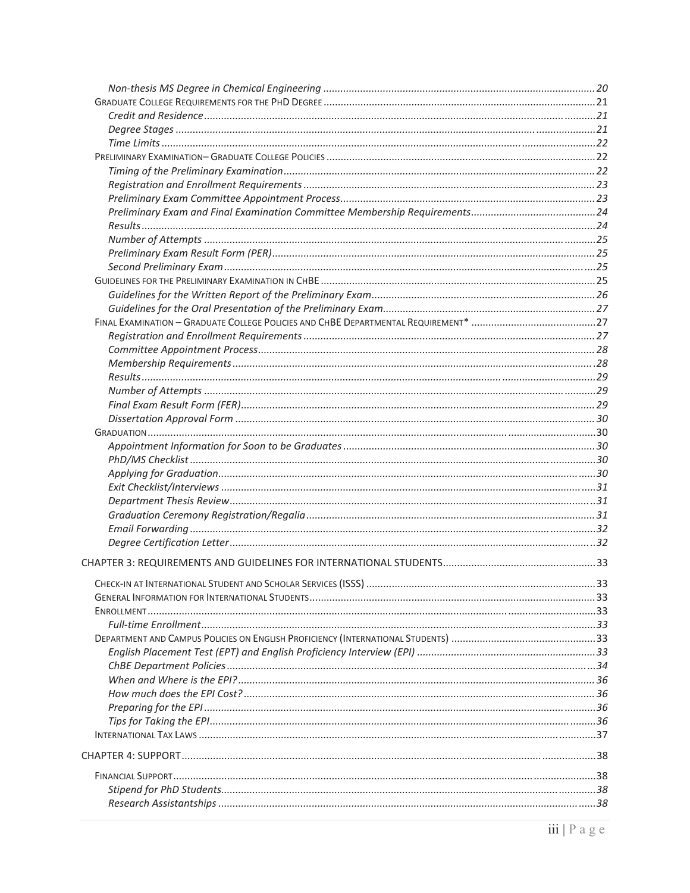*Non-thesis MS Degree in Chemical Engineering* ............ 20

Graduate College Requirements for the PhD Degree ............ 21

*Credit and Residence* ............ 21

*Degree Stages* ............ 21

*Time Limits* ............ 22

Preliminary Examination– Graduate College Policies ............ 22

*Timing of the Preliminary Examination* ............ 22

*Registration and Enrollment Requirements* ............ 23

*Preliminary Exam Committee Appointment Process* ............ 23

*Preliminary Exam and Final Examination Committee Membership Requirements* ............ 24

*Results* ............ 24

*Number of Attempts* ............ 25

*Preliminary Exam Result Form (PER)* ............ 25

*Second Preliminary Exam* ............ 25

Guidelines for the Preliminary Examination in ChBE ............ 25

*Guidelines for the Written Report of the Preliminary Exam* ............ 26

*Guidelines for the Oral Presentation of the Preliminary Exam* ............ 27

Final Examination – Graduate College Policies and ChBE Departmental Requirement* ............ 27

*Registration and Enrollment Requirements* ............ 27

*Committee Appointment Process* ............ 28

*Membership Requirements* ............ 28

*Results* ............ 29

*Number of Attempts* ............ 29

*Final Exam Result Form (FER)* ............ 29

*Dissertation Approval Form* ............ 30

Graduation ............ 30

*Appointment Information for Soon to be Graduates* ............ 30

*PhD/MS Checklist* ............ 30

*Applying for Graduation* ............ 30

*Exit Checklist/Interviews* ............ 31

*Department Thesis Review* ............ 31

*Graduation Ceremony Registration/Regalia* ............ 31

*Email Forwarding* ............ 32

*Degree Certification Letter* ............ 32

CHAPTER 3: REQUIREMENTS AND GUIDELINES FOR INTERNATIONAL STUDENTS ............ 33

Check-in at International Student and Scholar Services (ISSS) ............ 33

General Information for International Students ............ 33

Enrollment ............ 33

*Full-time Enrollment* ............ 33

Department and Campus Policies on English Proficiency (International Students) ............ 33

*English Placement Test (EPT) and English Proficiency Interview (EPI)* ............ 33

*ChBE Department Policies* ............ 34

*When and Where is the EPI?* ............ 36

*How much does the EPI Cost?* ............ 36

*Preparing for the EPI* ............ 36

*Tips for Taking the EPI* ............ 36

International Tax Laws ............ 37

CHAPTER 4: SUPPORT ............ 38

Financial Support ............ 38

*Stipend for PhD Students* ............ 38

*Research Assistantships* ............ 38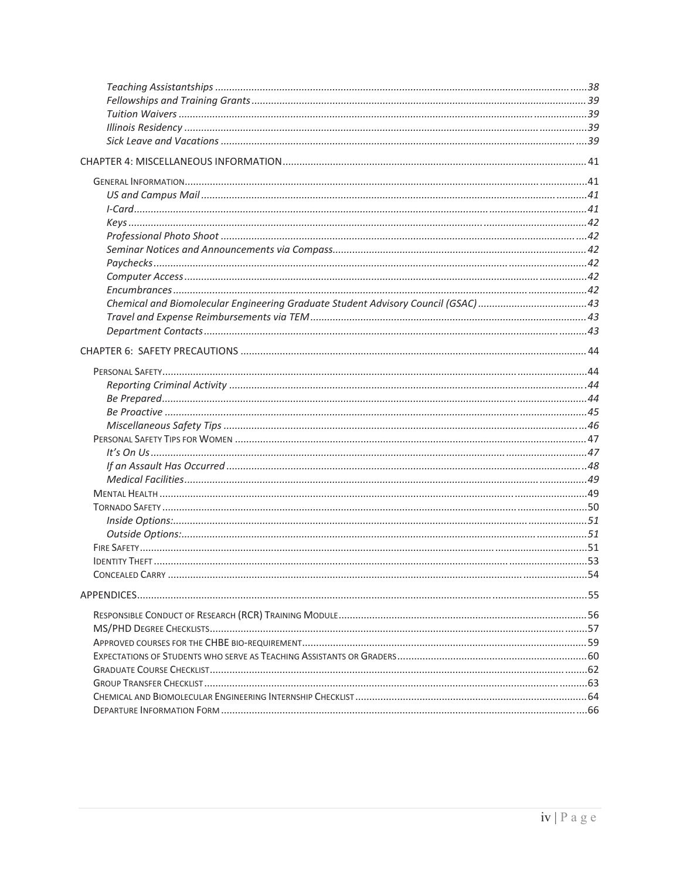*Teaching Assistantships* ........ 38
*Fellowships and Training Grants* ........ 39
*Tuition Waivers* ........ 39
*Illinois Residency* ........ 39
*Sick Leave and Vacations* ........ 39

CHAPTER 4: MISCELLANEOUS INFORMATION ........ 41

GENERAL INFORMATION ........ 41
*US and Campus Mail* ........ 41
*I-Card* ........ 41
*Keys* ........ 42
*Professional Photo Shoot* ........ 42
*Seminar Notices and Announcements via Compass* ........ 42
*Paychecks* ........ 42
*Computer Access* ........ 42
*Encumbrances* ........ 42
*Chemical and Biomolecular Engineering Graduate Student Advisory Council (GSAC)* ........ 43
*Travel and Expense Reimbursements via TEM* ........ 43
*Department Contacts* ........ 43

CHAPTER 6: SAFETY PRECAUTIONS ........ 44

PERSONAL SAFETY ........ 44
*Reporting Criminal Activity* ........ 44
*Be Prepared* ........ 44
*Be Proactive* ........ 45
*Miscellaneous Safety Tips* ........ 46
PERSONAL SAFETY TIPS FOR WOMEN ........ 47
*It's On Us* ........ 47
*If an Assault Has Occurred* ........ 48
*Medical Facilities* ........ 49
MENTAL HEALTH ........ 49
TORNADO SAFETY ........ 50
*Inside Options:* ........ 51
*Outside Options:* ........ 51
FIRE SAFETY ........ 51
IDENTITY THEFT ........ 53
CONCEALED CARRY ........ 54

APPENDICES ........ 55

RESPONSIBLE CONDUCT OF RESEARCH (RCR) TRAINING MODULE ........ 56
MS/PHD DEGREE CHECKLISTS ........ 57
APPROVED COURSES FOR THE CHBE BIO-REQUIREMENT ........ 59
EXPECTATIONS OF STUDENTS WHO SERVE AS TEACHING ASSISTANTS OR GRADERS ........ 60
GRADUATE COURSE CHECKLIST ........ 62
GROUP TRANSFER CHECKLIST ........ 63
CHEMICAL AND BIOMOLECULAR ENGINEERING INTERNSHIP CHECKLIST ........ 64
DEPARTURE INFORMATION FORM ........ 66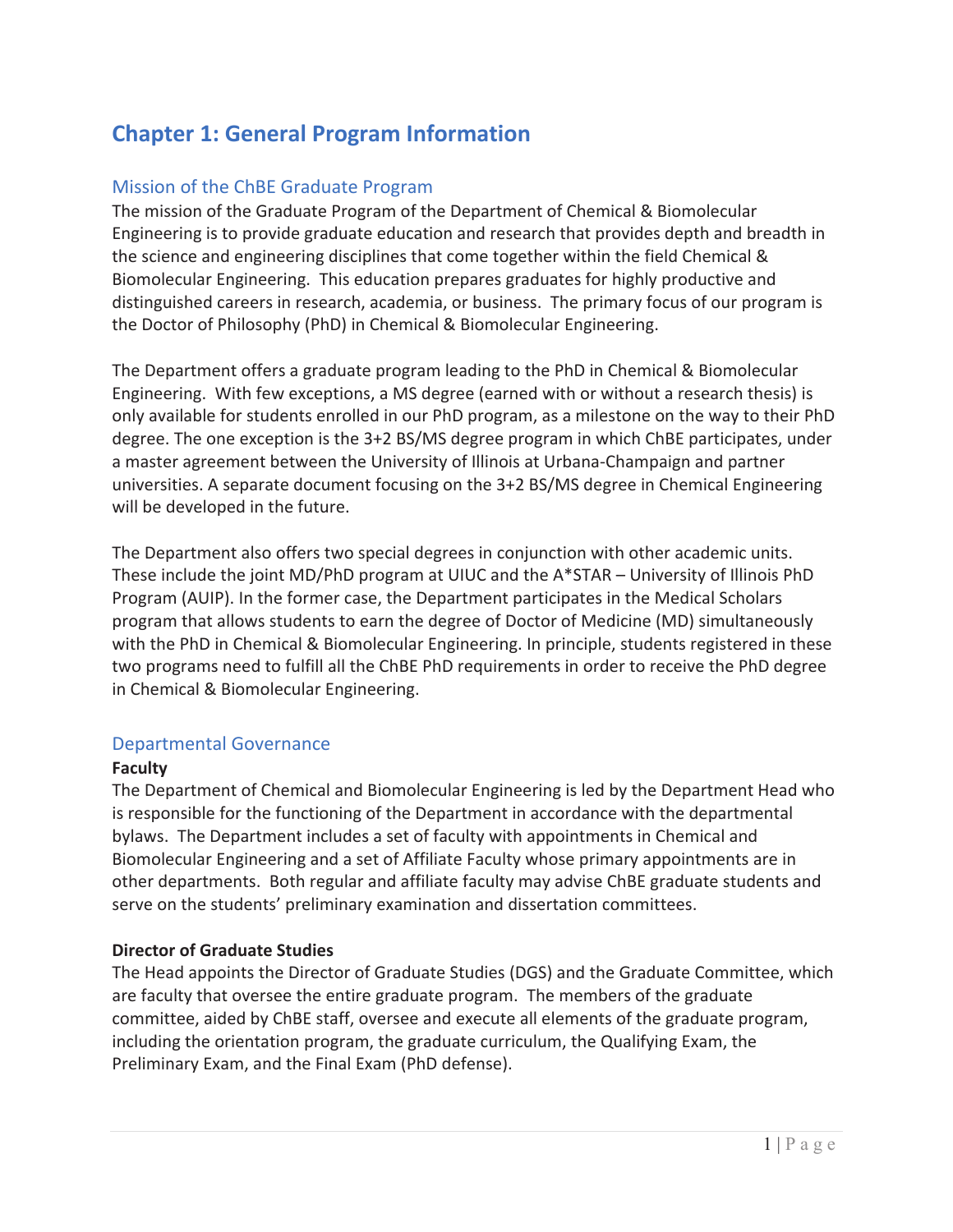# Chapter 1: General Program Information

## Mission of the ChBE Graduate Program

The mission of the Graduate Program of the Department of Chemical & Biomolecular Engineering is to provide graduate education and research that provides depth and breadth in the science and engineering disciplines that come together within the field Chemical & Biomolecular Engineering. This education prepares graduates for highly productive and distinguished careers in research, academia, or business. The primary focus of our program is the Doctor of Philosophy (PhD) in Chemical & Biomolecular Engineering.

The Department offers a graduate program leading to the PhD in Chemical & Biomolecular Engineering. With few exceptions, a MS degree (earned with or without a research thesis) is only available for students enrolled in our PhD program, as a milestone on the way to their PhD degree. The one exception is the 3+2 BS/MS degree program in which ChBE participates, under a master agreement between the University of Illinois at Urbana-Champaign and partner universities. A separate document focusing on the 3+2 BS/MS degree in Chemical Engineering will be developed in the future.

The Department also offers two special degrees in conjunction with other academic units. These include the joint MD/PhD program at UIUC and the A*STAR – University of Illinois PhD Program (AUIP). In the former case, the Department participates in the Medical Scholars program that allows students to earn the degree of Doctor of Medicine (MD) simultaneously with the PhD in Chemical & Biomolecular Engineering. In principle, students registered in these two programs need to fulfill all the ChBE PhD requirements in order to receive the PhD degree in Chemical & Biomolecular Engineering.

## Departmental Governance

**Faculty**

The Department of Chemical and Biomolecular Engineering is led by the Department Head who is responsible for the functioning of the Department in accordance with the departmental bylaws. The Department includes a set of faculty with appointments in Chemical and Biomolecular Engineering and a set of Affiliate Faculty whose primary appointments are in other departments. Both regular and affiliate faculty may advise ChBE graduate students and serve on the students' preliminary examination and dissertation committees.

**Director of Graduate Studies**

The Head appoints the Director of Graduate Studies (DGS) and the Graduate Committee, which are faculty that oversee the entire graduate program. The members of the graduate committee, aided by ChBE staff, oversee and execute all elements of the graduate program, including the orientation program, the graduate curriculum, the Qualifying Exam, the Preliminary Exam, and the Final Exam (PhD defense).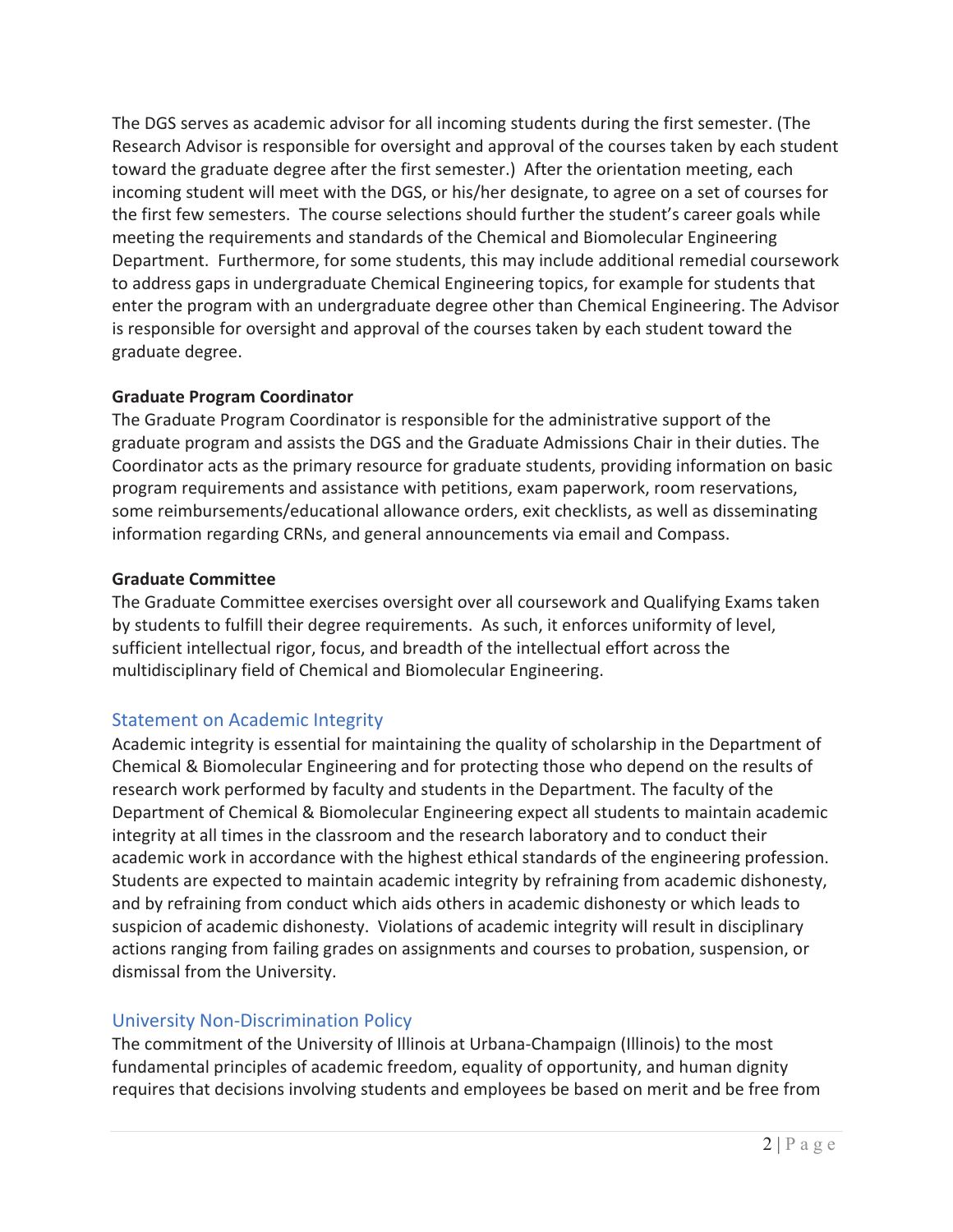The DGS serves as academic advisor for all incoming students during the first semester. (The Research Advisor is responsible for oversight and approval of the courses taken by each student toward the graduate degree after the first semester.) After the orientation meeting, each incoming student will meet with the DGS, or his/her designate, to agree on a set of courses for the first few semesters. The course selections should further the student's career goals while meeting the requirements and standards of the Chemical and Biomolecular Engineering Department. Furthermore, for some students, this may include additional remedial coursework to address gaps in undergraduate Chemical Engineering topics, for example for students that enter the program with an undergraduate degree other than Chemical Engineering. The Advisor is responsible for oversight and approval of the courses taken by each student toward the graduate degree.

**Graduate Program Coordinator**

The Graduate Program Coordinator is responsible for the administrative support of the graduate program and assists the DGS and the Graduate Admissions Chair in their duties. The Coordinator acts as the primary resource for graduate students, providing information on basic program requirements and assistance with petitions, exam paperwork, room reservations, some reimbursements/educational allowance orders, exit checklists, as well as disseminating information regarding CRNs, and general announcements via email and Compass.

**Graduate Committee**

The Graduate Committee exercises oversight over all coursework and Qualifying Exams taken by students to fulfill their degree requirements. As such, it enforces uniformity of level, sufficient intellectual rigor, focus, and breadth of the intellectual effort across the multidisciplinary field of Chemical and Biomolecular Engineering.

## Statement on Academic Integrity

Academic integrity is essential for maintaining the quality of scholarship in the Department of Chemical & Biomolecular Engineering and for protecting those who depend on the results of research work performed by faculty and students in the Department. The faculty of the Department of Chemical & Biomolecular Engineering expect all students to maintain academic integrity at all times in the classroom and the research laboratory and to conduct their academic work in accordance with the highest ethical standards of the engineering profession. Students are expected to maintain academic integrity by refraining from academic dishonesty, and by refraining from conduct which aids others in academic dishonesty or which leads to suspicion of academic dishonesty. Violations of academic integrity will result in disciplinary actions ranging from failing grades on assignments and courses to probation, suspension, or dismissal from the University.

## University Non-Discrimination Policy

The commitment of the University of Illinois at Urbana-Champaign (Illinois) to the most fundamental principles of academic freedom, equality of opportunity, and human dignity requires that decisions involving students and employees be based on merit and be free from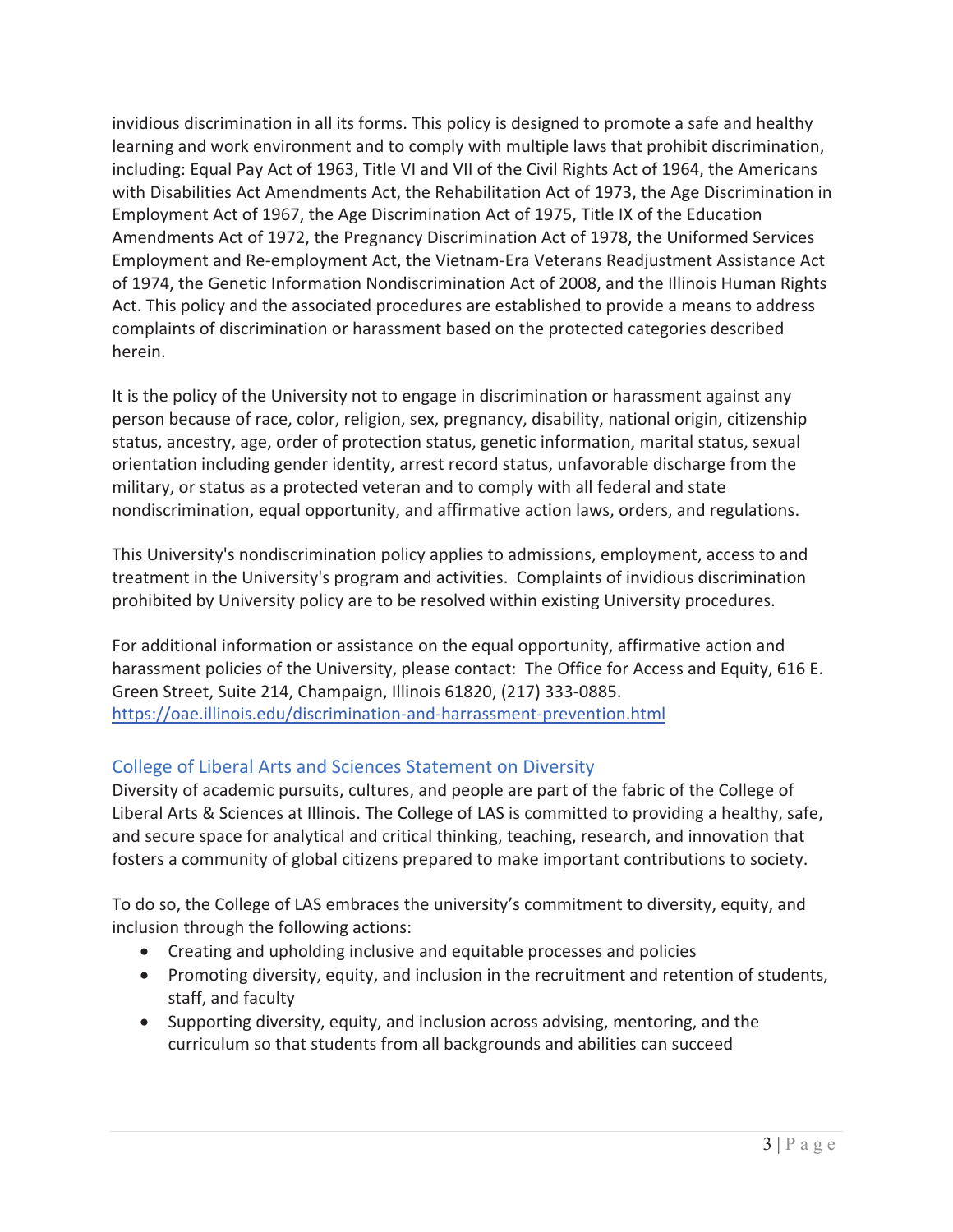invidious discrimination in all its forms. This policy is designed to promote a safe and healthy learning and work environment and to comply with multiple laws that prohibit discrimination, including: Equal Pay Act of 1963, Title VI and VII of the Civil Rights Act of 1964, the Americans with Disabilities Act Amendments Act, the Rehabilitation Act of 1973, the Age Discrimination in Employment Act of 1967, the Age Discrimination Act of 1975, Title IX of the Education Amendments Act of 1972, the Pregnancy Discrimination Act of 1978, the Uniformed Services Employment and Re-employment Act, the Vietnam-Era Veterans Readjustment Assistance Act of 1974, the Genetic Information Nondiscrimination Act of 2008, and the Illinois Human Rights Act. This policy and the associated procedures are established to provide a means to address complaints of discrimination or harassment based on the protected categories described herein.

It is the policy of the University not to engage in discrimination or harassment against any person because of race, color, religion, sex, pregnancy, disability, national origin, citizenship status, ancestry, age, order of protection status, genetic information, marital status, sexual orientation including gender identity, arrest record status, unfavorable discharge from the military, or status as a protected veteran and to comply with all federal and state nondiscrimination, equal opportunity, and affirmative action laws, orders, and regulations.

This University's nondiscrimination policy applies to admissions, employment, access to and treatment in the University's program and activities. Complaints of invidious discrimination prohibited by University policy are to be resolved within existing University procedures.

For additional information or assistance on the equal opportunity, affirmative action and harassment policies of the University, please contact: The Office for Access and Equity, 616 E. Green Street, Suite 214, Champaign, Illinois 61820, (217) 333-0885.
https://oae.illinois.edu/discrimination-and-harrassment-prevention.html

## College of Liberal Arts and Sciences Statement on Diversity

Diversity of academic pursuits, cultures, and people are part of the fabric of the College of Liberal Arts & Sciences at Illinois. The College of LAS is committed to providing a healthy, safe, and secure space for analytical and critical thinking, teaching, research, and innovation that fosters a community of global citizens prepared to make important contributions to society.

To do so, the College of LAS embraces the university's commitment to diversity, equity, and inclusion through the following actions:

- Creating and upholding inclusive and equitable processes and policies
- Promoting diversity, equity, and inclusion in the recruitment and retention of students, staff, and faculty
- Supporting diversity, equity, and inclusion across advising, mentoring, and the curriculum so that students from all backgrounds and abilities can succeed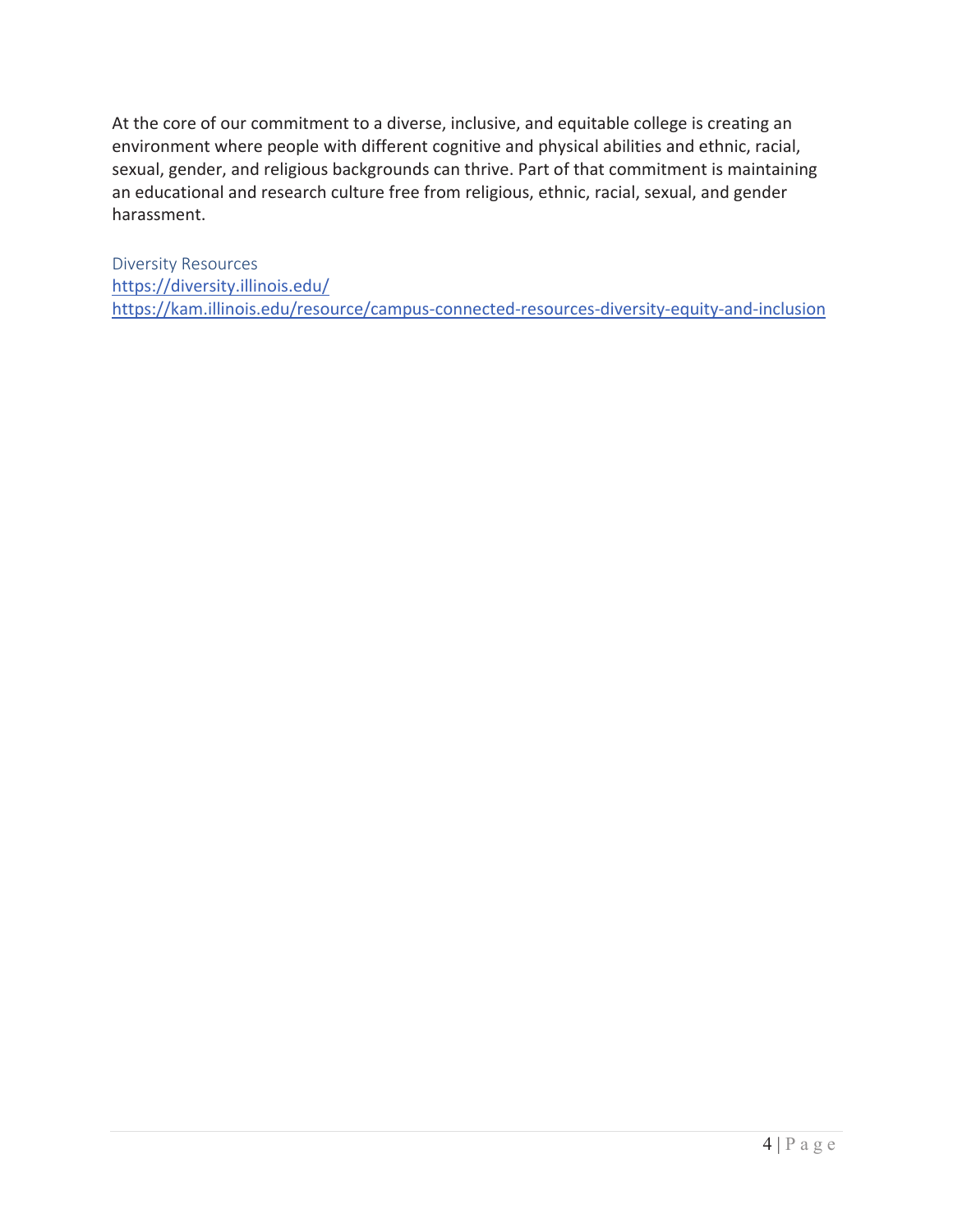At the core of our commitment to a diverse, inclusive, and equitable college is creating an environment where people with different cognitive and physical abilities and ethnic, racial, sexual, gender, and religious backgrounds can thrive. Part of that commitment is maintaining an educational and research culture free from religious, ethnic, racial, sexual, and gender harassment.

### Diversity Resources

https://diversity.illinois.edu/
https://kam.illinois.edu/resource/campus-connected-resources-diversity-equity-and-inclusion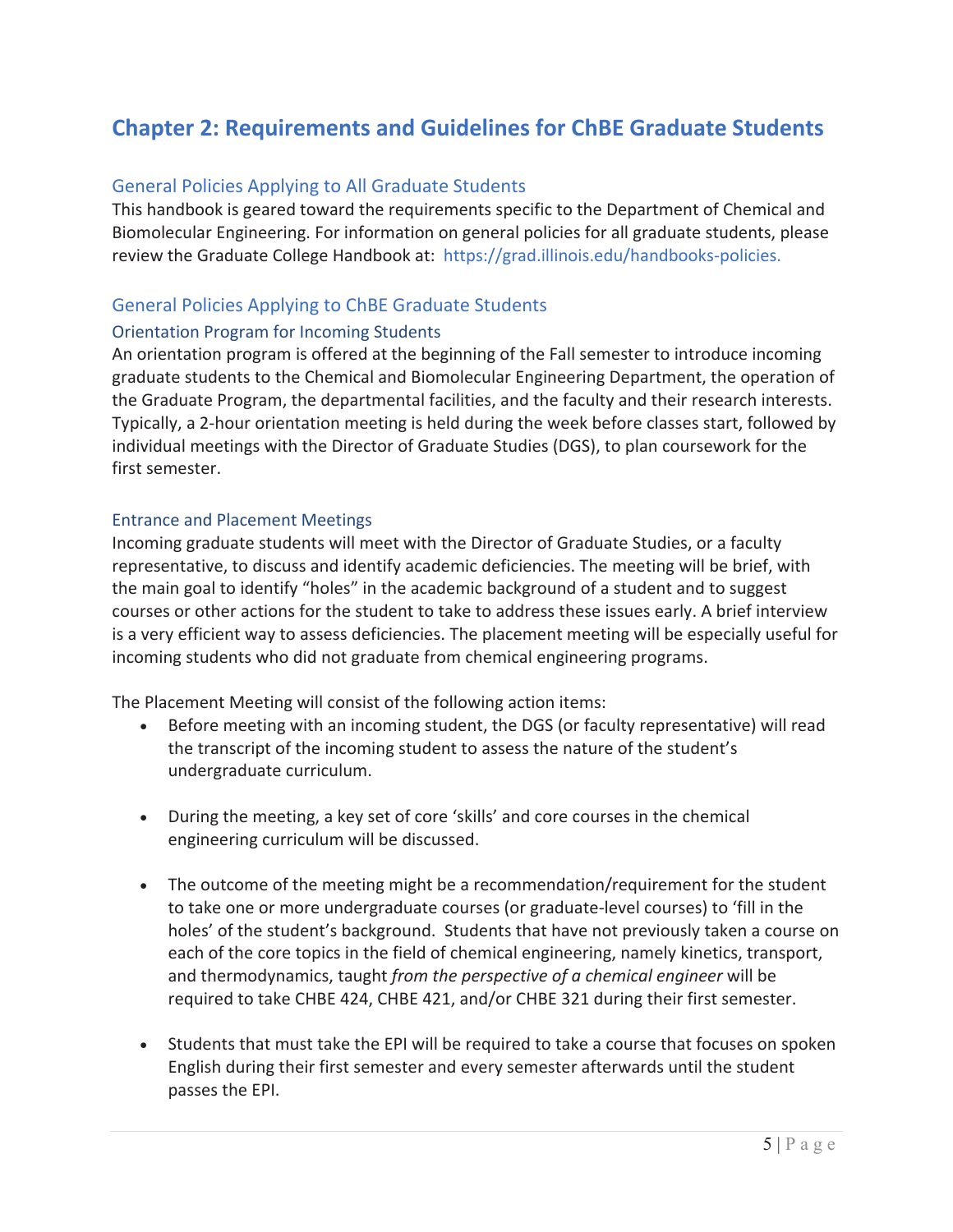# Chapter 2: Requirements and Guidelines for ChBE Graduate Students

## General Policies Applying to All Graduate Students

This handbook is geared toward the requirements specific to the Department of Chemical and Biomolecular Engineering. For information on general policies for all graduate students, please review the Graduate College Handbook at: https://grad.illinois.edu/handbooks-policies.

## General Policies Applying to ChBE Graduate Students

### Orientation Program for Incoming Students

An orientation program is offered at the beginning of the Fall semester to introduce incoming graduate students to the Chemical and Biomolecular Engineering Department, the operation of the Graduate Program, the departmental facilities, and the faculty and their research interests. Typically, a 2-hour orientation meeting is held during the week before classes start, followed by individual meetings with the Director of Graduate Studies (DGS), to plan coursework for the first semester.

### Entrance and Placement Meetings

Incoming graduate students will meet with the Director of Graduate Studies, or a faculty representative, to discuss and identify academic deficiencies. The meeting will be brief, with the main goal to identify "holes" in the academic background of a student and to suggest courses or other actions for the student to take to address these issues early. A brief interview is a very efficient way to assess deficiencies. The placement meeting will be especially useful for incoming students who did not graduate from chemical engineering programs.

The Placement Meeting will consist of the following action items:

- Before meeting with an incoming student, the DGS (or faculty representative) will read the transcript of the incoming student to assess the nature of the student's undergraduate curriculum.

- During the meeting, a key set of core 'skills' and core courses in the chemical engineering curriculum will be discussed.

- The outcome of the meeting might be a recommendation/requirement for the student to take one or more undergraduate courses (or graduate-level courses) to 'fill in the holes' of the student's background. Students that have not previously taken a course on each of the core topics in the field of chemical engineering, namely kinetics, transport, and thermodynamics, taught *from the perspective of a chemical engineer* will be required to take CHBE 424, CHBE 421, and/or CHBE 321 during their first semester.

- Students that must take the EPI will be required to take a course that focuses on spoken English during their first semester and every semester afterwards until the student passes the EPI.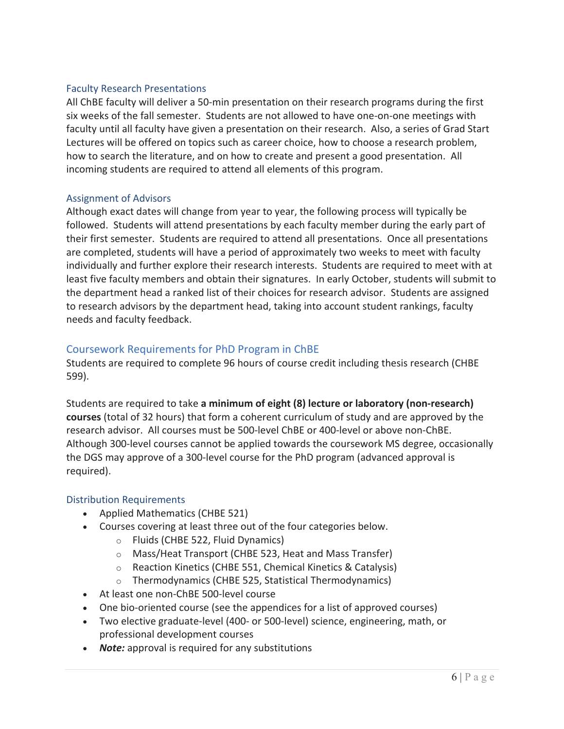### Faculty Research Presentations

All ChBE faculty will deliver a 50-min presentation on their research programs during the first six weeks of the fall semester. Students are not allowed to have one-on-one meetings with faculty until all faculty have given a presentation on their research. Also, a series of Grad Start Lectures will be offered on topics such as career choice, how to choose a research problem, how to search the literature, and on how to create and present a good presentation. All incoming students are required to attend all elements of this program.

### Assignment of Advisors

Although exact dates will change from year to year, the following process will typically be followed. Students will attend presentations by each faculty member during the early part of their first semester. Students are required to attend all presentations. Once all presentations are completed, students will have a period of approximately two weeks to meet with faculty individually and further explore their research interests. Students are required to meet with at least five faculty members and obtain their signatures. In early October, students will submit to the department head a ranked list of their choices for research advisor. Students are assigned to research advisors by the department head, taking into account student rankings, faculty needs and faculty feedback.

## Coursework Requirements for PhD Program in ChBE

Students are required to complete 96 hours of course credit including thesis research (CHBE 599).

Students are required to take **a minimum of eight (8) lecture or laboratory (non-research) courses** (total of 32 hours) that form a coherent curriculum of study and are approved by the research advisor. All courses must be 500-level ChBE or 400-level or above non-ChBE. Although 300-level courses cannot be applied towards the coursework MS degree, occasionally the DGS may approve of a 300-level course for the PhD program (advanced approval is required).

### Distribution Requirements

- Applied Mathematics (CHBE 521)
- Courses covering at least three out of the four categories below.
  - Fluids (CHBE 522, Fluid Dynamics)
  - Mass/Heat Transport (CHBE 523, Heat and Mass Transfer)
  - Reaction Kinetics (CHBE 551, Chemical Kinetics & Catalysis)
  - Thermodynamics (CHBE 525, Statistical Thermodynamics)
- At least one non-ChBE 500-level course
- One bio-oriented course (see the appendices for a list of approved courses)
- Two elective graduate-level (400- or 500-level) science, engineering, math, or professional development courses
- ***Note:*** approval is required for any substitutions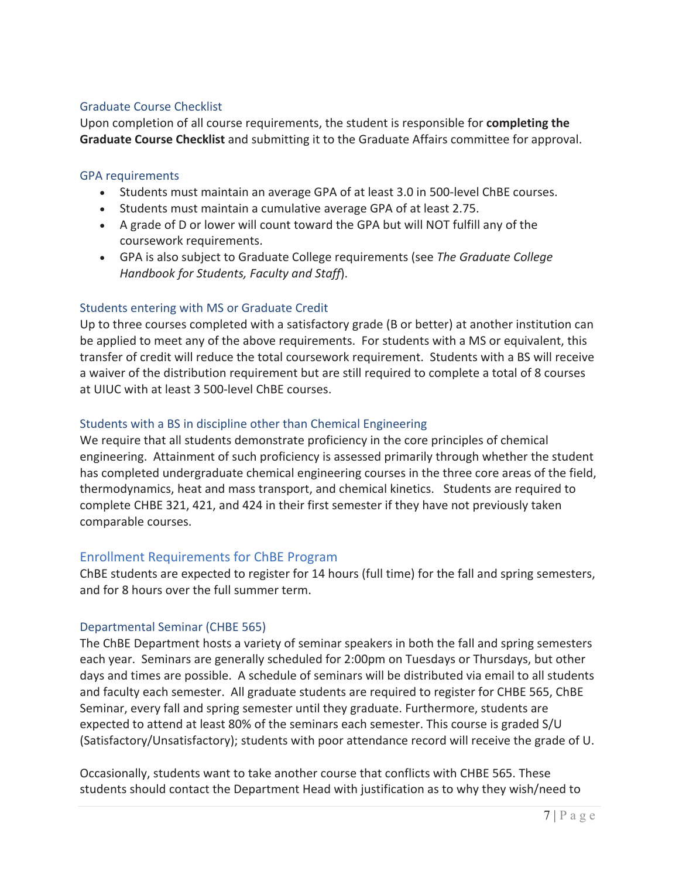### Graduate Course Checklist

Upon completion of all course requirements, the student is responsible for **completing the Graduate Course Checklist** and submitting it to the Graduate Affairs committee for approval.

### GPA requirements

- Students must maintain an average GPA of at least 3.0 in 500-level ChBE courses.
- Students must maintain a cumulative average GPA of at least 2.75.
- A grade of D or lower will count toward the GPA but will NOT fulfill any of the coursework requirements.
- GPA is also subject to Graduate College requirements (see *The Graduate College Handbook for Students, Faculty and Staff*).

### Students entering with MS or Graduate Credit

Up to three courses completed with a satisfactory grade (B or better) at another institution can be applied to meet any of the above requirements. For students with a MS or equivalent, this transfer of credit will reduce the total coursework requirement. Students with a BS will receive a waiver of the distribution requirement but are still required to complete a total of 8 courses at UIUC with at least 3 500-level ChBE courses.

### Students with a BS in discipline other than Chemical Engineering

We require that all students demonstrate proficiency in the core principles of chemical engineering. Attainment of such proficiency is assessed primarily through whether the student has completed undergraduate chemical engineering courses in the three core areas of the field, thermodynamics, heat and mass transport, and chemical kinetics. Students are required to complete CHBE 321, 421, and 424 in their first semester if they have not previously taken comparable courses.

## Enrollment Requirements for ChBE Program

ChBE students are expected to register for 14 hours (full time) for the fall and spring semesters, and for 8 hours over the full summer term.

### Departmental Seminar (CHBE 565)

The ChBE Department hosts a variety of seminar speakers in both the fall and spring semesters each year. Seminars are generally scheduled for 2:00pm on Tuesdays or Thursdays, but other days and times are possible. A schedule of seminars will be distributed via email to all students and faculty each semester. All graduate students are required to register for CHBE 565, ChBE Seminar, every fall and spring semester until they graduate. Furthermore, students are expected to attend at least 80% of the seminars each semester. This course is graded S/U (Satisfactory/Unsatisfactory); students with poor attendance record will receive the grade of U.

Occasionally, students want to take another course that conflicts with CHBE 565. These students should contact the Department Head with justification as to why they wish/need to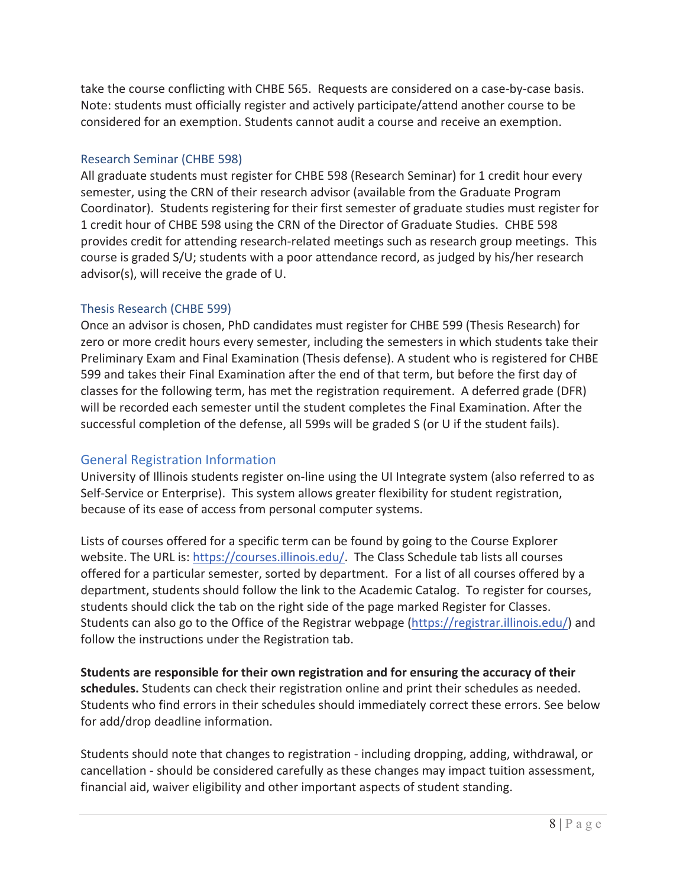take the course conflicting with CHBE 565. Requests are considered on a case-by-case basis. Note: students must officially register and actively participate/attend another course to be considered for an exemption. Students cannot audit a course and receive an exemption.

### Research Seminar (CHBE 598)

All graduate students must register for CHBE 598 (Research Seminar) for 1 credit hour every semester, using the CRN of their research advisor (available from the Graduate Program Coordinator). Students registering for their first semester of graduate studies must register for 1 credit hour of CHBE 598 using the CRN of the Director of Graduate Studies. CHBE 598 provides credit for attending research-related meetings such as research group meetings. This course is graded S/U; students with a poor attendance record, as judged by his/her research advisor(s), will receive the grade of U.

### Thesis Research (CHBE 599)

Once an advisor is chosen, PhD candidates must register for CHBE 599 (Thesis Research) for zero or more credit hours every semester, including the semesters in which students take their Preliminary Exam and Final Examination (Thesis defense). A student who is registered for CHBE 599 and takes their Final Examination after the end of that term, but before the first day of classes for the following term, has met the registration requirement. A deferred grade (DFR) will be recorded each semester until the student completes the Final Examination. After the successful completion of the defense, all 599s will be graded S (or U if the student fails).

## General Registration Information

University of Illinois students register on-line using the UI Integrate system (also referred to as Self-Service or Enterprise). This system allows greater flexibility for student registration, because of its ease of access from personal computer systems.

Lists of courses offered for a specific term can be found by going to the Course Explorer website. The URL is: https://courses.illinois.edu/. The Class Schedule tab lists all courses offered for a particular semester, sorted by department. For a list of all courses offered by a department, students should follow the link to the Academic Catalog. To register for courses, students should click the tab on the right side of the page marked Register for Classes. Students can also go to the Office of the Registrar webpage (https://registrar.illinois.edu/) and follow the instructions under the Registration tab.

**Students are responsible for their own registration and for ensuring the accuracy of their schedules.** Students can check their registration online and print their schedules as needed. Students who find errors in their schedules should immediately correct these errors. See below for add/drop deadline information.

Students should note that changes to registration - including dropping, adding, withdrawal, or cancellation - should be considered carefully as these changes may impact tuition assessment, financial aid, waiver eligibility and other important aspects of student standing.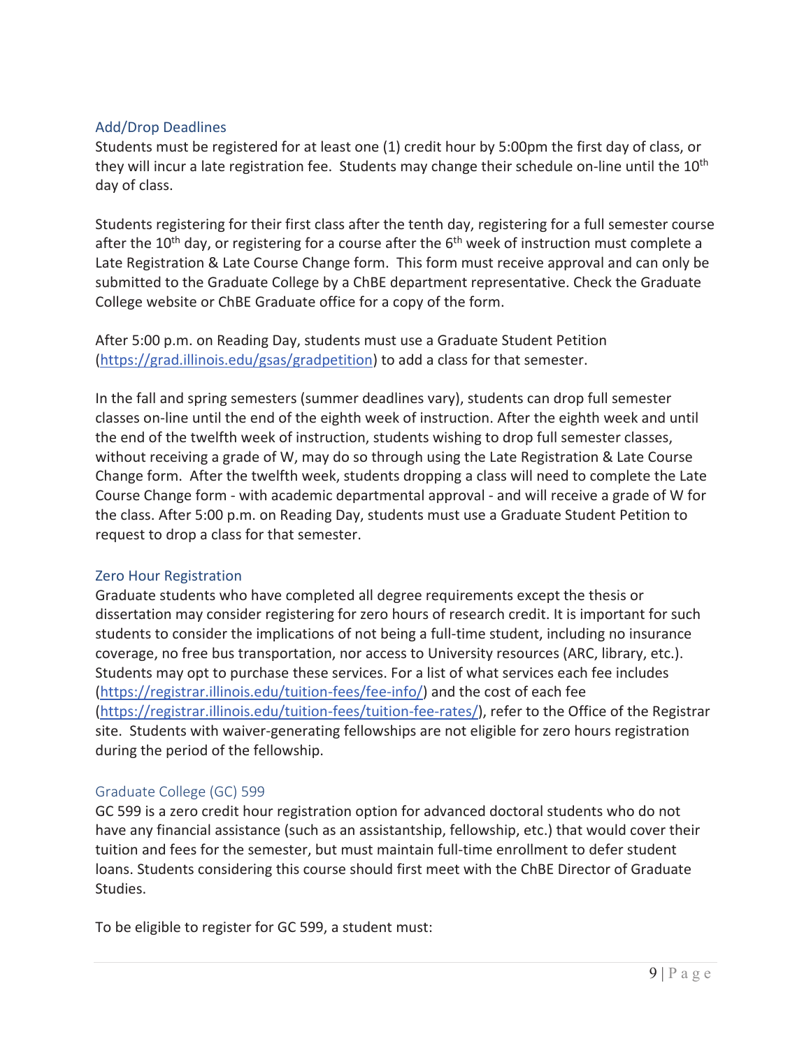## Add/Drop Deadlines

Students must be registered for at least one (1) credit hour by 5:00pm the first day of class, or they will incur a late registration fee. Students may change their schedule on-line until the 10th day of class.

Students registering for their first class after the tenth day, registering for a full semester course after the 10th day, or registering for a course after the 6th week of instruction must complete a Late Registration & Late Course Change form. This form must receive approval and can only be submitted to the Graduate College by a ChBE department representative. Check the Graduate College website or ChBE Graduate office for a copy of the form.

After 5:00 p.m. on Reading Day, students must use a Graduate Student Petition (https://grad.illinois.edu/gsas/gradpetition) to add a class for that semester.

In the fall and spring semesters (summer deadlines vary), students can drop full semester classes on-line until the end of the eighth week of instruction. After the eighth week and until the end of the twelfth week of instruction, students wishing to drop full semester classes, without receiving a grade of W, may do so through using the Late Registration & Late Course Change form. After the twelfth week, students dropping a class will need to complete the Late Course Change form - with academic departmental approval - and will receive a grade of W for the class. After 5:00 p.m. on Reading Day, students must use a Graduate Student Petition to request to drop a class for that semester.

## Zero Hour Registration

Graduate students who have completed all degree requirements except the thesis or dissertation may consider registering for zero hours of research credit. It is important for such students to consider the implications of not being a full-time student, including no insurance coverage, no free bus transportation, nor access to University resources (ARC, library, etc.). Students may opt to purchase these services. For a list of what services each fee includes (https://registrar.illinois.edu/tuition-fees/fee-info/) and the cost of each fee (https://registrar.illinois.edu/tuition-fees/tuition-fee-rates/), refer to the Office of the Registrar site. Students with waiver-generating fellowships are not eligible for zero hours registration during the period of the fellowship.

## Graduate College (GC) 599

GC 599 is a zero credit hour registration option for advanced doctoral students who do not have any financial assistance (such as an assistantship, fellowship, etc.) that would cover their tuition and fees for the semester, but must maintain full-time enrollment to defer student loans. Students considering this course should first meet with the ChBE Director of Graduate Studies.

To be eligible to register for GC 599, a student must: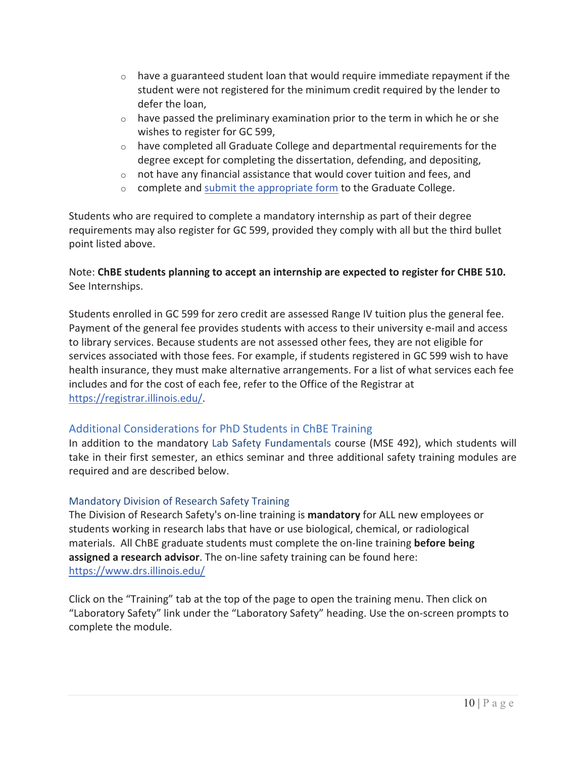- have a guaranteed student loan that would require immediate repayment if the student were not registered for the minimum credit required by the lender to defer the loan,
- have passed the preliminary examination prior to the term in which he or she wishes to register for GC 599,
- have completed all Graduate College and departmental requirements for the degree except for completing the dissertation, defending, and depositing,
- not have any financial assistance that would cover tuition and fees, and
- complete and [submit the appropriate form]() to the Graduate College.

Students who are required to complete a mandatory internship as part of their degree requirements may also register for GC 599, provided they comply with all but the third bullet point listed above.

Note: **ChBE students planning to accept an internship are expected to register for CHBE 510.** See Internships.

Students enrolled in GC 599 for zero credit are assessed Range IV tuition plus the general fee. Payment of the general fee provides students with access to their university e-mail and access to library services. Because students are not assessed other fees, they are not eligible for services associated with those fees. For example, if students registered in GC 599 wish to have health insurance, they must make alternative arrangements. For a list of what services each fee includes and for the cost of each fee, refer to the Office of the Registrar at https://registrar.illinois.edu/.

## Additional Considerations for PhD Students in ChBE Training

In addition to the mandatory Lab Safety Fundamentals course (MSE 492), which students will take in their first semester, an ethics seminar and three additional safety training modules are required and are described below.

### Mandatory Division of Research Safety Training

The Division of Research Safety's on-line training is **mandatory** for ALL new employees or students working in research labs that have or use biological, chemical, or radiological materials. All ChBE graduate students must complete the on-line training **before being assigned a research advisor**. The on-line safety training can be found here: https://www.drs.illinois.edu/

Click on the "Training" tab at the top of the page to open the training menu. Then click on "Laboratory Safety" link under the "Laboratory Safety" heading. Use the on-screen prompts to complete the module.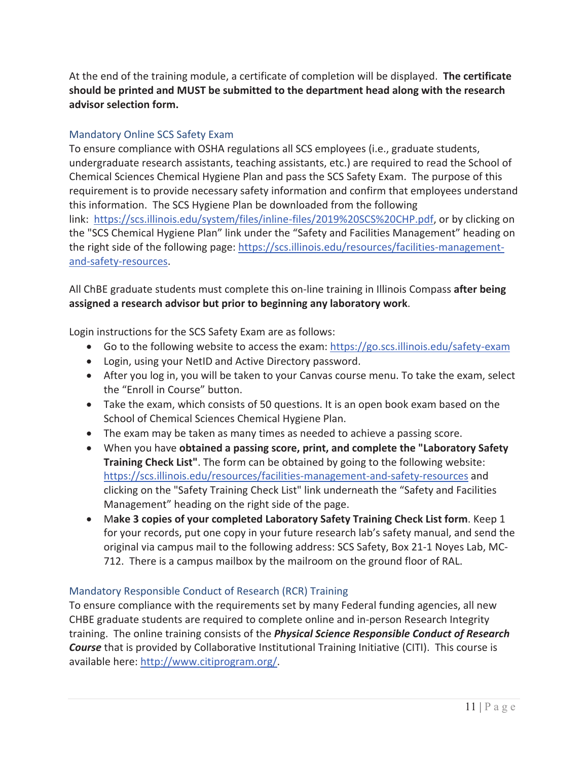At the end of the training module, a certificate of completion will be displayed. **The certificate should be printed and MUST be submitted to the department head along with the research advisor selection form.**

### Mandatory Online SCS Safety Exam

To ensure compliance with OSHA regulations all SCS employees (i.e., graduate students, undergraduate research assistants, teaching assistants, etc.) are required to read the School of Chemical Sciences Chemical Hygiene Plan and pass the SCS Safety Exam. The purpose of this requirement is to provide necessary safety information and confirm that employees understand this information. The SCS Hygiene Plan be downloaded from the following link: https://scs.illinois.edu/system/files/inline-files/2019%20SCS%20CHP.pdf, or by clicking on the "SCS Chemical Hygiene Plan" link under the "Safety and Facilities Management" heading on the right side of the following page: https://scs.illinois.edu/resources/facilities-management-and-safety-resources.

All ChBE graduate students must complete this on-line training in Illinois Compass **after being assigned a research advisor but prior to beginning any laboratory work**.

Login instructions for the SCS Safety Exam are as follows:

- Go to the following website to access the exam: https://go.scs.illinois.edu/safety-exam
- Login, using your NetID and Active Directory password.
- After you log in, you will be taken to your Canvas course menu. To take the exam, select the "Enroll in Course" button.
- Take the exam, which consists of 50 questions. It is an open book exam based on the School of Chemical Sciences Chemical Hygiene Plan.
- The exam may be taken as many times as needed to achieve a passing score.
- When you have **obtained a passing score, print, and complete the "Laboratory Safety Training Check List"**. The form can be obtained by going to the following website: https://scs.illinois.edu/resources/facilities-management-and-safety-resources and clicking on the "Safety Training Check List" link underneath the "Safety and Facilities Management" heading on the right side of the page.
- M**ake 3 copies of your completed Laboratory Safety Training Check List form**. Keep 1 for your records, put one copy in your future research lab's safety manual, and send the original via campus mail to the following address: SCS Safety, Box 21-1 Noyes Lab, MC-712. There is a campus mailbox by the mailroom on the ground floor of RAL.

### Mandatory Responsible Conduct of Research (RCR) Training

To ensure compliance with the requirements set by many Federal funding agencies, all new CHBE graduate students are required to complete online and in-person Research Integrity training. The online training consists of the ***Physical Science Responsible Conduct of Research Course*** that is provided by Collaborative Institutional Training Initiative (CITI). This course is available here: http://www.citiprogram.org/.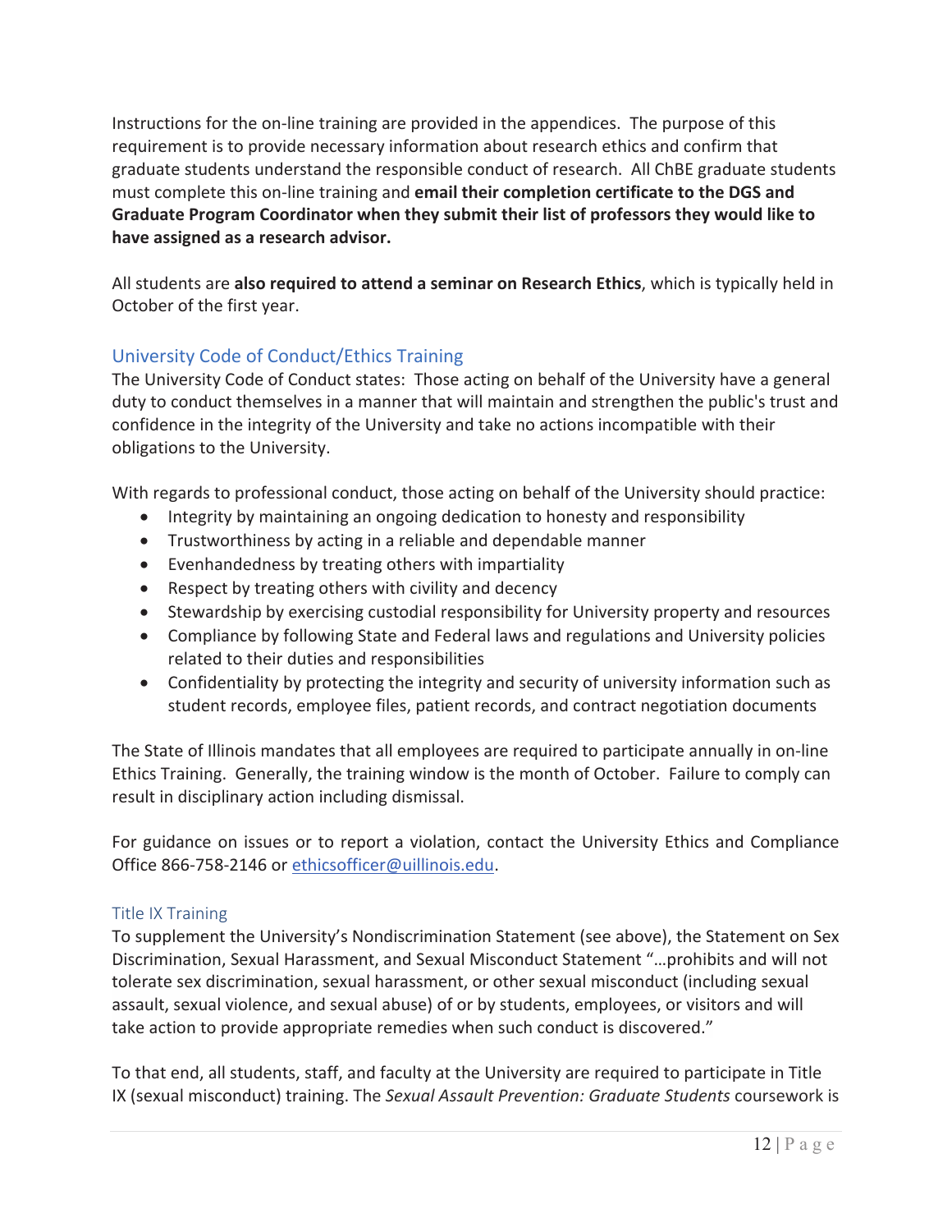Instructions for the on-line training are provided in the appendices. The purpose of this requirement is to provide necessary information about research ethics and confirm that graduate students understand the responsible conduct of research. All ChBE graduate students must complete this on-line training and **email their completion certificate to the DGS and Graduate Program Coordinator when they submit their list of professors they would like to have assigned as a research advisor.**

All students are **also required to attend a seminar on Research Ethics**, which is typically held in October of the first year.

## University Code of Conduct/Ethics Training

The University Code of Conduct states: Those acting on behalf of the University have a general duty to conduct themselves in a manner that will maintain and strengthen the public's trust and confidence in the integrity of the University and take no actions incompatible with their obligations to the University.

With regards to professional conduct, those acting on behalf of the University should practice:

- Integrity by maintaining an ongoing dedication to honesty and responsibility
- Trustworthiness by acting in a reliable and dependable manner
- Evenhandedness by treating others with impartiality
- Respect by treating others with civility and decency
- Stewardship by exercising custodial responsibility for University property and resources
- Compliance by following State and Federal laws and regulations and University policies related to their duties and responsibilities
- Confidentiality by protecting the integrity and security of university information such as student records, employee files, patient records, and contract negotiation documents

The State of Illinois mandates that all employees are required to participate annually in on-line Ethics Training. Generally, the training window is the month of October. Failure to comply can result in disciplinary action including dismissal.

For guidance on issues or to report a violation, contact the University Ethics and Compliance Office 866-758-2146 or ethicsofficer@uillinois.edu.

### Title IX Training

To supplement the University's Nondiscrimination Statement (see above), the Statement on Sex Discrimination, Sexual Harassment, and Sexual Misconduct Statement "…prohibits and will not tolerate sex discrimination, sexual harassment, or other sexual misconduct (including sexual assault, sexual violence, and sexual abuse) of or by students, employees, or visitors and will take action to provide appropriate remedies when such conduct is discovered."

To that end, all students, staff, and faculty at the University are required to participate in Title IX (sexual misconduct) training. The *Sexual Assault Prevention: Graduate Students* coursework is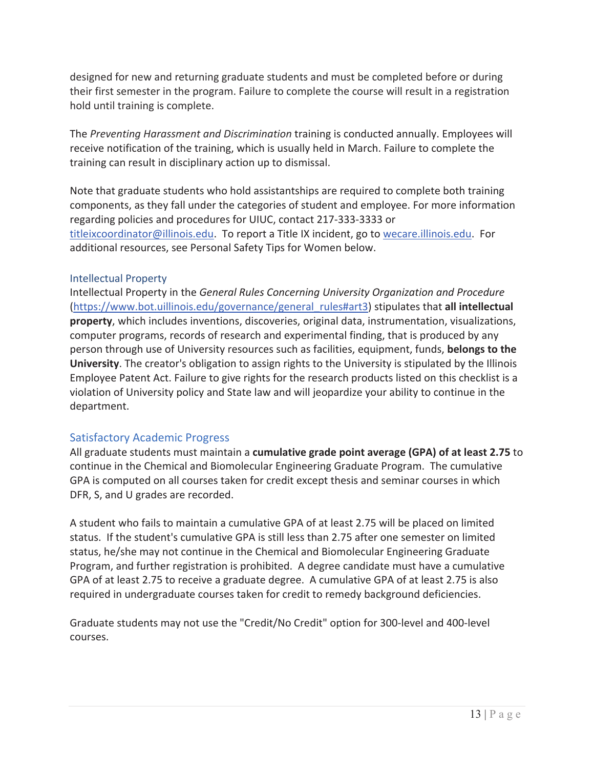designed for new and returning graduate students and must be completed before or during their first semester in the program. Failure to complete the course will result in a registration hold until training is complete.

The *Preventing Harassment and Discrimination* training is conducted annually. Employees will receive notification of the training, which is usually held in March. Failure to complete the training can result in disciplinary action up to dismissal.

Note that graduate students who hold assistantships are required to complete both training components, as they fall under the categories of student and employee. For more information regarding policies and procedures for UIUC, contact 217-333-3333 or titleixcoordinator@illinois.edu. To report a Title IX incident, go to wecare.illinois.edu. For additional resources, see Personal Safety Tips for Women below.

### Intellectual Property

Intellectual Property in the *General Rules Concerning University Organization and Procedure* (https://www.bot.uillinois.edu/governance/general_rules#art3) stipulates that **all intellectual property**, which includes inventions, discoveries, original data, instrumentation, visualizations, computer programs, records of research and experimental finding, that is produced by any person through use of University resources such as facilities, equipment, funds, **belongs to the University**. The creator's obligation to assign rights to the University is stipulated by the Illinois Employee Patent Act. Failure to give rights for the research products listed on this checklist is a violation of University policy and State law and will jeopardize your ability to continue in the department.

## Satisfactory Academic Progress

All graduate students must maintain a **cumulative grade point average (GPA) of at least 2.75** to continue in the Chemical and Biomolecular Engineering Graduate Program. The cumulative GPA is computed on all courses taken for credit except thesis and seminar courses in which DFR, S, and U grades are recorded.

A student who fails to maintain a cumulative GPA of at least 2.75 will be placed on limited status. If the student's cumulative GPA is still less than 2.75 after one semester on limited status, he/she may not continue in the Chemical and Biomolecular Engineering Graduate Program, and further registration is prohibited. A degree candidate must have a cumulative GPA of at least 2.75 to receive a graduate degree. A cumulative GPA of at least 2.75 is also required in undergraduate courses taken for credit to remedy background deficiencies.

Graduate students may not use the "Credit/No Credit" option for 300-level and 400-level courses.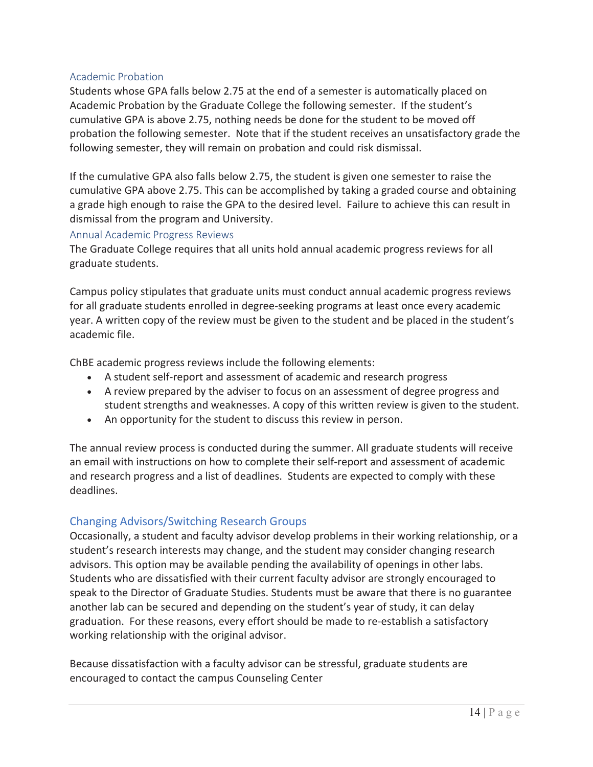### Academic Probation

Students whose GPA falls below 2.75 at the end of a semester is automatically placed on Academic Probation by the Graduate College the following semester. If the student's cumulative GPA is above 2.75, nothing needs be done for the student to be moved off probation the following semester. Note that if the student receives an unsatisfactory grade the following semester, they will remain on probation and could risk dismissal.

If the cumulative GPA also falls below 2.75, the student is given one semester to raise the cumulative GPA above 2.75. This can be accomplished by taking a graded course and obtaining a grade high enough to raise the GPA to the desired level. Failure to achieve this can result in dismissal from the program and University.

### Annual Academic Progress Reviews

The Graduate College requires that all units hold annual academic progress reviews for all graduate students.

Campus policy stipulates that graduate units must conduct annual academic progress reviews for all graduate students enrolled in degree-seeking programs at least once every academic year. A written copy of the review must be given to the student and be placed in the student's academic file.

ChBE academic progress reviews include the following elements:

- A student self-report and assessment of academic and research progress
- A review prepared by the adviser to focus on an assessment of degree progress and student strengths and weaknesses. A copy of this written review is given to the student.
- An opportunity for the student to discuss this review in person.

The annual review process is conducted during the summer. All graduate students will receive an email with instructions on how to complete their self-report and assessment of academic and research progress and a list of deadlines. Students are expected to comply with these deadlines.

## Changing Advisors/Switching Research Groups

Occasionally, a student and faculty advisor develop problems in their working relationship, or a student's research interests may change, and the student may consider changing research advisors. This option may be available pending the availability of openings in other labs. Students who are dissatisfied with their current faculty advisor are strongly encouraged to speak to the Director of Graduate Studies. Students must be aware that there is no guarantee another lab can be secured and depending on the student's year of study, it can delay graduation. For these reasons, every effort should be made to re-establish a satisfactory working relationship with the original advisor.

Because dissatisfaction with a faculty advisor can be stressful, graduate students are encouraged to contact the campus Counseling Center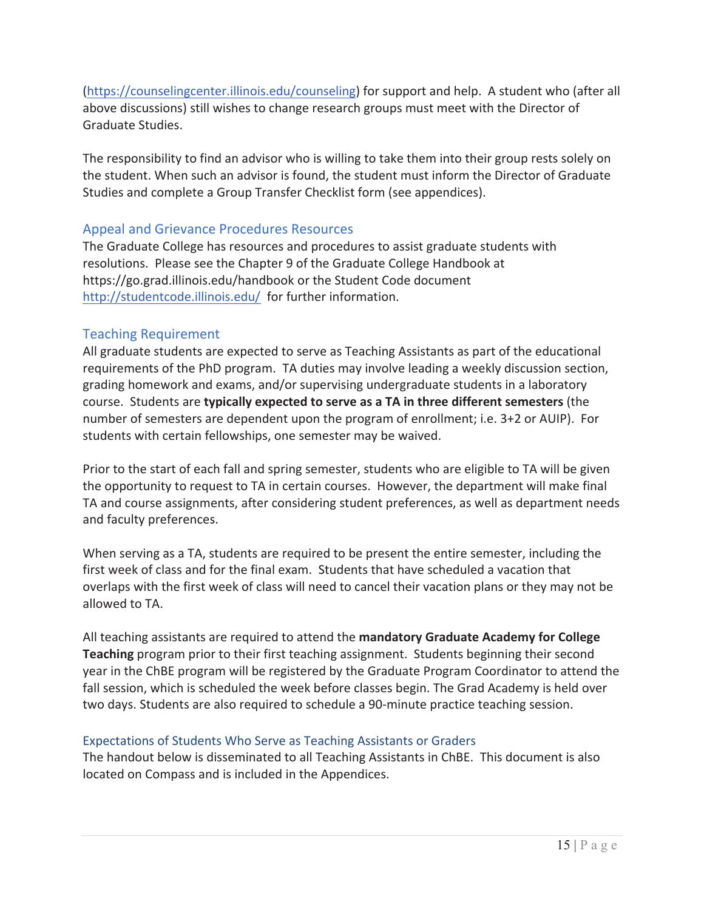(https://counselingcenter.illinois.edu/counseling) for support and help. A student who (after all above discussions) still wishes to change research groups must meet with the Director of Graduate Studies.

The responsibility to find an advisor who is willing to take them into their group rests solely on the student. When such an advisor is found, the student must inform the Director of Graduate Studies and complete a Group Transfer Checklist form (see appendices).

## Appeal and Grievance Procedures Resources

The Graduate College has resources and procedures to assist graduate students with resolutions. Please see the Chapter 9 of the Graduate College Handbook at https://go.grad.illinois.edu/handbook or the Student Code document http://studentcode.illinois.edu/ for further information.

## Teaching Requirement

All graduate students are expected to serve as Teaching Assistants as part of the educational requirements of the PhD program. TA duties may involve leading a weekly discussion section, grading homework and exams, and/or supervising undergraduate students in a laboratory course. Students are **typically expected to serve as a TA in three different semesters** (the number of semesters are dependent upon the program of enrollment; i.e. 3+2 or AUIP). For students with certain fellowships, one semester may be waived.

Prior to the start of each fall and spring semester, students who are eligible to TA will be given the opportunity to request to TA in certain courses. However, the department will make final TA and course assignments, after considering student preferences, as well as department needs and faculty preferences.

When serving as a TA, students are required to be present the entire semester, including the first week of class and for the final exam. Students that have scheduled a vacation that overlaps with the first week of class will need to cancel their vacation plans or they may not be allowed to TA.

All teaching assistants are required to attend the **mandatory Graduate Academy for College Teaching** program prior to their first teaching assignment. Students beginning their second year in the ChBE program will be registered by the Graduate Program Coordinator to attend the fall session, which is scheduled the week before classes begin. The Grad Academy is held over two days. Students are also required to schedule a 90-minute practice teaching session.

### Expectations of Students Who Serve as Teaching Assistants or Graders

The handout below is disseminated to all Teaching Assistants in ChBE. This document is also located on Compass and is included in the Appendices.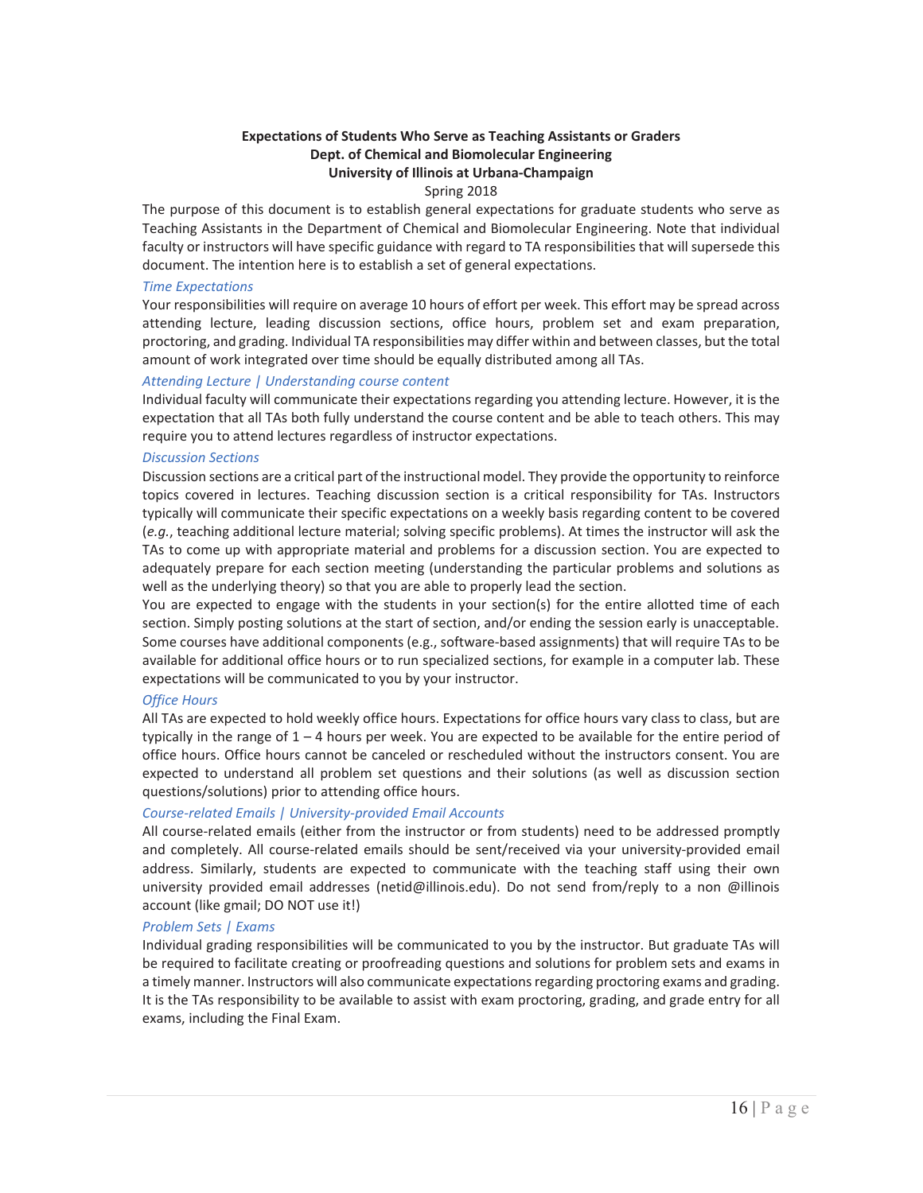**Expectations of Students Who Serve as Teaching Assistants or Graders**
**Dept. of Chemical and Biomolecular Engineering**
**University of Illinois at Urbana-Champaign**
Spring 2018

The purpose of this document is to establish general expectations for graduate students who serve as Teaching Assistants in the Department of Chemical and Biomolecular Engineering. Note that individual faculty or instructors will have specific guidance with regard to TA responsibilities that will supersede this document. The intention here is to establish a set of general expectations.

### *Time Expectations*

Your responsibilities will require on average 10 hours of effort per week. This effort may be spread across attending lecture, leading discussion sections, office hours, problem set and exam preparation, proctoring, and grading. Individual TA responsibilities may differ within and between classes, but the total amount of work integrated over time should be equally distributed among all TAs.

### *Attending Lecture | Understanding course content*

Individual faculty will communicate their expectations regarding you attending lecture. However, it is the expectation that all TAs both fully understand the course content and be able to teach others. This may require you to attend lectures regardless of instructor expectations.

### *Discussion Sections*

Discussion sections are a critical part of the instructional model. They provide the opportunity to reinforce topics covered in lectures. Teaching discussion section is a critical responsibility for TAs. Instructors typically will communicate their specific expectations on a weekly basis regarding content to be covered (*e.g.*, teaching additional lecture material; solving specific problems). At times the instructor will ask the TAs to come up with appropriate material and problems for a discussion section. You are expected to adequately prepare for each section meeting (understanding the particular problems and solutions as well as the underlying theory) so that you are able to properly lead the section.

You are expected to engage with the students in your section(s) for the entire allotted time of each section. Simply posting solutions at the start of section, and/or ending the session early is unacceptable. Some courses have additional components (e.g., software-based assignments) that will require TAs to be available for additional office hours or to run specialized sections, for example in a computer lab. These expectations will be communicated to you by your instructor.

### *Office Hours*

All TAs are expected to hold weekly office hours. Expectations for office hours vary class to class, but are typically in the range of 1 – 4 hours per week. You are expected to be available for the entire period of office hours. Office hours cannot be canceled or rescheduled without the instructors consent. You are expected to understand all problem set questions and their solutions (as well as discussion section questions/solutions) prior to attending office hours.

### *Course-related Emails | University-provided Email Accounts*

All course-related emails (either from the instructor or from students) need to be addressed promptly and completely. All course-related emails should be sent/received via your university-provided email address. Similarly, students are expected to communicate with the teaching staff using their own university provided email addresses (netid@illinois.edu). Do not send from/reply to a non @illinois account (like gmail; DO NOT use it!)

### *Problem Sets | Exams*

Individual grading responsibilities will be communicated to you by the instructor. But graduate TAs will be required to facilitate creating or proofreading questions and solutions for problem sets and exams in a timely manner. Instructors will also communicate expectations regarding proctoring exams and grading. It is the TAs responsibility to be available to assist with exam proctoring, grading, and grade entry for all exams, including the Final Exam.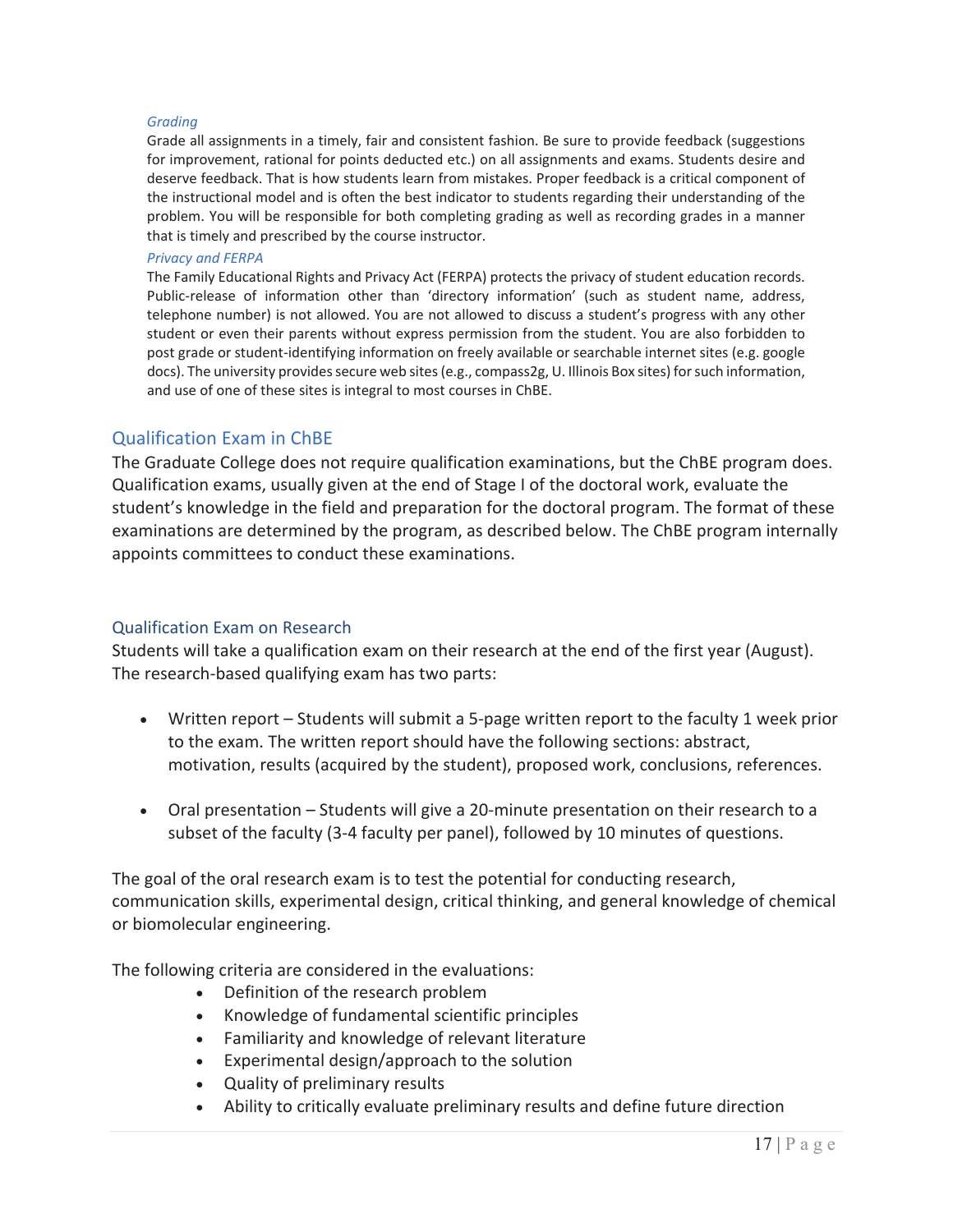*Grading*

Grade all assignments in a timely, fair and consistent fashion. Be sure to provide feedback (suggestions for improvement, rational for points deducted etc.) on all assignments and exams. Students desire and deserve feedback. That is how students learn from mistakes. Proper feedback is a critical component of the instructional model and is often the best indicator to students regarding their understanding of the problem. You will be responsible for both completing grading as well as recording grades in a manner that is timely and prescribed by the course instructor.

*Privacy and FERPA*

The Family Educational Rights and Privacy Act (FERPA) protects the privacy of student education records. Public-release of information other than 'directory information' (such as student name, address, telephone number) is not allowed. You are not allowed to discuss a student's progress with any other student or even their parents without express permission from the student. You are also forbidden to post grade or student-identifying information on freely available or searchable internet sites (e.g. google docs). The university provides secure web sites (e.g., compass2g, U. Illinois Box sites) for such information, and use of one of these sites is integral to most courses in ChBE.

## Qualification Exam in ChBE

The Graduate College does not require qualification examinations, but the ChBE program does. Qualification exams, usually given at the end of Stage I of the doctoral work, evaluate the student's knowledge in the field and preparation for the doctoral program. The format of these examinations are determined by the program, as described below. The ChBE program internally appoints committees to conduct these examinations.

### Qualification Exam on Research

Students will take a qualification exam on their research at the end of the first year (August). The research-based qualifying exam has two parts:

- Written report – Students will submit a 5-page written report to the faculty 1 week prior to the exam. The written report should have the following sections: abstract, motivation, results (acquired by the student), proposed work, conclusions, references.
- Oral presentation – Students will give a 20-minute presentation on their research to a subset of the faculty (3-4 faculty per panel), followed by 10 minutes of questions.

The goal of the oral research exam is to test the potential for conducting research, communication skills, experimental design, critical thinking, and general knowledge of chemical or biomolecular engineering.

The following criteria are considered in the evaluations:

- Definition of the research problem
- Knowledge of fundamental scientific principles
- Familiarity and knowledge of relevant literature
- Experimental design/approach to the solution
- Quality of preliminary results
- Ability to critically evaluate preliminary results and define future direction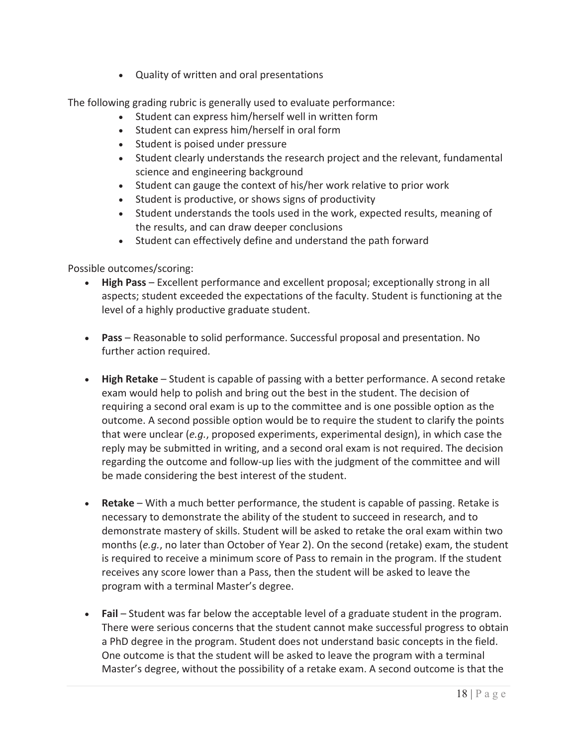- Quality of written and oral presentations

The following grading rubric is generally used to evaluate performance:

- Student can express him/herself well in written form
- Student can express him/herself in oral form
- Student is poised under pressure
- Student clearly understands the research project and the relevant, fundamental science and engineering background
- Student can gauge the context of his/her work relative to prior work
- Student is productive, or shows signs of productivity
- Student understands the tools used in the work, expected results, meaning of the results, and can draw deeper conclusions
- Student can effectively define and understand the path forward

Possible outcomes/scoring:

- **High Pass** – Excellent performance and excellent proposal; exceptionally strong in all aspects; student exceeded the expectations of the faculty. Student is functioning at the level of a highly productive graduate student.

- **Pass** – Reasonable to solid performance. Successful proposal and presentation. No further action required.

- **High Retake** – Student is capable of passing with a better performance. A second retake exam would help to polish and bring out the best in the student. The decision of requiring a second oral exam is up to the committee and is one possible option as the outcome. A second possible option would be to require the student to clarify the points that were unclear (*e.g.*, proposed experiments, experimental design), in which case the reply may be submitted in writing, and a second oral exam is not required. The decision regarding the outcome and follow-up lies with the judgment of the committee and will be made considering the best interest of the student.

- **Retake** – With a much better performance, the student is capable of passing. Retake is necessary to demonstrate the ability of the student to succeed in research, and to demonstrate mastery of skills. Student will be asked to retake the oral exam within two months (*e.g.*, no later than October of Year 2). On the second (retake) exam, the student is required to receive a minimum score of Pass to remain in the program. If the student receives any score lower than a Pass, then the student will be asked to leave the program with a terminal Master's degree.

- **Fail** – Student was far below the acceptable level of a graduate student in the program. There were serious concerns that the student cannot make successful progress to obtain a PhD degree in the program. Student does not understand basic concepts in the field. One outcome is that the student will be asked to leave the program with a terminal Master's degree, without the possibility of a retake exam. A second outcome is that the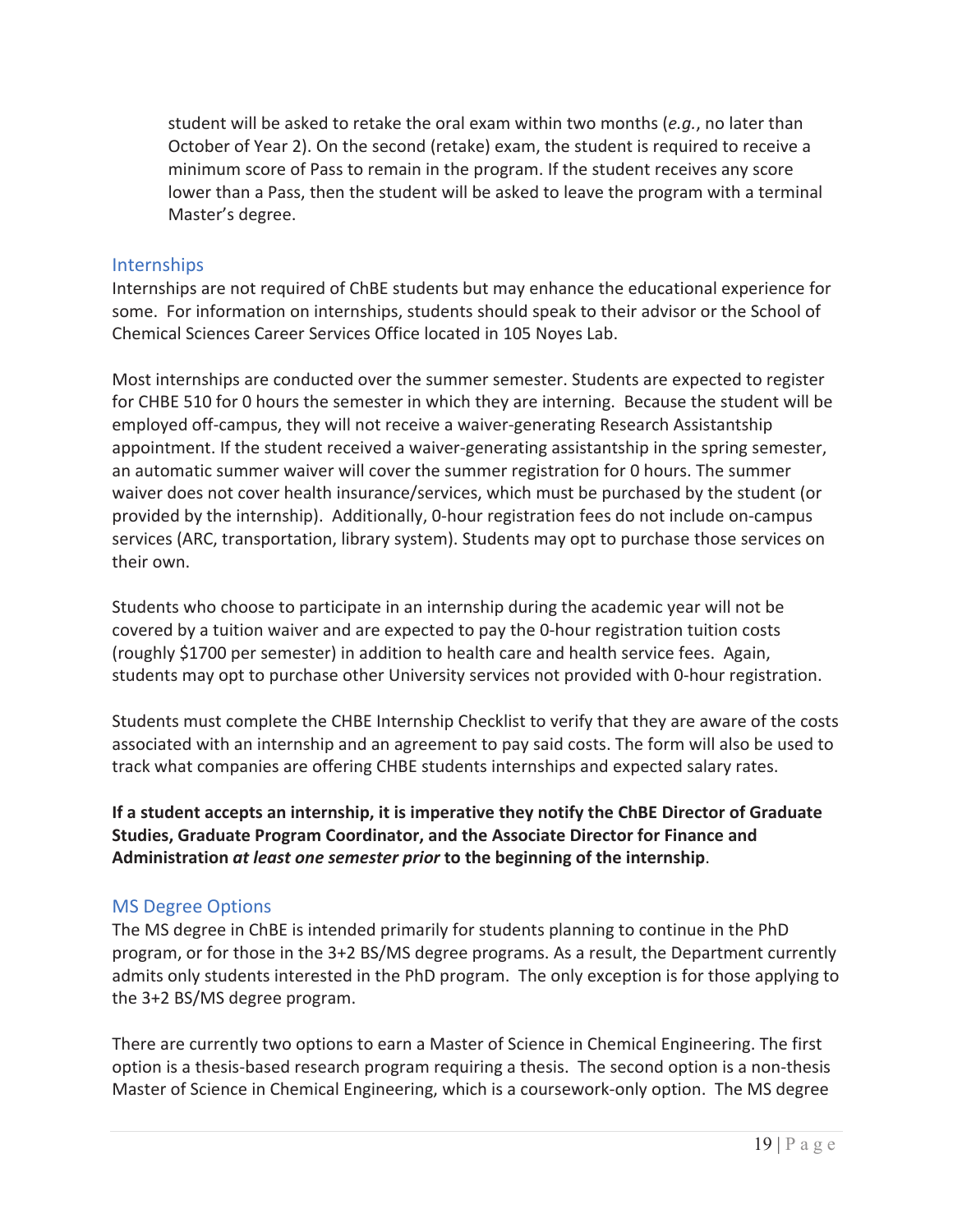student will be asked to retake the oral exam within two months (*e.g.*, no later than October of Year 2). On the second (retake) exam, the student is required to receive a minimum score of Pass to remain in the program. If the student receives any score lower than a Pass, then the student will be asked to leave the program with a terminal Master's degree.

## Internships

Internships are not required of ChBE students but may enhance the educational experience for some. For information on internships, students should speak to their advisor or the School of Chemical Sciences Career Services Office located in 105 Noyes Lab.

Most internships are conducted over the summer semester. Students are expected to register for CHBE 510 for 0 hours the semester in which they are interning. Because the student will be employed off-campus, they will not receive a waiver-generating Research Assistantship appointment. If the student received a waiver-generating assistantship in the spring semester, an automatic summer waiver will cover the summer registration for 0 hours. The summer waiver does not cover health insurance/services, which must be purchased by the student (or provided by the internship). Additionally, 0-hour registration fees do not include on-campus services (ARC, transportation, library system). Students may opt to purchase those services on their own.

Students who choose to participate in an internship during the academic year will not be covered by a tuition waiver and are expected to pay the 0-hour registration tuition costs (roughly $1700 per semester) in addition to health care and health service fees. Again, students may opt to purchase other University services not provided with 0-hour registration.

Students must complete the CHBE Internship Checklist to verify that they are aware of the costs associated with an internship and an agreement to pay said costs. The form will also be used to track what companies are offering CHBE students internships and expected salary rates.

**If a student accepts an internship, it is imperative they notify the ChBE Director of Graduate Studies, Graduate Program Coordinator, and the Associate Director for Finance and Administration *at least one semester prior* to the beginning of the internship.**

## MS Degree Options

The MS degree in ChBE is intended primarily for students planning to continue in the PhD program, or for those in the 3+2 BS/MS degree programs. As a result, the Department currently admits only students interested in the PhD program. The only exception is for those applying to the 3+2 BS/MS degree program.

There are currently two options to earn a Master of Science in Chemical Engineering. The first option is a thesis-based research program requiring a thesis. The second option is a non-thesis Master of Science in Chemical Engineering, which is a coursework-only option. The MS degree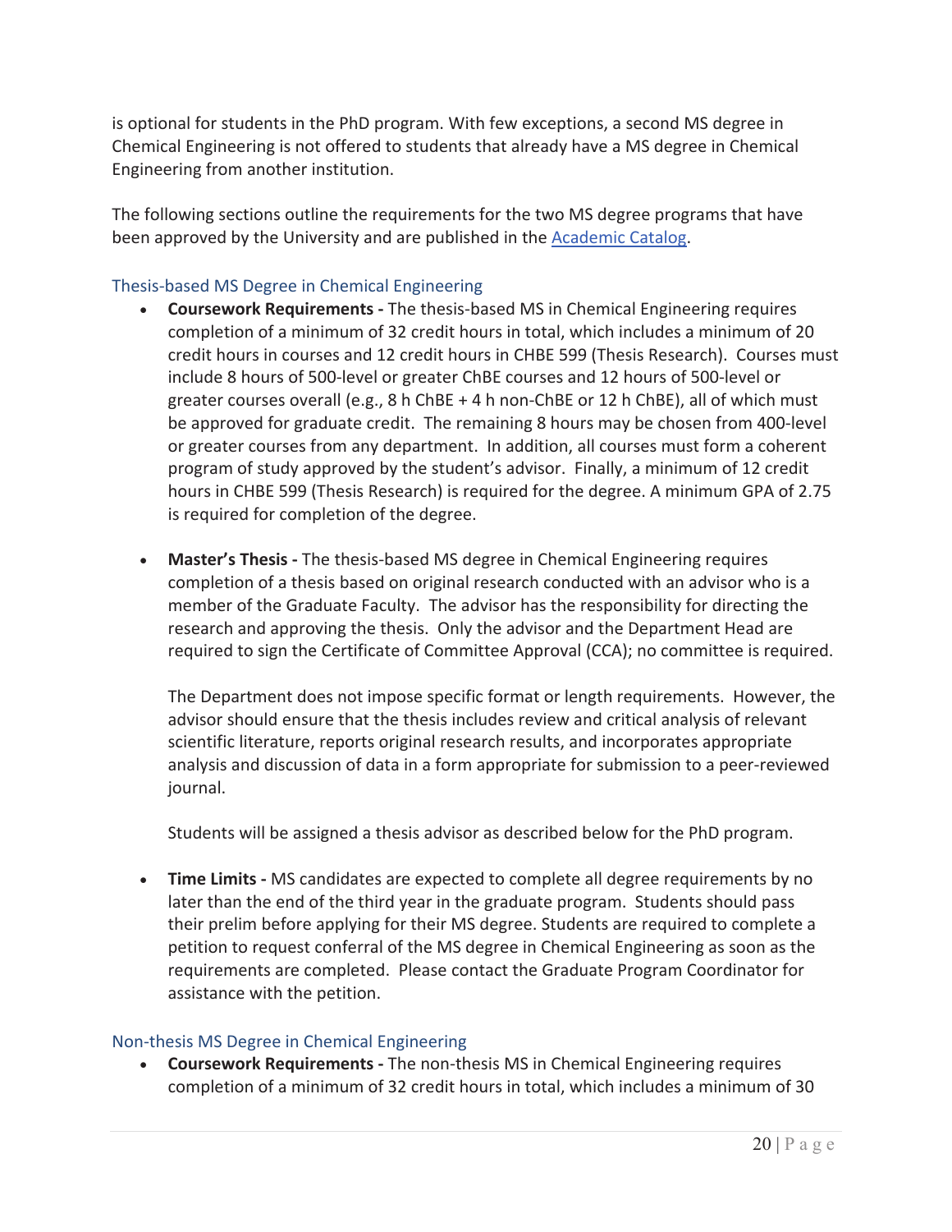is optional for students in the PhD program. With few exceptions, a second MS degree in Chemical Engineering is not offered to students that already have a MS degree in Chemical Engineering from another institution.

The following sections outline the requirements for the two MS degree programs that have been approved by the University and are published in the [Academic Catalog](#).

### Thesis-based MS Degree in Chemical Engineering

- **Coursework Requirements -** The thesis-based MS in Chemical Engineering requires completion of a minimum of 32 credit hours in total, which includes a minimum of 20 credit hours in courses and 12 credit hours in CHBE 599 (Thesis Research). Courses must include 8 hours of 500-level or greater ChBE courses and 12 hours of 500-level or greater courses overall (e.g., 8 h ChBE + 4 h non-ChBE or 12 h ChBE), all of which must be approved for graduate credit. The remaining 8 hours may be chosen from 400-level or greater courses from any department. In addition, all courses must form a coherent program of study approved by the student's advisor. Finally, a minimum of 12 credit hours in CHBE 599 (Thesis Research) is required for the degree. A minimum GPA of 2.75 is required for completion of the degree.

- **Master's Thesis -** The thesis-based MS degree in Chemical Engineering requires completion of a thesis based on original research conducted with an advisor who is a member of the Graduate Faculty. The advisor has the responsibility for directing the research and approving the thesis. Only the advisor and the Department Head are required to sign the Certificate of Committee Approval (CCA); no committee is required.

  The Department does not impose specific format or length requirements. However, the advisor should ensure that the thesis includes review and critical analysis of relevant scientific literature, reports original research results, and incorporates appropriate analysis and discussion of data in a form appropriate for submission to a peer-reviewed journal.

  Students will be assigned a thesis advisor as described below for the PhD program.

- **Time Limits -** MS candidates are expected to complete all degree requirements by no later than the end of the third year in the graduate program. Students should pass their prelim before applying for their MS degree. Students are required to complete a petition to request conferral of the MS degree in Chemical Engineering as soon as the requirements are completed. Please contact the Graduate Program Coordinator for assistance with the petition.

### Non-thesis MS Degree in Chemical Engineering

- **Coursework Requirements -** The non-thesis MS in Chemical Engineering requires completion of a minimum of 32 credit hours in total, which includes a minimum of 30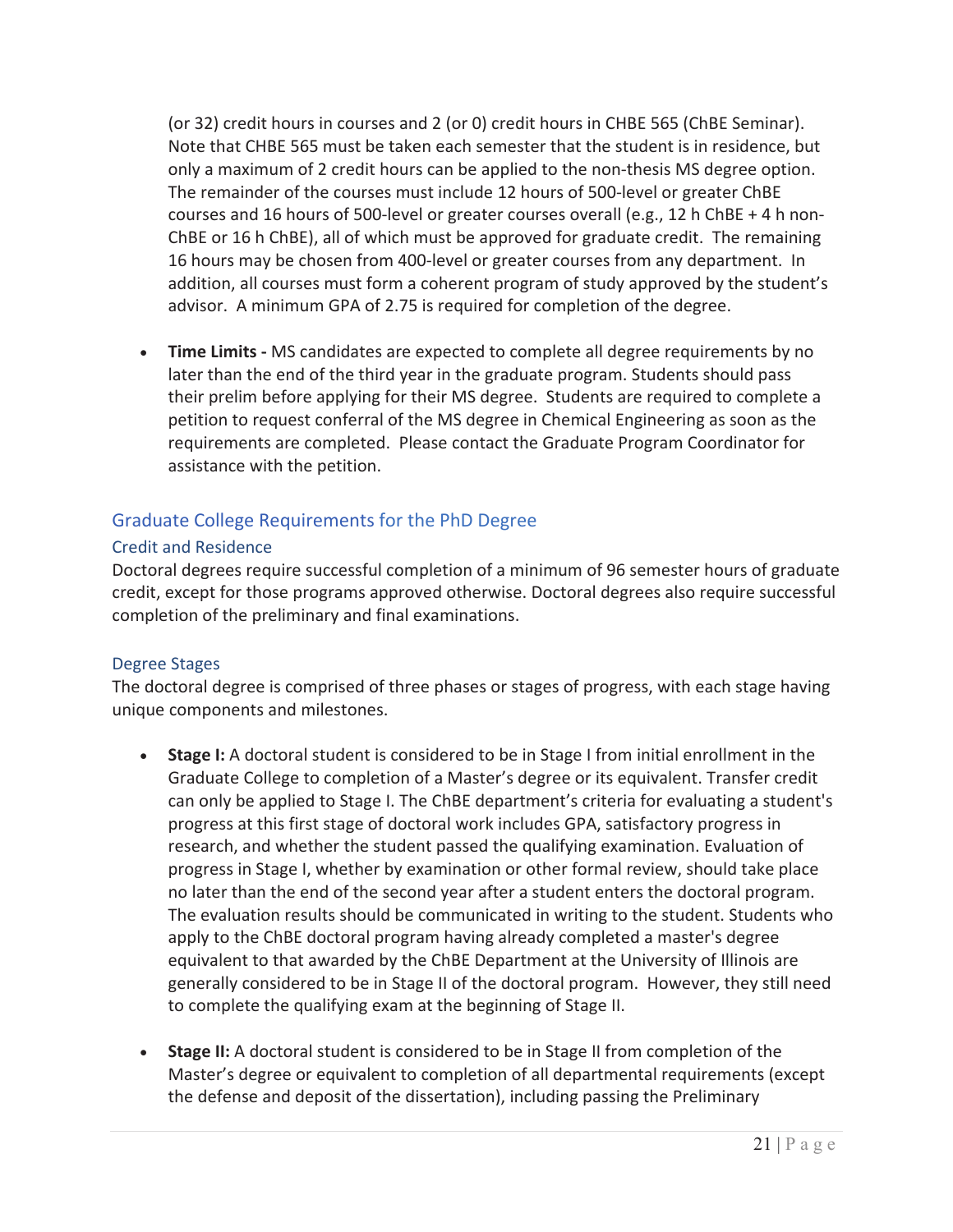(or 32) credit hours in courses and 2 (or 0) credit hours in CHBE 565 (ChBE Seminar). Note that CHBE 565 must be taken each semester that the student is in residence, but only a maximum of 2 credit hours can be applied to the non-thesis MS degree option. The remainder of the courses must include 12 hours of 500-level or greater ChBE courses and 16 hours of 500-level or greater courses overall (e.g., 12 h ChBE + 4 h non-ChBE or 16 h ChBE), all of which must be approved for graduate credit. The remaining 16 hours may be chosen from 400-level or greater courses from any department. In addition, all courses must form a coherent program of study approved by the student's advisor. A minimum GPA of 2.75 is required for completion of the degree.

- **Time Limits -** MS candidates are expected to complete all degree requirements by no later than the end of the third year in the graduate program. Students should pass their prelim before applying for their MS degree. Students are required to complete a petition to request conferral of the MS degree in Chemical Engineering as soon as the requirements are completed. Please contact the Graduate Program Coordinator for assistance with the petition.

## Graduate College Requirements for the PhD Degree

### Credit and Residence

Doctoral degrees require successful completion of a minimum of 96 semester hours of graduate credit, except for those programs approved otherwise. Doctoral degrees also require successful completion of the preliminary and final examinations.

### Degree Stages

The doctoral degree is comprised of three phases or stages of progress, with each stage having unique components and milestones.

- **Stage I:** A doctoral student is considered to be in Stage I from initial enrollment in the Graduate College to completion of a Master's degree or its equivalent. Transfer credit can only be applied to Stage I. The ChBE department's criteria for evaluating a student's progress at this first stage of doctoral work includes GPA, satisfactory progress in research, and whether the student passed the qualifying examination. Evaluation of progress in Stage I, whether by examination or other formal review, should take place no later than the end of the second year after a student enters the doctoral program. The evaluation results should be communicated in writing to the student. Students who apply to the ChBE doctoral program having already completed a master's degree equivalent to that awarded by the ChBE Department at the University of Illinois are generally considered to be in Stage II of the doctoral program. However, they still need to complete the qualifying exam at the beginning of Stage II.

- **Stage II:** A doctoral student is considered to be in Stage II from completion of the Master's degree or equivalent to completion of all departmental requirements (except the defense and deposit of the dissertation), including passing the Preliminary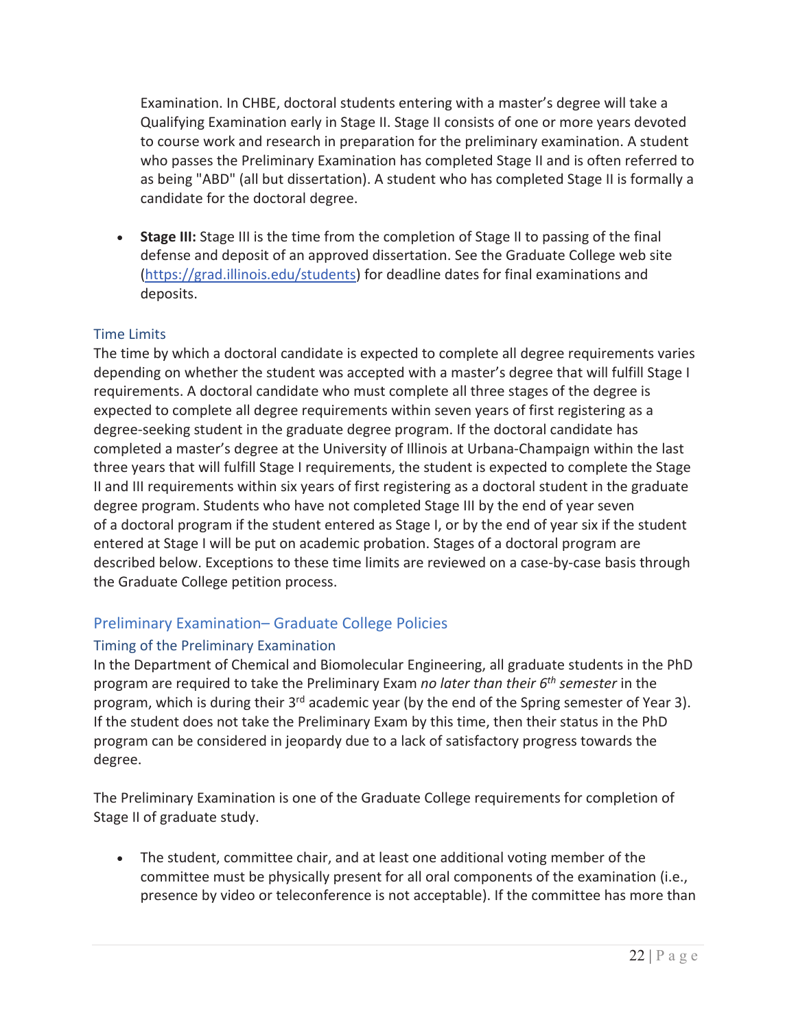Examination. In CHBE, doctoral students entering with a master's degree will take a Qualifying Examination early in Stage II. Stage II consists of one or more years devoted to course work and research in preparation for the preliminary examination. A student who passes the Preliminary Examination has completed Stage II and is often referred to as being "ABD" (all but dissertation). A student who has completed Stage II is formally a candidate for the doctoral degree.

- **Stage III:** Stage III is the time from the completion of Stage II to passing of the final defense and deposit of an approved dissertation. See the Graduate College web site (https://grad.illinois.edu/students) for deadline dates for final examinations and deposits.

### Time Limits

The time by which a doctoral candidate is expected to complete all degree requirements varies depending on whether the student was accepted with a master's degree that will fulfill Stage I requirements. A doctoral candidate who must complete all three stages of the degree is expected to complete all degree requirements within seven years of first registering as a degree-seeking student in the graduate degree program. If the doctoral candidate has completed a master's degree at the University of Illinois at Urbana-Champaign within the last three years that will fulfill Stage I requirements, the student is expected to complete the Stage II and III requirements within six years of first registering as a doctoral student in the graduate degree program. Students who have not completed Stage III by the end of year seven of a doctoral program if the student entered as Stage I, or by the end of year six if the student entered at Stage I will be put on academic probation. Stages of a doctoral program are described below. Exceptions to these time limits are reviewed on a case-by-case basis through the Graduate College petition process.

## Preliminary Examination– Graduate College Policies

### Timing of the Preliminary Examination

In the Department of Chemical and Biomolecular Engineering, all graduate students in the PhD program are required to take the Preliminary Exam *no later than their 6th semester* in the program, which is during their 3rd academic year (by the end of the Spring semester of Year 3). If the student does not take the Preliminary Exam by this time, then their status in the PhD program can be considered in jeopardy due to a lack of satisfactory progress towards the degree.

The Preliminary Examination is one of the Graduate College requirements for completion of Stage II of graduate study.

- The student, committee chair, and at least one additional voting member of the committee must be physically present for all oral components of the examination (i.e., presence by video or teleconference is not acceptable). If the committee has more than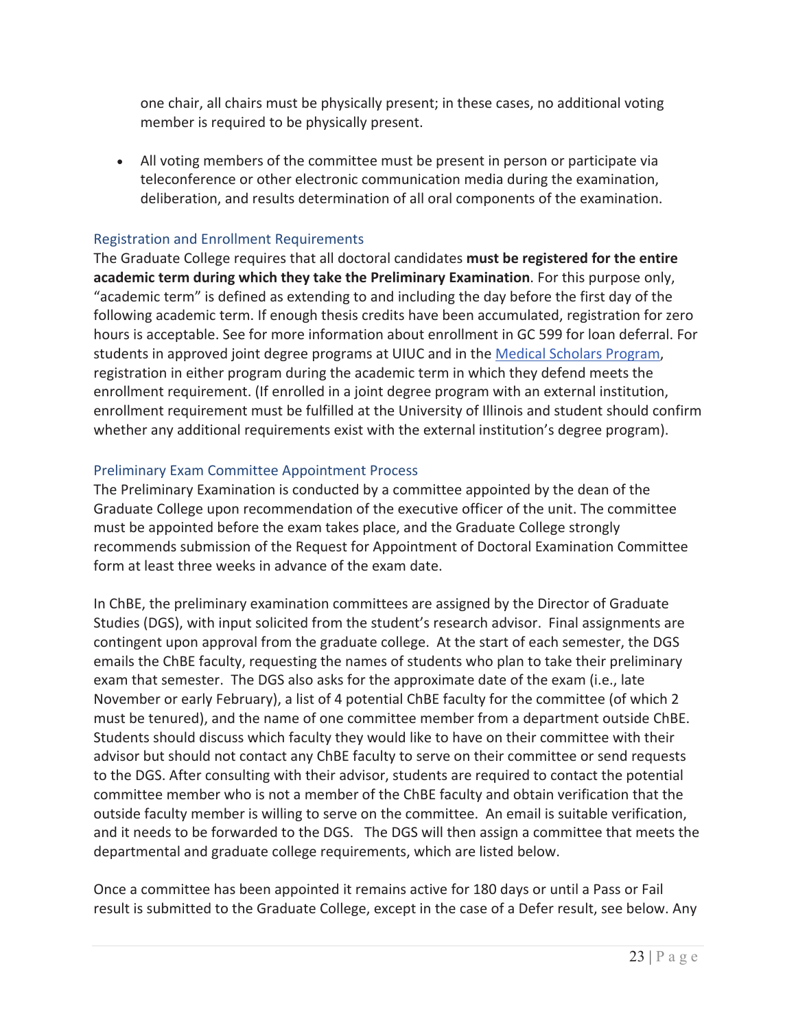one chair, all chairs must be physically present; in these cases, no additional voting member is required to be physically present.

- All voting members of the committee must be present in person or participate via teleconference or other electronic communication media during the examination, deliberation, and results determination of all oral components of the examination.

### Registration and Enrollment Requirements

The Graduate College requires that all doctoral candidates **must be registered for the entire academic term during which they take the Preliminary Examination**. For this purpose only, "academic term" is defined as extending to and including the day before the first day of the following academic term. If enough thesis credits have been accumulated, registration for zero hours is acceptable. See for more information about enrollment in GC 599 for loan deferral. For students in approved joint degree programs at UIUC and in the Medical Scholars Program, registration in either program during the academic term in which they defend meets the enrollment requirement. (If enrolled in a joint degree program with an external institution, enrollment requirement must be fulfilled at the University of Illinois and student should confirm whether any additional requirements exist with the external institution's degree program).

### Preliminary Exam Committee Appointment Process

The Preliminary Examination is conducted by a committee appointed by the dean of the Graduate College upon recommendation of the executive officer of the unit. The committee must be appointed before the exam takes place, and the Graduate College strongly recommends submission of the Request for Appointment of Doctoral Examination Committee form at least three weeks in advance of the exam date.

In ChBE, the preliminary examination committees are assigned by the Director of Graduate Studies (DGS), with input solicited from the student's research advisor. Final assignments are contingent upon approval from the graduate college. At the start of each semester, the DGS emails the ChBE faculty, requesting the names of students who plan to take their preliminary exam that semester. The DGS also asks for the approximate date of the exam (i.e., late November or early February), a list of 4 potential ChBE faculty for the committee (of which 2 must be tenured), and the name of one committee member from a department outside ChBE. Students should discuss which faculty they would like to have on their committee with their advisor but should not contact any ChBE faculty to serve on their committee or send requests to the DGS. After consulting with their advisor, students are required to contact the potential committee member who is not a member of the ChBE faculty and obtain verification that the outside faculty member is willing to serve on the committee. An email is suitable verification, and it needs to be forwarded to the DGS. The DGS will then assign a committee that meets the departmental and graduate college requirements, which are listed below.

Once a committee has been appointed it remains active for 180 days or until a Pass or Fail result is submitted to the Graduate College, except in the case of a Defer result, see below. Any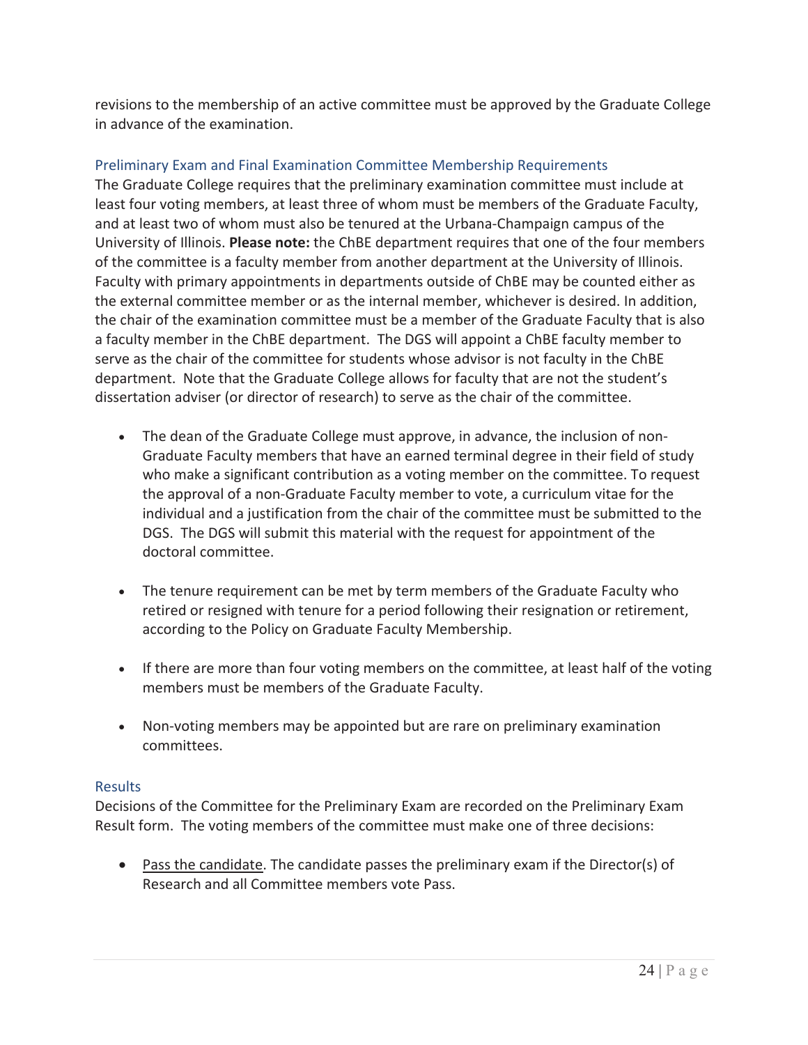revisions to the membership of an active committee must be approved by the Graduate College in advance of the examination.

### Preliminary Exam and Final Examination Committee Membership Requirements

The Graduate College requires that the preliminary examination committee must include at least four voting members, at least three of whom must be members of the Graduate Faculty, and at least two of whom must also be tenured at the Urbana-Champaign campus of the University of Illinois. **Please note:** the ChBE department requires that one of the four members of the committee is a faculty member from another department at the University of Illinois. Faculty with primary appointments in departments outside of ChBE may be counted either as the external committee member or as the internal member, whichever is desired. In addition, the chair of the examination committee must be a member of the Graduate Faculty that is also a faculty member in the ChBE department. The DGS will appoint a ChBE faculty member to serve as the chair of the committee for students whose advisor is not faculty in the ChBE department. Note that the Graduate College allows for faculty that are not the student's dissertation adviser (or director of research) to serve as the chair of the committee.

- The dean of the Graduate College must approve, in advance, the inclusion of non-Graduate Faculty members that have an earned terminal degree in their field of study who make a significant contribution as a voting member on the committee. To request the approval of a non-Graduate Faculty member to vote, a curriculum vitae for the individual and a justification from the chair of the committee must be submitted to the DGS. The DGS will submit this material with the request for appointment of the doctoral committee.

- The tenure requirement can be met by term members of the Graduate Faculty who retired or resigned with tenure for a period following their resignation or retirement, according to the Policy on Graduate Faculty Membership.

- If there are more than four voting members on the committee, at least half of the voting members must be members of the Graduate Faculty.

- Non-voting members may be appointed but are rare on preliminary examination committees.

### Results

Decisions of the Committee for the Preliminary Exam are recorded on the Preliminary Exam Result form. The voting members of the committee must make one of three decisions:

- <u>Pass the candidate</u>. The candidate passes the preliminary exam if the Director(s) of Research and all Committee members vote Pass.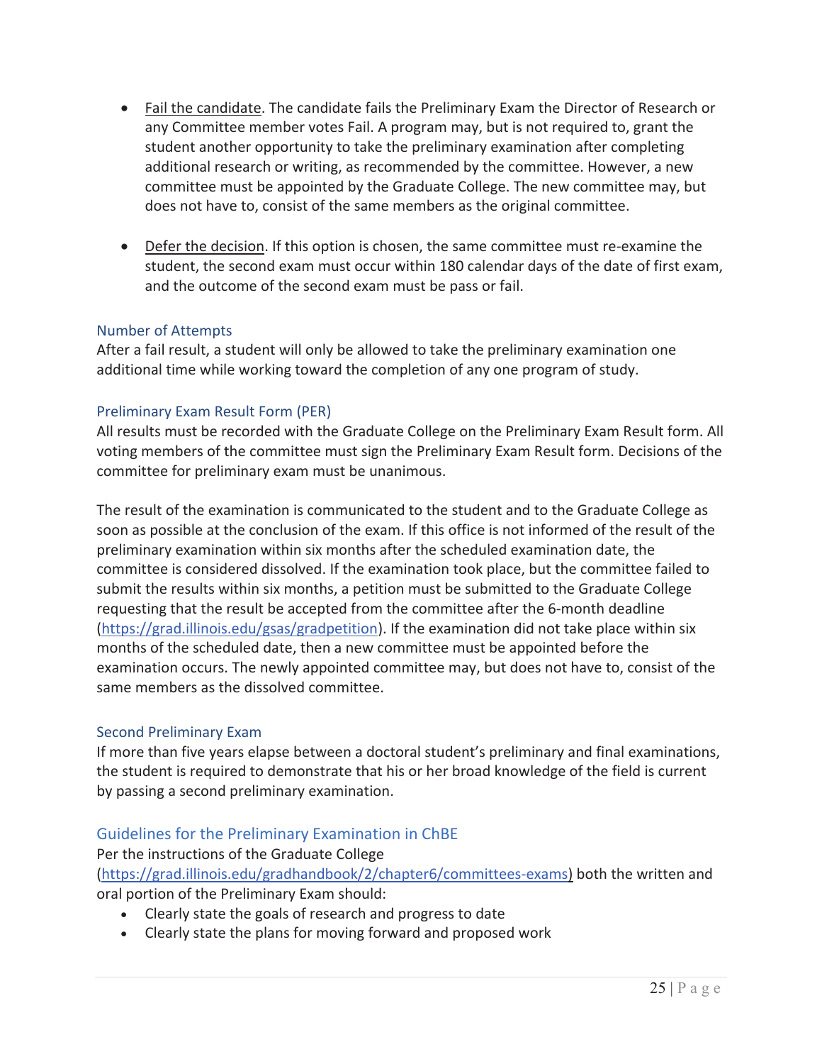- Fail the candidate. The candidate fails the Preliminary Exam the Director of Research or any Committee member votes Fail. A program may, but is not required to, grant the student another opportunity to take the preliminary examination after completing additional research or writing, as recommended by the committee. However, a new committee must be appointed by the Graduate College. The new committee may, but does not have to, consist of the same members as the original committee.

- Defer the decision. If this option is chosen, the same committee must re-examine the student, the second exam must occur within 180 calendar days of the date of first exam, and the outcome of the second exam must be pass or fail.

### Number of Attempts

After a fail result, a student will only be allowed to take the preliminary examination one additional time while working toward the completion of any one program of study.

### Preliminary Exam Result Form (PER)

All results must be recorded with the Graduate College on the Preliminary Exam Result form. All voting members of the committee must sign the Preliminary Exam Result form. Decisions of the committee for preliminary exam must be unanimous.

The result of the examination is communicated to the student and to the Graduate College as soon as possible at the conclusion of the exam. If this office is not informed of the result of the preliminary examination within six months after the scheduled examination date, the committee is considered dissolved. If the examination took place, but the committee failed to submit the results within six months, a petition must be submitted to the Graduate College requesting that the result be accepted from the committee after the 6-month deadline (https://grad.illinois.edu/gsas/gradpetition). If the examination did not take place within six months of the scheduled date, then a new committee must be appointed before the examination occurs. The newly appointed committee may, but does not have to, consist of the same members as the dissolved committee.

### Second Preliminary Exam

If more than five years elapse between a doctoral student's preliminary and final examinations, the student is required to demonstrate that his or her broad knowledge of the field is current by passing a second preliminary examination.

## Guidelines for the Preliminary Examination in ChBE

Per the instructions of the Graduate College (https://grad.illinois.edu/gradhandbook/2/chapter6/committees-exams) both the written and oral portion of the Preliminary Exam should:

- Clearly state the goals of research and progress to date
- Clearly state the plans for moving forward and proposed work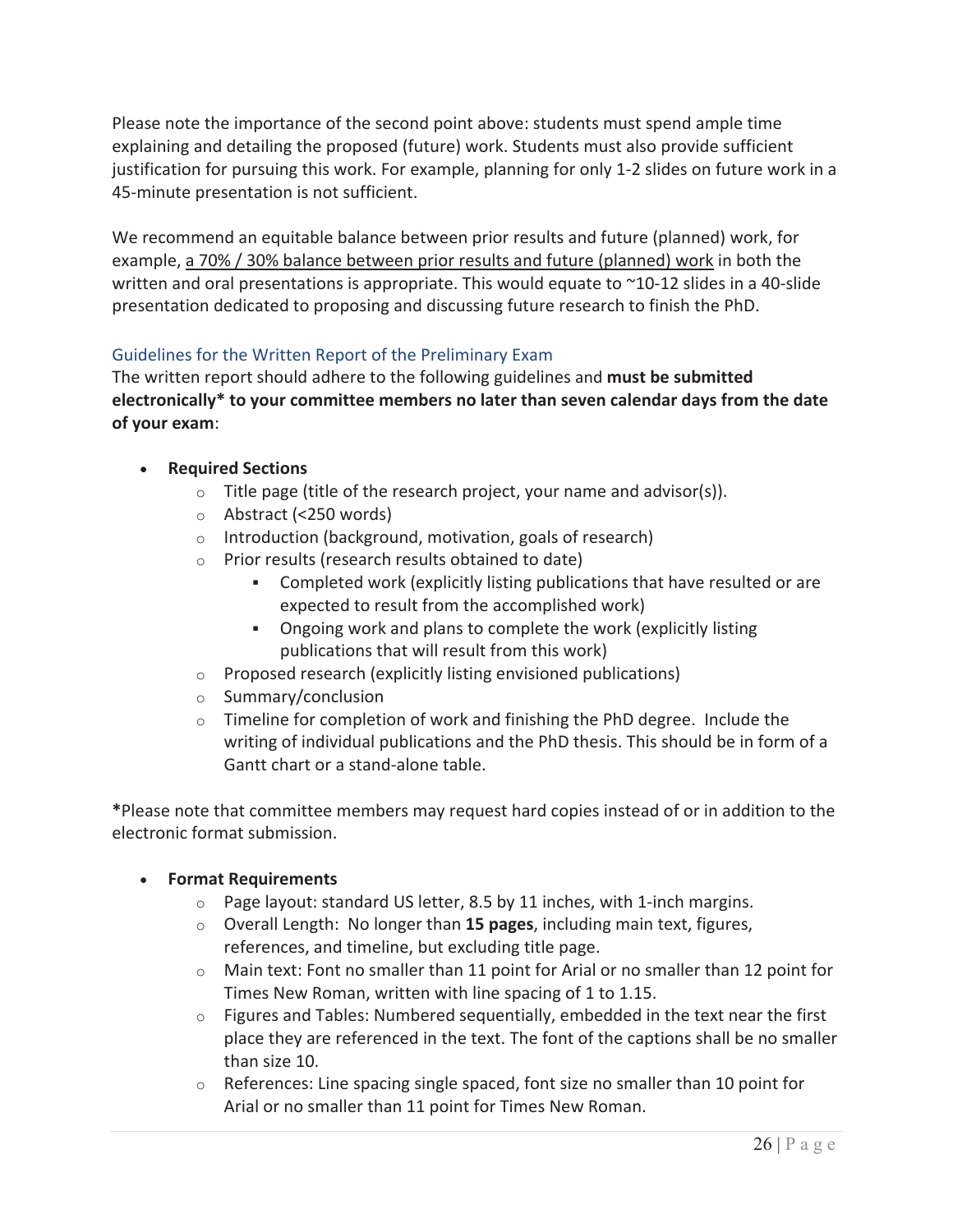Please note the importance of the second point above: students must spend ample time explaining and detailing the proposed (future) work. Students must also provide sufficient justification for pursuing this work. For example, planning for only 1-2 slides on future work in a 45-minute presentation is not sufficient.

We recommend an equitable balance between prior results and future (planned) work, for example, <u>a 70% / 30% balance between prior results and future (planned) work</u> in both the written and oral presentations is appropriate. This would equate to ~10-12 slides in a 40-slide presentation dedicated to proposing and discussing future research to finish the PhD.

### Guidelines for the Written Report of the Preliminary Exam

The written report should adhere to the following guidelines and **must be submitted electronically* to your committee members no later than seven calendar days from the date of your exam**:

- **Required Sections**
  - Title page (title of the research project, your name and advisor(s)).
  - Abstract (<250 words)
  - Introduction (background, motivation, goals of research)
  - Prior results (research results obtained to date)
    - Completed work (explicitly listing publications that have resulted or are expected to result from the accomplished work)
    - Ongoing work and plans to complete the work (explicitly listing publications that will result from this work)
  - Proposed research (explicitly listing envisioned publications)
  - Summary/conclusion
  - Timeline for completion of work and finishing the PhD degree. Include the writing of individual publications and the PhD thesis. This should be in form of a Gantt chart or a stand-alone table.

***Please note that committee members may request hard copies instead of or in addition to the electronic format submission.

- **Format Requirements**
  - Page layout: standard US letter, 8.5 by 11 inches, with 1-inch margins.
  - Overall Length: No longer than **15 pages**, including main text, figures, references, and timeline, but excluding title page.
  - Main text: Font no smaller than 11 point for Arial or no smaller than 12 point for Times New Roman, written with line spacing of 1 to 1.15.
  - Figures and Tables: Numbered sequentially, embedded in the text near the first place they are referenced in the text. The font of the captions shall be no smaller than size 10.
  - References: Line spacing single spaced, font size no smaller than 10 point for Arial or no smaller than 11 point for Times New Roman.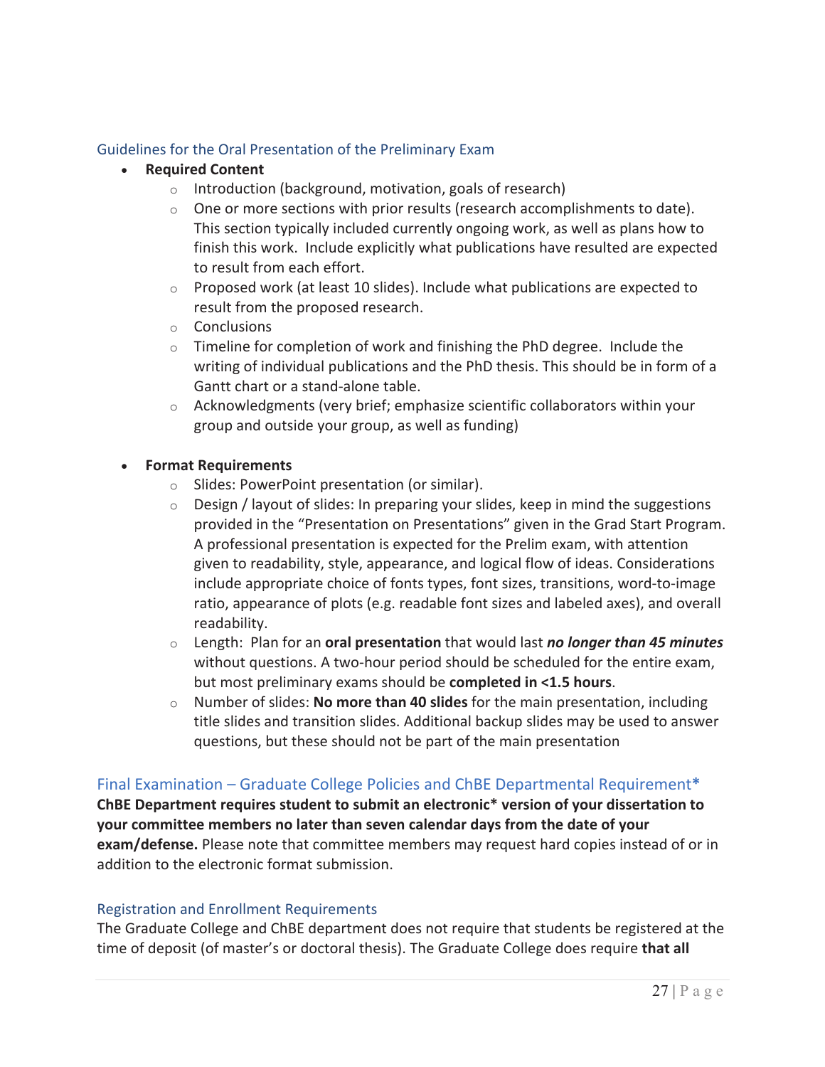### Guidelines for the Oral Presentation of the Preliminary Exam

- **Required Content**
  - Introduction (background, motivation, goals of research)
  - One or more sections with prior results (research accomplishments to date). This section typically included currently ongoing work, as well as plans how to finish this work. Include explicitly what publications have resulted are expected to result from each effort.
  - Proposed work (at least 10 slides). Include what publications are expected to result from the proposed research.
  - Conclusions
  - Timeline for completion of work and finishing the PhD degree. Include the writing of individual publications and the PhD thesis. This should be in form of a Gantt chart or a stand-alone table.
  - Acknowledgments (very brief; emphasize scientific collaborators within your group and outside your group, as well as funding)

- **Format Requirements**
  - Slides: PowerPoint presentation (or similar).
  - Design / layout of slides: In preparing your slides, keep in mind the suggestions provided in the "Presentation on Presentations" given in the Grad Start Program. A professional presentation is expected for the Prelim exam, with attention given to readability, style, appearance, and logical flow of ideas. Considerations include appropriate choice of fonts types, font sizes, transitions, word-to-image ratio, appearance of plots (e.g. readable font sizes and labeled axes), and overall readability.
  - Length: Plan for an **oral presentation** that would last ***no longer than 45 minutes*** without questions. A two-hour period should be scheduled for the entire exam, but most preliminary exams should be **completed in <1.5 hours**.
  - Number of slides: **No more than 40 slides** for the main presentation, including title slides and transition slides. Additional backup slides may be used to answer questions, but these should not be part of the main presentation

### Final Examination – Graduate College Policies and ChBE Departmental Requirement*

**ChBE Department requires student to submit an electronic* version of your dissertation to your committee members no later than seven calendar days from the date of your exam/defense.** Please note that committee members may request hard copies instead of or in addition to the electronic format submission.

### Registration and Enrollment Requirements

The Graduate College and ChBE department does not require that students be registered at the time of deposit (of master's or doctoral thesis). The Graduate College does require **that all**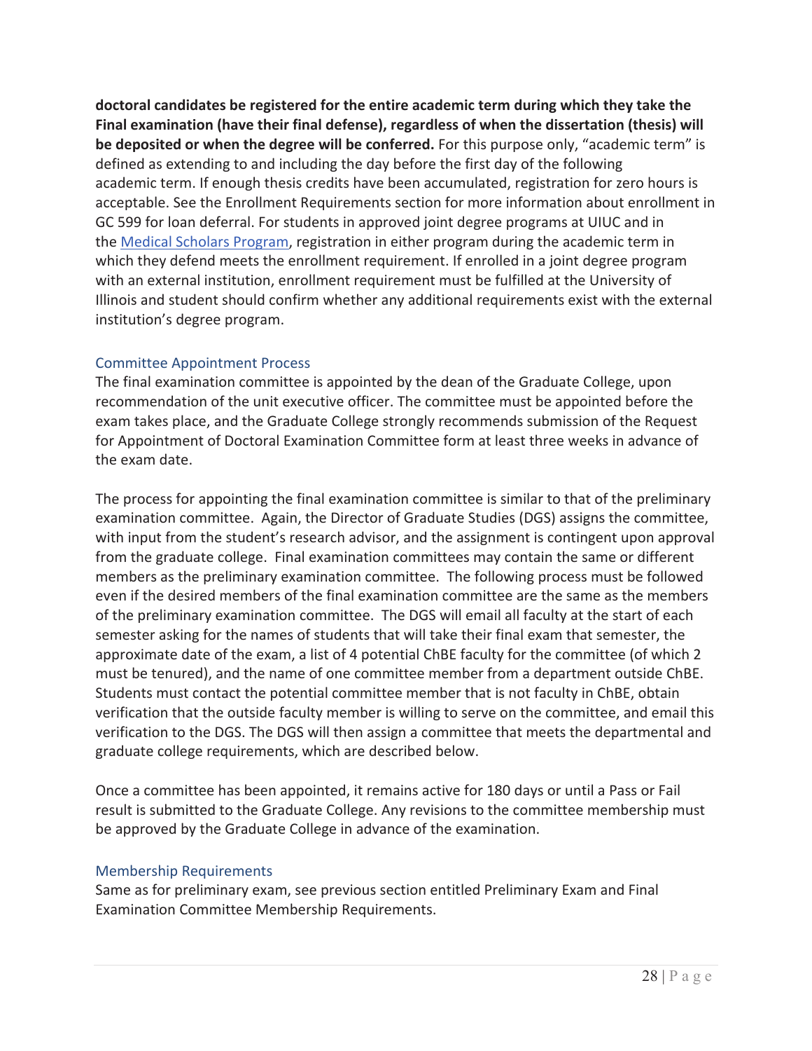**doctoral candidates be registered for the entire academic term during which they take the Final examination (have their final defense), regardless of when the dissertation (thesis) will be deposited or when the degree will be conferred.** For this purpose only, "academic term" is defined as extending to and including the day before the first day of the following academic term. If enough thesis credits have been accumulated, registration for zero hours is acceptable. See the Enrollment Requirements section for more information about enrollment in GC 599 for loan deferral. For students in approved joint degree programs at UIUC and in the Medical Scholars Program, registration in either program during the academic term in which they defend meets the enrollment requirement. If enrolled in a joint degree program with an external institution, enrollment requirement must be fulfilled at the University of Illinois and student should confirm whether any additional requirements exist with the external institution's degree program.

### Committee Appointment Process

The final examination committee is appointed by the dean of the Graduate College, upon recommendation of the unit executive officer. The committee must be appointed before the exam takes place, and the Graduate College strongly recommends submission of the Request for Appointment of Doctoral Examination Committee form at least three weeks in advance of the exam date.

The process for appointing the final examination committee is similar to that of the preliminary examination committee. Again, the Director of Graduate Studies (DGS) assigns the committee, with input from the student's research advisor, and the assignment is contingent upon approval from the graduate college. Final examination committees may contain the same or different members as the preliminary examination committee. The following process must be followed even if the desired members of the final examination committee are the same as the members of the preliminary examination committee. The DGS will email all faculty at the start of each semester asking for the names of students that will take their final exam that semester, the approximate date of the exam, a list of 4 potential ChBE faculty for the committee (of which 2 must be tenured), and the name of one committee member from a department outside ChBE. Students must contact the potential committee member that is not faculty in ChBE, obtain verification that the outside faculty member is willing to serve on the committee, and email this verification to the DGS. The DGS will then assign a committee that meets the departmental and graduate college requirements, which are described below.

Once a committee has been appointed, it remains active for 180 days or until a Pass or Fail result is submitted to the Graduate College. Any revisions to the committee membership must be approved by the Graduate College in advance of the examination.

### Membership Requirements

Same as for preliminary exam, see previous section entitled Preliminary Exam and Final Examination Committee Membership Requirements.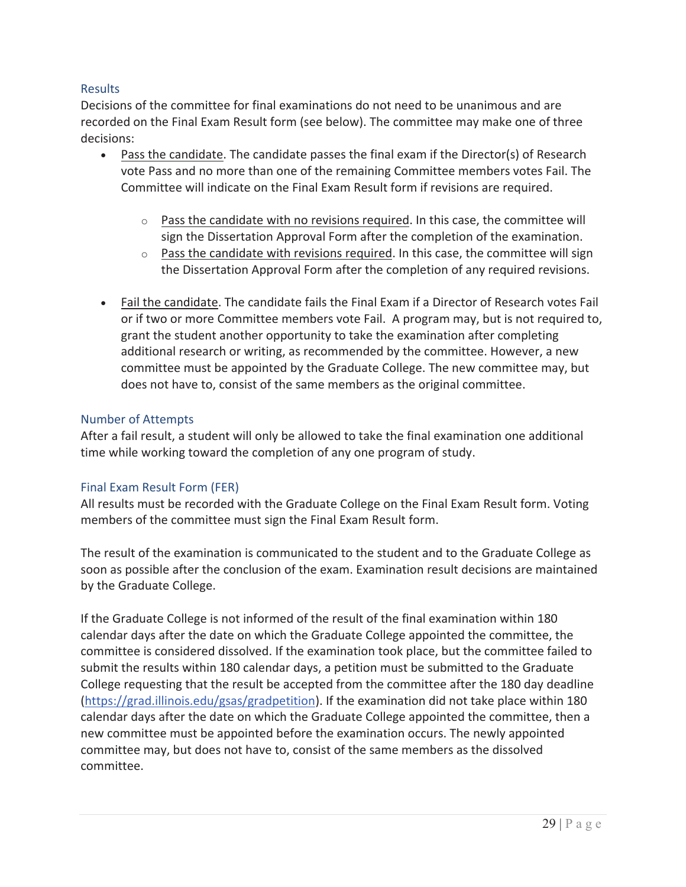### Results

Decisions of the committee for final examinations do not need to be unanimous and are recorded on the Final Exam Result form (see below). The committee may make one of three decisions:

- Pass the candidate. The candidate passes the final exam if the Director(s) of Research vote Pass and no more than one of the remaining Committee members votes Fail. The Committee will indicate on the Final Exam Result form if revisions are required.
    - Pass the candidate with no revisions required. In this case, the committee will sign the Dissertation Approval Form after the completion of the examination.
    - Pass the candidate with revisions required. In this case, the committee will sign the Dissertation Approval Form after the completion of any required revisions.
- Fail the candidate. The candidate fails the Final Exam if a Director of Research votes Fail or if two or more Committee members vote Fail. A program may, but is not required to, grant the student another opportunity to take the examination after completing additional research or writing, as recommended by the committee. However, a new committee must be appointed by the Graduate College. The new committee may, but does not have to, consist of the same members as the original committee.

### Number of Attempts

After a fail result, a student will only be allowed to take the final examination one additional time while working toward the completion of any one program of study.

### Final Exam Result Form (FER)

All results must be recorded with the Graduate College on the Final Exam Result form. Voting members of the committee must sign the Final Exam Result form.

The result of the examination is communicated to the student and to the Graduate College as soon as possible after the conclusion of the exam. Examination result decisions are maintained by the Graduate College.

If the Graduate College is not informed of the result of the final examination within 180 calendar days after the date on which the Graduate College appointed the committee, the committee is considered dissolved. If the examination took place, but the committee failed to submit the results within 180 calendar days, a petition must be submitted to the Graduate College requesting that the result be accepted from the committee after the 180 day deadline (https://grad.illinois.edu/gsas/gradpetition). If the examination did not take place within 180 calendar days after the date on which the Graduate College appointed the committee, then a new committee must be appointed before the examination occurs. The newly appointed committee may, but does not have to, consist of the same members as the dissolved committee.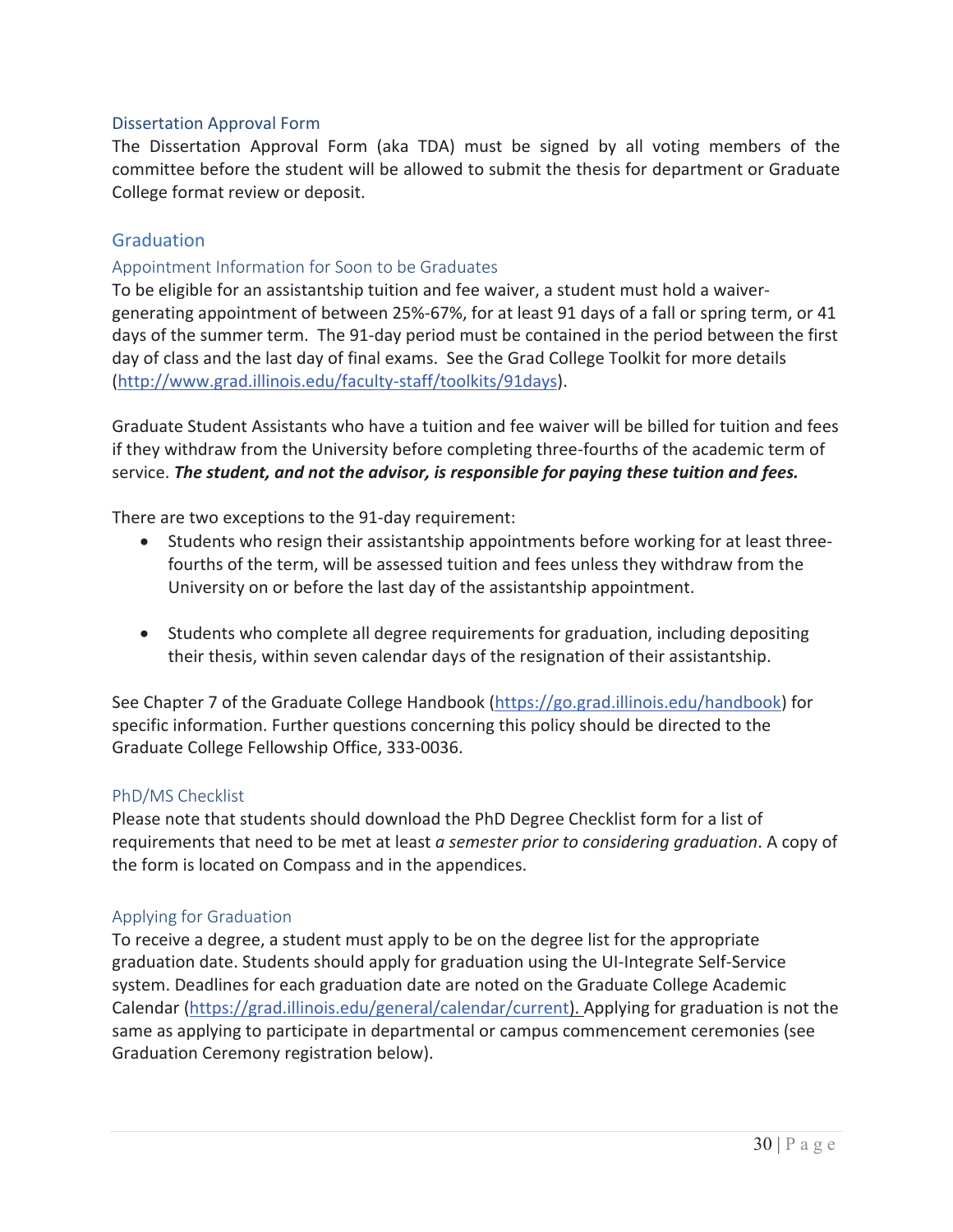### Dissertation Approval Form

The Dissertation Approval Form (aka TDA) must be signed by all voting members of the committee before the student will be allowed to submit the thesis for department or Graduate College format review or deposit.

## Graduation

### Appointment Information for Soon to be Graduates

To be eligible for an assistantship tuition and fee waiver, a student must hold a waiver-generating appointment of between 25%-67%, for at least 91 days of a fall or spring term, or 41 days of the summer term. The 91-day period must be contained in the period between the first day of class and the last day of final exams. See the Grad College Toolkit for more details (http://www.grad.illinois.edu/faculty-staff/toolkits/91days).

Graduate Student Assistants who have a tuition and fee waiver will be billed for tuition and fees if they withdraw from the University before completing three-fourths of the academic term of service. ***The student, and not the advisor, is responsible for paying these tuition and fees.***

There are two exceptions to the 91-day requirement:

- Students who resign their assistantship appointments before working for at least three-fourths of the term, will be assessed tuition and fees unless they withdraw from the University on or before the last day of the assistantship appointment.
- Students who complete all degree requirements for graduation, including depositing their thesis, within seven calendar days of the resignation of their assistantship.

See Chapter 7 of the Graduate College Handbook (https://go.grad.illinois.edu/handbook) for specific information. Further questions concerning this policy should be directed to the Graduate College Fellowship Office, 333-0036.

### PhD/MS Checklist

Please note that students should download the PhD Degree Checklist form for a list of requirements that need to be met at least *a semester prior to considering graduation*. A copy of the form is located on Compass and in the appendices.

### Applying for Graduation

To receive a degree, a student must apply to be on the degree list for the appropriate graduation date. Students should apply for graduation using the UI-Integrate Self-Service system. Deadlines for each graduation date are noted on the Graduate College Academic Calendar (https://grad.illinois.edu/general/calendar/current). Applying for graduation is not the same as applying to participate in departmental or campus commencement ceremonies (see Graduation Ceremony registration below).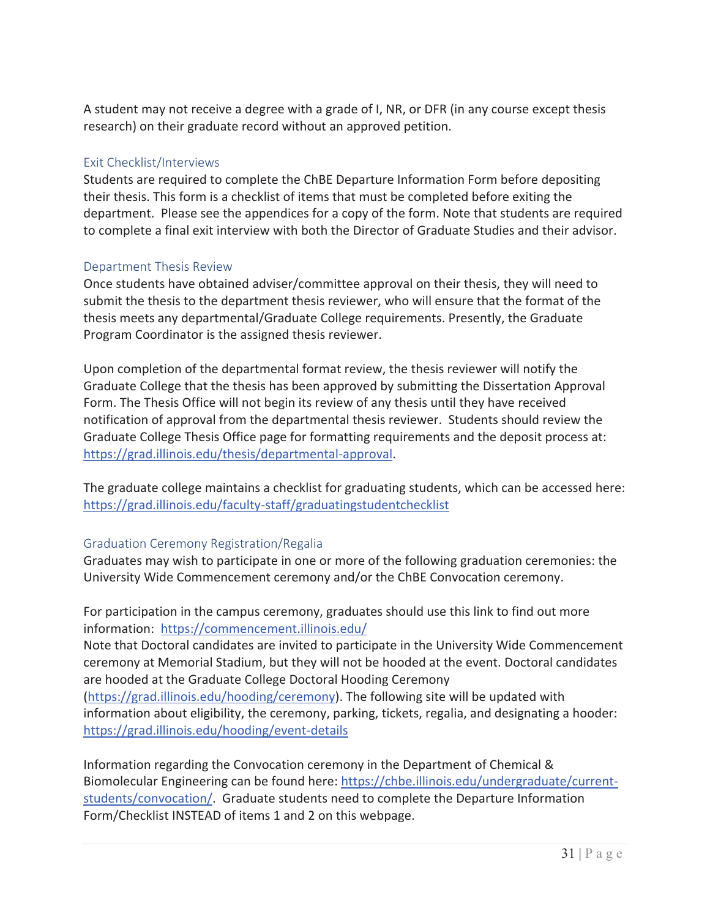A student may not receive a degree with a grade of I, NR, or DFR (in any course except thesis research) on their graduate record without an approved petition.

### Exit Checklist/Interviews

Students are required to complete the ChBE Departure Information Form before depositing their thesis. This form is a checklist of items that must be completed before exiting the department. Please see the appendices for a copy of the form. Note that students are required to complete a final exit interview with both the Director of Graduate Studies and their advisor.

### Department Thesis Review

Once students have obtained adviser/committee approval on their thesis, they will need to submit the thesis to the department thesis reviewer, who will ensure that the format of the thesis meets any departmental/Graduate College requirements. Presently, the Graduate Program Coordinator is the assigned thesis reviewer.

Upon completion of the departmental format review, the thesis reviewer will notify the Graduate College that the thesis has been approved by submitting the Dissertation Approval Form. The Thesis Office will not begin its review of any thesis until they have received notification of approval from the departmental thesis reviewer. Students should review the Graduate College Thesis Office page for formatting requirements and the deposit process at: https://grad.illinois.edu/thesis/departmental-approval.

The graduate college maintains a checklist for graduating students, which can be accessed here: https://grad.illinois.edu/faculty-staff/graduatingstudentchecklist

### Graduation Ceremony Registration/Regalia

Graduates may wish to participate in one or more of the following graduation ceremonies: the University Wide Commencement ceremony and/or the ChBE Convocation ceremony.

For participation in the campus ceremony, graduates should use this link to find out more information: https://commencement.illinois.edu/

Note that Doctoral candidates are invited to participate in the University Wide Commencement ceremony at Memorial Stadium, but they will not be hooded at the event. Doctoral candidates are hooded at the Graduate College Doctoral Hooding Ceremony (https://grad.illinois.edu/hooding/ceremony). The following site will be updated with information about eligibility, the ceremony, parking, tickets, regalia, and designating a hooder: https://grad.illinois.edu/hooding/event-details

Information regarding the Convocation ceremony in the Department of Chemical & Biomolecular Engineering can be found here: https://chbe.illinois.edu/undergraduate/current-students/convocation/. Graduate students need to complete the Departure Information Form/Checklist INSTEAD of items 1 and 2 on this webpage.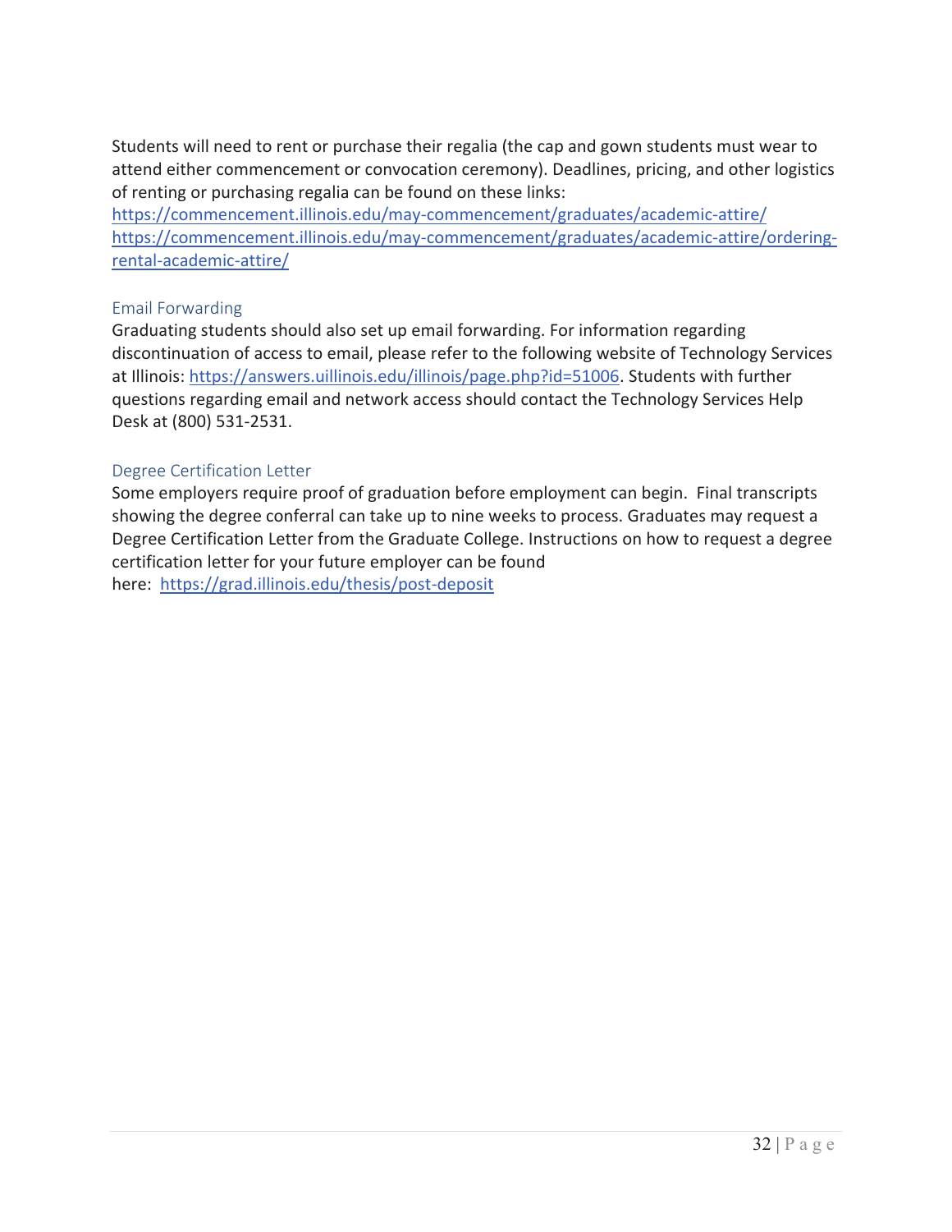Students will need to rent or purchase their regalia (the cap and gown students must wear to attend either commencement or convocation ceremony). Deadlines, pricing, and other logistics of renting or purchasing regalia can be found on these links:
https://commencement.illinois.edu/may-commencement/graduates/academic-attire/
https://commencement.illinois.edu/may-commencement/graduates/academic-attire/ordering-rental-academic-attire/

### Email Forwarding

Graduating students should also set up email forwarding. For information regarding discontinuation of access to email, please refer to the following website of Technology Services at Illinois: https://answers.uillinois.edu/illinois/page.php?id=51006. Students with further questions regarding email and network access should contact the Technology Services Help Desk at (800) 531-2531.

### Degree Certification Letter

Some employers require proof of graduation before employment can begin. Final transcripts showing the degree conferral can take up to nine weeks to process. Graduates may request a Degree Certification Letter from the Graduate College. Instructions on how to request a degree certification letter for your future employer can be found here: https://grad.illinois.edu/thesis/post-deposit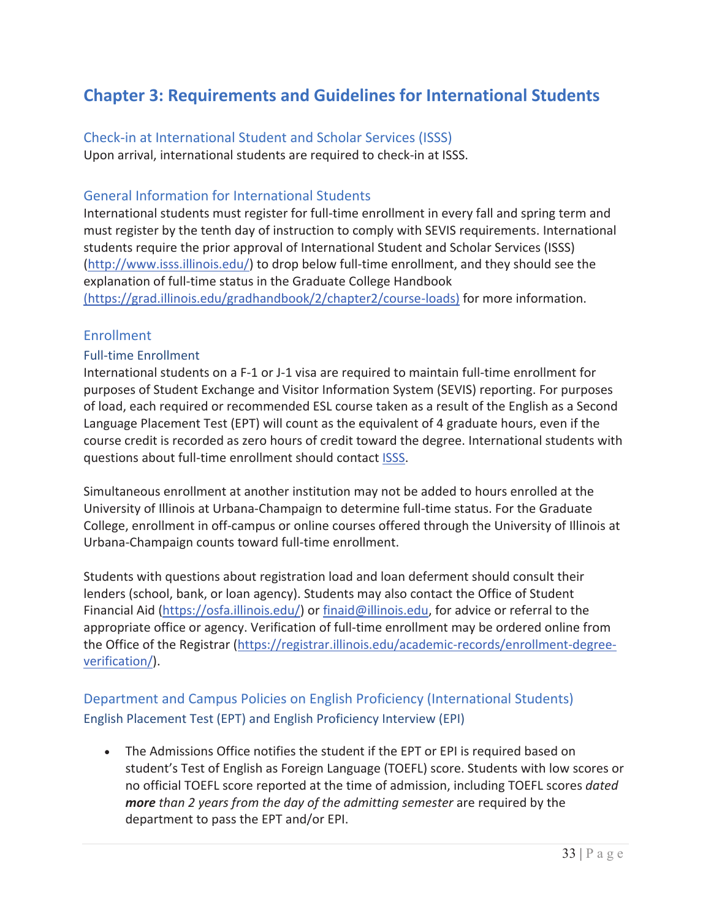# Chapter 3: Requirements and Guidelines for International Students

## Check-in at International Student and Scholar Services (ISSS)

Upon arrival, international students are required to check-in at ISSS.

## General Information for International Students

International students must register for full-time enrollment in every fall and spring term and must register by the tenth day of instruction to comply with SEVIS requirements. International students require the prior approval of International Student and Scholar Services (ISSS) (http://www.isss.illinois.edu/) to drop below full-time enrollment, and they should see the explanation of full-time status in the Graduate College Handbook (https://grad.illinois.edu/gradhandbook/2/chapter2/course-loads) for more information.

## Enrollment

### Full-time Enrollment

International students on a F-1 or J-1 visa are required to maintain full-time enrollment for purposes of Student Exchange and Visitor Information System (SEVIS) reporting. For purposes of load, each required or recommended ESL course taken as a result of the English as a Second Language Placement Test (EPT) will count as the equivalent of 4 graduate hours, even if the course credit is recorded as zero hours of credit toward the degree. International students with questions about full-time enrollment should contact ISSS.

Simultaneous enrollment at another institution may not be added to hours enrolled at the University of Illinois at Urbana-Champaign to determine full-time status. For the Graduate College, enrollment in off-campus or online courses offered through the University of Illinois at Urbana-Champaign counts toward full-time enrollment.

Students with questions about registration load and loan deferment should consult their lenders (school, bank, or loan agency). Students may also contact the Office of Student Financial Aid (https://osfa.illinois.edu/) or finaid@illinois.edu, for advice or referral to the appropriate office or agency. Verification of full-time enrollment may be ordered online from the Office of the Registrar (https://registrar.illinois.edu/academic-records/enrollment-degree-verification/).

## Department and Campus Policies on English Proficiency (International Students)

### English Placement Test (EPT) and English Proficiency Interview (EPI)

- The Admissions Office notifies the student if the EPT or EPI is required based on student's Test of English as Foreign Language (TOEFL) score. Students with low scores or no official TOEFL score reported at the time of admission, including TOEFL scores *dated **more** than 2 years from the day of the admitting semester* are required by the department to pass the EPT and/or EPI.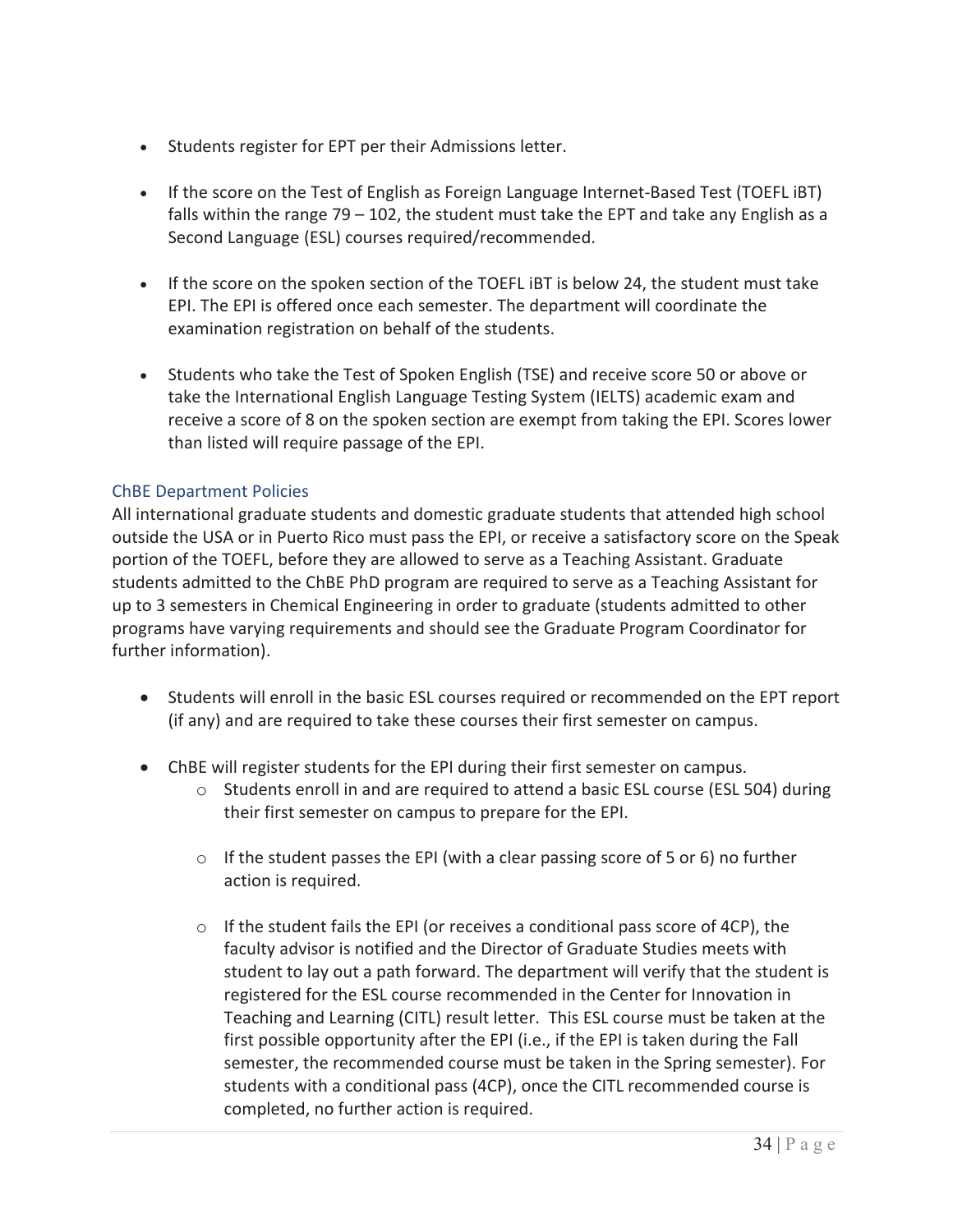- Students register for EPT per their Admissions letter.

- If the score on the Test of English as Foreign Language Internet-Based Test (TOEFL iBT) falls within the range 79 – 102, the student must take the EPT and take any English as a Second Language (ESL) courses required/recommended.

- If the score on the spoken section of the TOEFL iBT is below 24, the student must take EPI. The EPI is offered once each semester. The department will coordinate the examination registration on behalf of the students.

- Students who take the Test of Spoken English (TSE) and receive score 50 or above or take the International English Language Testing System (IELTS) academic exam and receive a score of 8 on the spoken section are exempt from taking the EPI. Scores lower than listed will require passage of the EPI.

### ChBE Department Policies

All international graduate students and domestic graduate students that attended high school outside the USA or in Puerto Rico must pass the EPI, or receive a satisfactory score on the Speak portion of the TOEFL, before they are allowed to serve as a Teaching Assistant. Graduate students admitted to the ChBE PhD program are required to serve as a Teaching Assistant for up to 3 semesters in Chemical Engineering in order to graduate (students admitted to other programs have varying requirements and should see the Graduate Program Coordinator for further information).

- Students will enroll in the basic ESL courses required or recommended on the EPT report (if any) and are required to take these courses their first semester on campus.

- ChBE will register students for the EPI during their first semester on campus.
  - Students enroll in and are required to attend a basic ESL course (ESL 504) during their first semester on campus to prepare for the EPI.

  - If the student passes the EPI (with a clear passing score of 5 or 6) no further action is required.

  - If the student fails the EPI (or receives a conditional pass score of 4CP), the faculty advisor is notified and the Director of Graduate Studies meets with student to lay out a path forward. The department will verify that the student is registered for the ESL course recommended in the Center for Innovation in Teaching and Learning (CITL) result letter. This ESL course must be taken at the first possible opportunity after the EPI (i.e., if the EPI is taken during the Fall semester, the recommended course must be taken in the Spring semester). For students with a conditional pass (4CP), once the CITL recommended course is completed, no further action is required.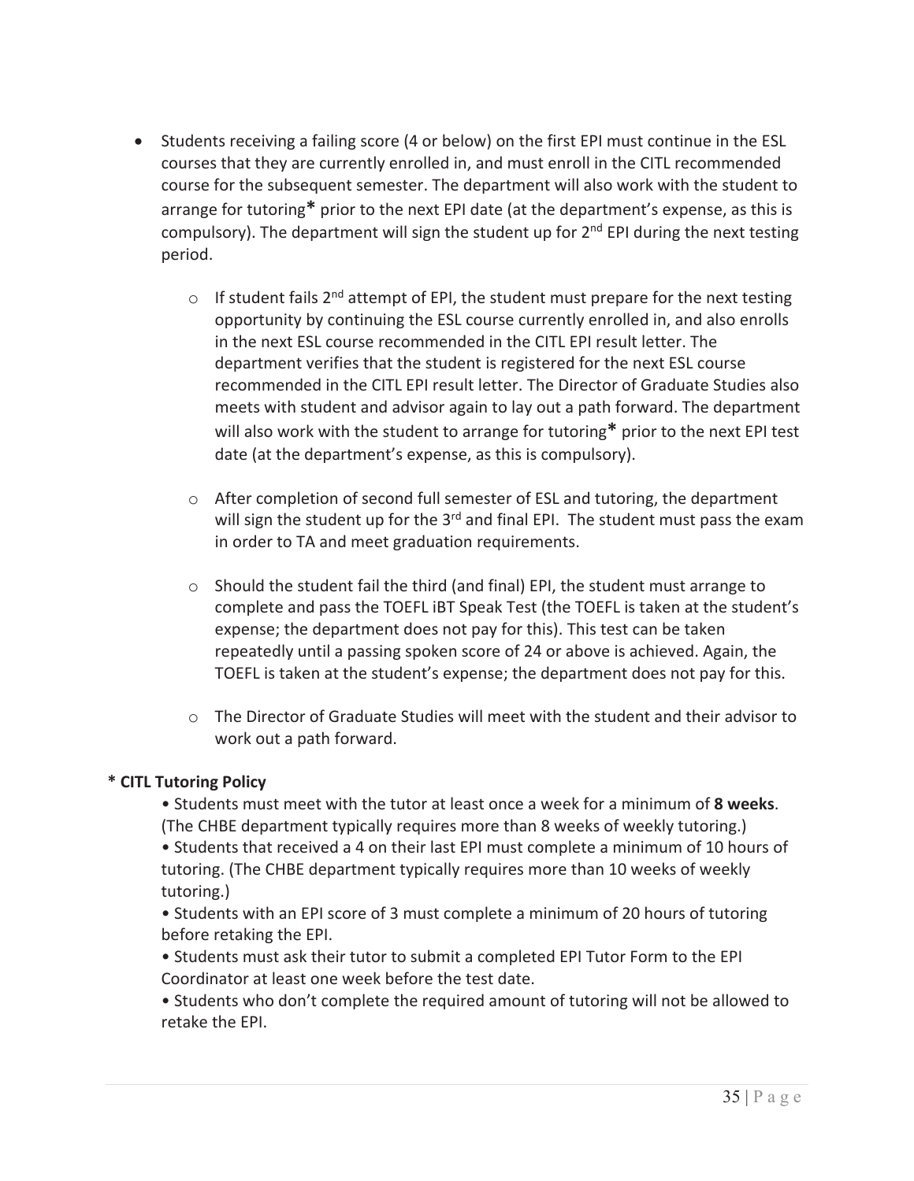- Students receiving a failing score (4 or below) on the first EPI must continue in the ESL courses that they are currently enrolled in, and must enroll in the CITL recommended course for the subsequent semester. The department will also work with the student to arrange for tutoring* prior to the next EPI date (at the department's expense, as this is compulsory). The department will sign the student up for 2nd EPI during the next testing period.
    - If student fails 2nd attempt of EPI, the student must prepare for the next testing opportunity by continuing the ESL course currently enrolled in, and also enrolls in the next ESL course recommended in the CITL EPI result letter. The department verifies that the student is registered for the next ESL course recommended in the CITL EPI result letter. The Director of Graduate Studies also meets with student and advisor again to lay out a path forward. The department will also work with the student to arrange for tutoring* prior to the next EPI test date (at the department's expense, as this is compulsory).
    - After completion of second full semester of ESL and tutoring, the department will sign the student up for the 3rd and final EPI. The student must pass the exam in order to TA and meet graduation requirements.
    - Should the student fail the third (and final) EPI, the student must arrange to complete and pass the TOEFL iBT Speak Test (the TOEFL is taken at the student's expense; the department does not pay for this). This test can be taken repeatedly until a passing spoken score of 24 or above is achieved. Again, the TOEFL is taken at the student's expense; the department does not pay for this.
    - The Director of Graduate Studies will meet with the student and their advisor to work out a path forward.

**\* CITL Tutoring Policy**

- Students must meet with the tutor at least once a week for a minimum of **8 weeks**. (The CHBE department typically requires more than 8 weeks of weekly tutoring.)
- Students that received a 4 on their last EPI must complete a minimum of 10 hours of tutoring. (The CHBE department typically requires more than 10 weeks of weekly tutoring.)
- Students with an EPI score of 3 must complete a minimum of 20 hours of tutoring before retaking the EPI.
- Students must ask their tutor to submit a completed EPI Tutor Form to the EPI Coordinator at least one week before the test date.
- Students who don't complete the required amount of tutoring will not be allowed to retake the EPI.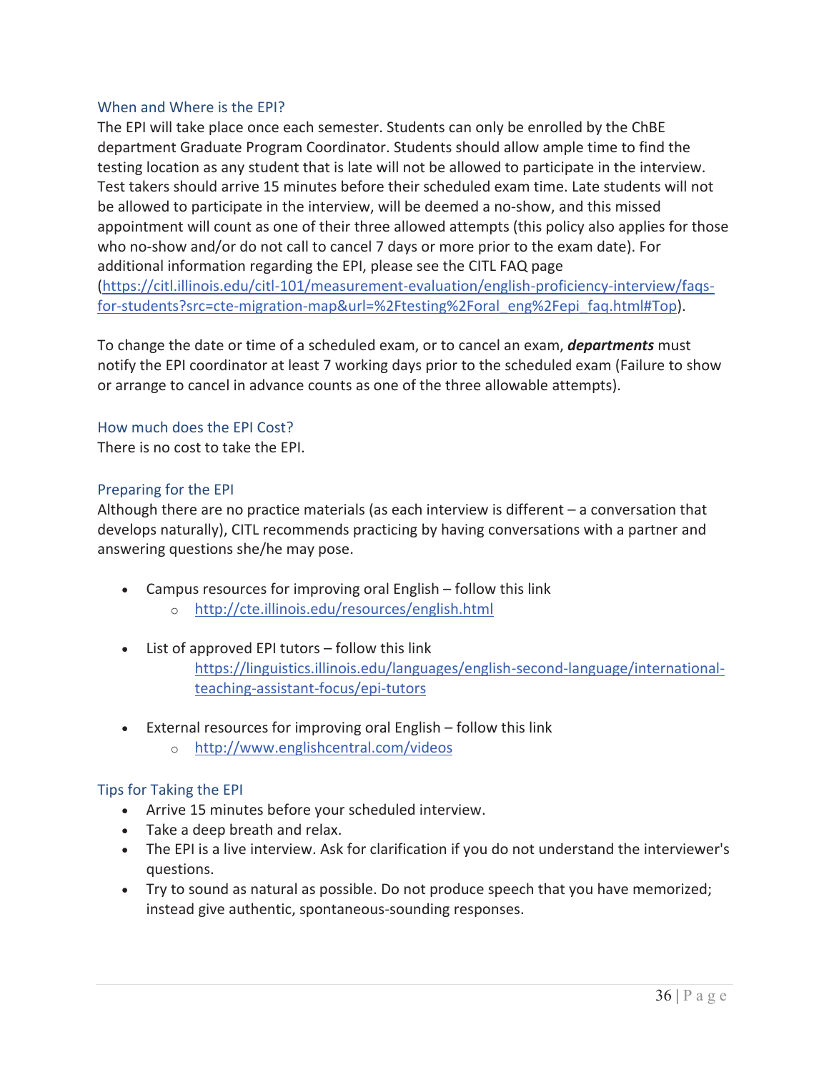### When and Where is the EPI?

The EPI will take place once each semester. Students can only be enrolled by the ChBE department Graduate Program Coordinator. Students should allow ample time to find the testing location as any student that is late will not be allowed to participate in the interview. Test takers should arrive 15 minutes before their scheduled exam time. Late students will not be allowed to participate in the interview, will be deemed a no-show, and this missed appointment will count as one of their three allowed attempts (this policy also applies for those who no-show and/or do not call to cancel 7 days or more prior to the exam date). For additional information regarding the EPI, please see the CITL FAQ page ([https://citl.illinois.edu/citl-101/measurement-evaluation/english-proficiency-interview/faqs-for-students?src=cte-migration-map&url=%2Ftesting%2Foral_eng%2Fepi_faq.html#Top](https://citl.illinois.edu/citl-101/measurement-evaluation/english-proficiency-interview/faqs-for-students?src=cte-migration-map&url=%2Ftesting%2Foral_eng%2Fepi_faq.html#Top)).

To change the date or time of a scheduled exam, or to cancel an exam, ***departments*** must notify the EPI coordinator at least 7 working days prior to the scheduled exam (Failure to show or arrange to cancel in advance counts as one of the three allowable attempts).

### How much does the EPI Cost?

There is no cost to take the EPI.

### Preparing for the EPI

Although there are no practice materials (as each interview is different – a conversation that develops naturally), CITL recommends practicing by having conversations with a partner and answering questions she/he may pose.

- Campus resources for improving oral English – follow this link
    - [http://cte.illinois.edu/resources/english.html](http://cte.illinois.edu/resources/english.html)
- List of approved EPI tutors – follow this link
  [https://linguistics.illinois.edu/languages/english-second-language/international-teaching-assistant-focus/epi-tutors](https://linguistics.illinois.edu/languages/english-second-language/international-teaching-assistant-focus/epi-tutors)
- External resources for improving oral English – follow this link
    - [http://www.englishcentral.com/videos](http://www.englishcentral.com/videos)

### Tips for Taking the EPI

- Arrive 15 minutes before your scheduled interview.
- Take a deep breath and relax.
- The EPI is a live interview. Ask for clarification if you do not understand the interviewer's questions.
- Try to sound as natural as possible. Do not produce speech that you have memorized; instead give authentic, spontaneous-sounding responses.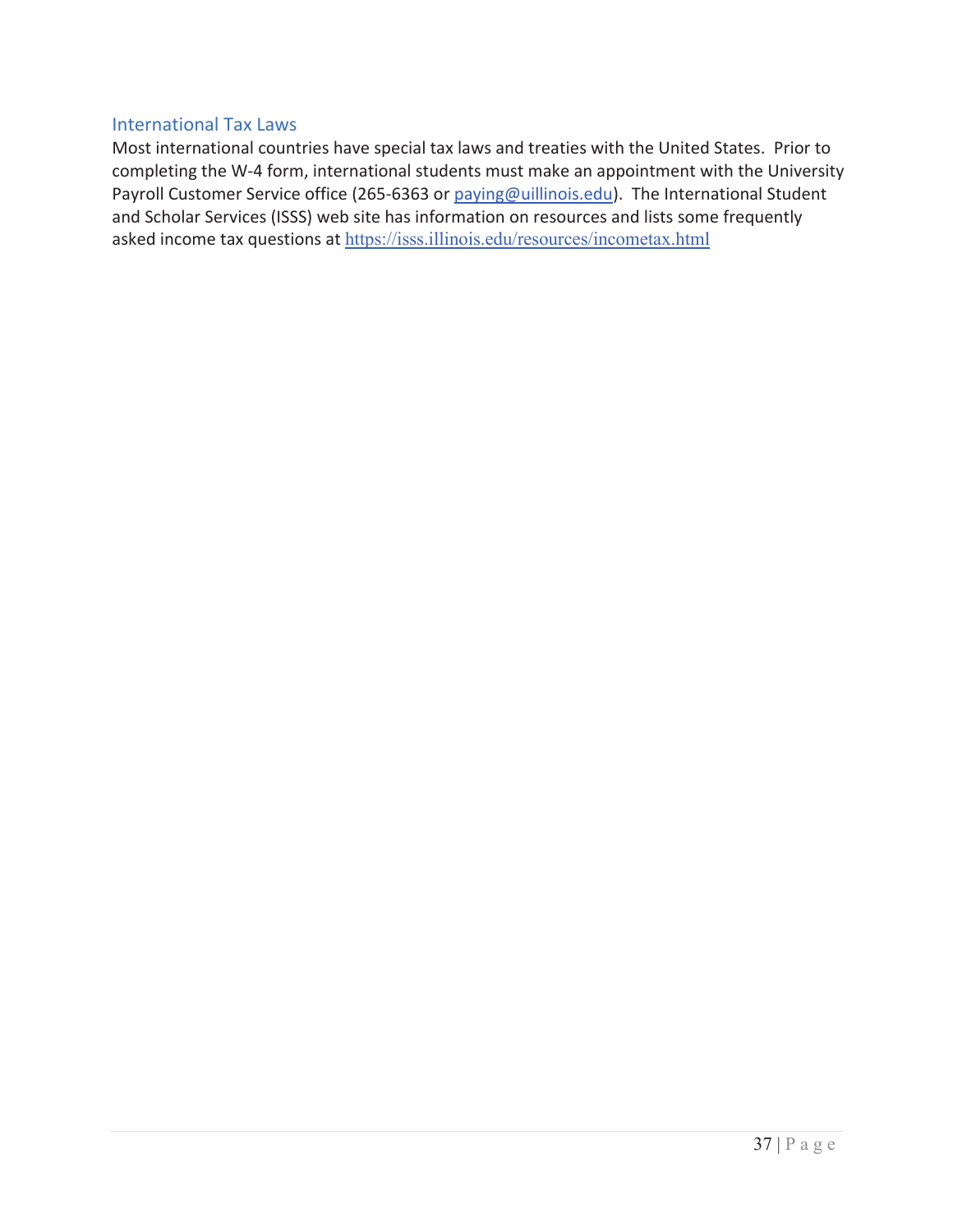## International Tax Laws

Most international countries have special tax laws and treaties with the United States. Prior to completing the W-4 form, international students must make an appointment with the University Payroll Customer Service office (265-6363 or paying@uillinois.edu). The International Student and Scholar Services (ISSS) web site has information on resources and lists some frequently asked income tax questions at https://isss.illinois.edu/resources/incometax.html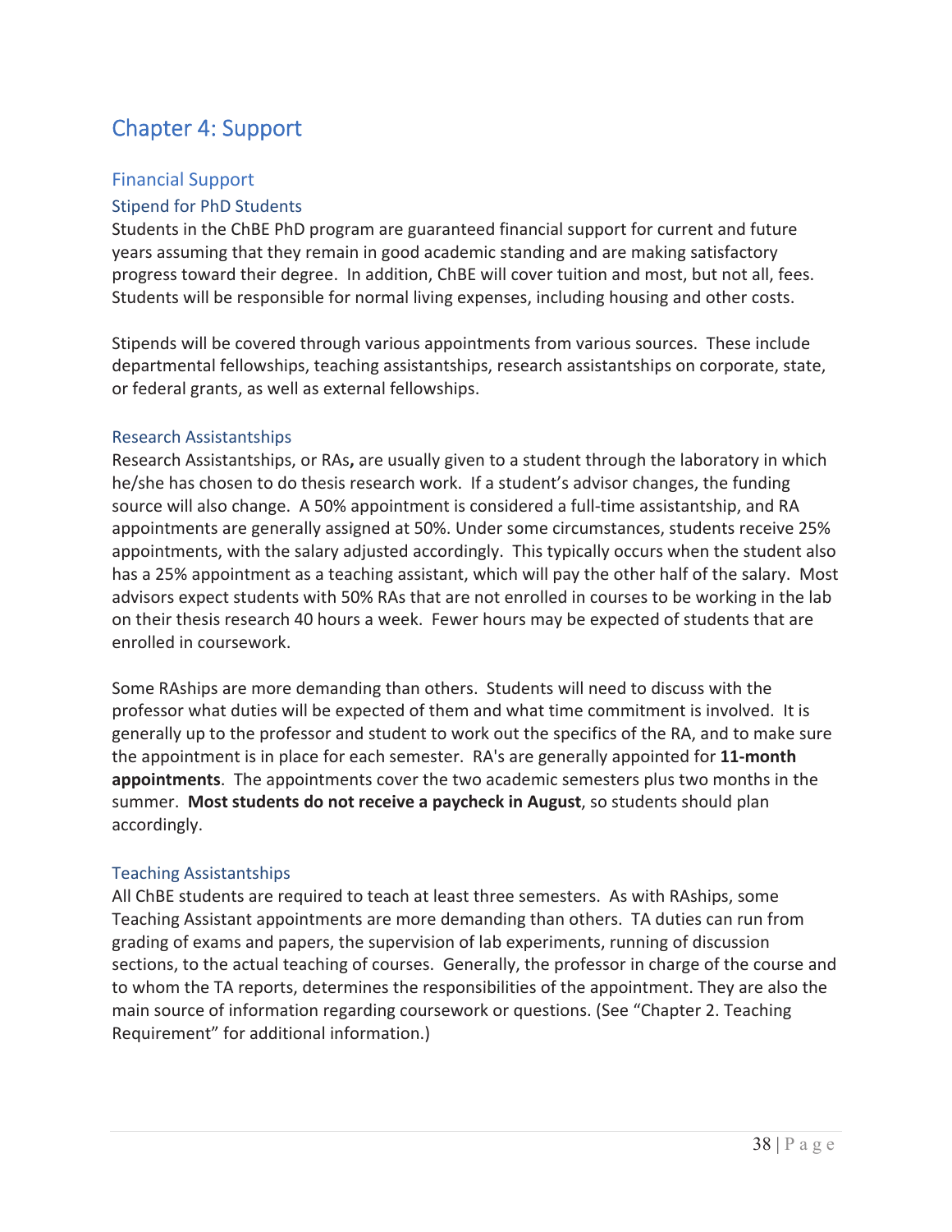# Chapter 4: Support

## Financial Support

### Stipend for PhD Students

Students in the ChBE PhD program are guaranteed financial support for current and future years assuming that they remain in good academic standing and are making satisfactory progress toward their degree. In addition, ChBE will cover tuition and most, but not all, fees. Students will be responsible for normal living expenses, including housing and other costs.

Stipends will be covered through various appointments from various sources. These include departmental fellowships, teaching assistantships, research assistantships on corporate, state, or federal grants, as well as external fellowships.

### Research Assistantships

Research Assistantships, or RAs**,** are usually given to a student through the laboratory in which he/she has chosen to do thesis research work. If a student's advisor changes, the funding source will also change. A 50% appointment is considered a full-time assistantship, and RA appointments are generally assigned at 50%. Under some circumstances, students receive 25% appointments, with the salary adjusted accordingly. This typically occurs when the student also has a 25% appointment as a teaching assistant, which will pay the other half of the salary. Most advisors expect students with 50% RAs that are not enrolled in courses to be working in the lab on their thesis research 40 hours a week. Fewer hours may be expected of students that are enrolled in coursework.

Some RAships are more demanding than others. Students will need to discuss with the professor what duties will be expected of them and what time commitment is involved. It is generally up to the professor and student to work out the specifics of the RA, and to make sure the appointment is in place for each semester. RA's are generally appointed for **11-month appointments**. The appointments cover the two academic semesters plus two months in the summer. **Most students do not receive a paycheck in August**, so students should plan accordingly.

### Teaching Assistantships

All ChBE students are required to teach at least three semesters. As with RAships, some Teaching Assistant appointments are more demanding than others. TA duties can run from grading of exams and papers, the supervision of lab experiments, running of discussion sections, to the actual teaching of courses. Generally, the professor in charge of the course and to whom the TA reports, determines the responsibilities of the appointment. They are also the main source of information regarding coursework or questions. (See "Chapter 2. Teaching Requirement" for additional information.)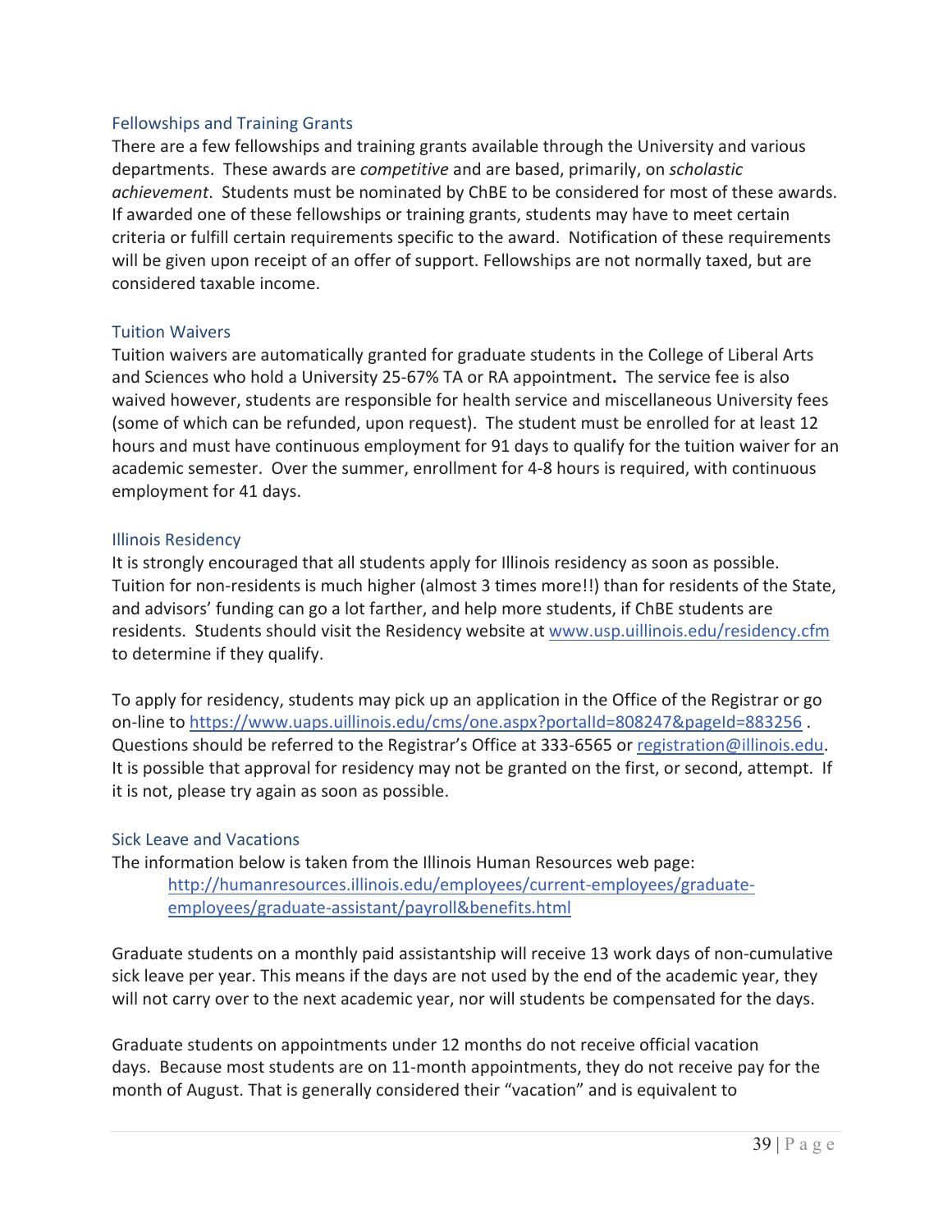### Fellowships and Training Grants

There are a few fellowships and training grants available through the University and various departments. These awards are *competitive* and are based, primarily, on *scholastic achievement*. Students must be nominated by ChBE to be considered for most of these awards. If awarded one of these fellowships or training grants, students may have to meet certain criteria or fulfill certain requirements specific to the award. Notification of these requirements will be given upon receipt of an offer of support. Fellowships are not normally taxed, but are considered taxable income.

### Tuition Waivers

Tuition waivers are automatically granted for graduate students in the College of Liberal Arts and Sciences who hold a University 25-67% TA or RA appointment**.** The service fee is also waived however, students are responsible for health service and miscellaneous University fees (some of which can be refunded, upon request). The student must be enrolled for at least 12 hours and must have continuous employment for 91 days to qualify for the tuition waiver for an academic semester. Over the summer, enrollment for 4-8 hours is required, with continuous employment for 41 days.

### Illinois Residency

It is strongly encouraged that all students apply for Illinois residency as soon as possible. Tuition for non-residents is much higher (almost 3 times more!!) than for residents of the State, and advisors' funding can go a lot farther, and help more students, if ChBE students are residents. Students should visit the Residency website at [www.usp.uillinois.edu/residency.cfm](www.usp.uillinois.edu/residency.cfm) to determine if they qualify.

To apply for residency, students may pick up an application in the Office of the Registrar or go on-line to [https://www.uaps.uillinois.edu/cms/one.aspx?portalId=808247&pageId=883256](https://www.uaps.uillinois.edu/cms/one.aspx?portalId=808247&pageId=883256) . Questions should be referred to the Registrar's Office at 333-6565 or [registration@illinois.edu](mailto:registration@illinois.edu). It is possible that approval for residency may not be granted on the first, or second, attempt. If it is not, please try again as soon as possible.

### Sick Leave and Vacations

The information below is taken from the Illinois Human Resources web page:

> [http://humanresources.illinois.edu/employees/current-employees/graduate-employees/graduate-assistant/payroll&benefits.html](http://humanresources.illinois.edu/employees/current-employees/graduate-employees/graduate-assistant/payroll&benefits.html)

Graduate students on a monthly paid assistantship will receive 13 work days of non-cumulative sick leave per year. This means if the days are not used by the end of the academic year, they will not carry over to the next academic year, nor will students be compensated for the days.

Graduate students on appointments under 12 months do not receive official vacation days. Because most students are on 11-month appointments, they do not receive pay for the month of August. That is generally considered their "vacation" and is equivalent to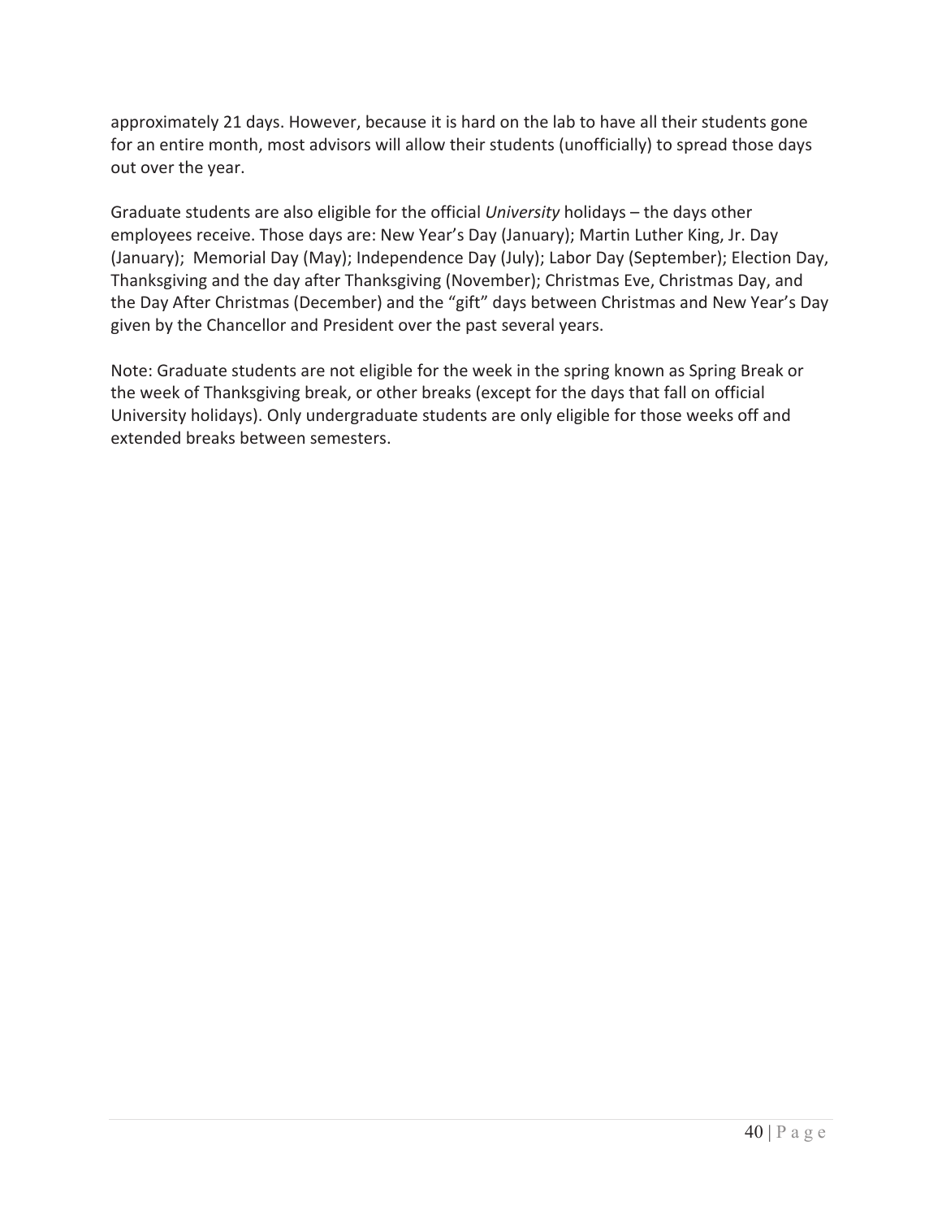approximately 21 days. However, because it is hard on the lab to have all their students gone for an entire month, most advisors will allow their students (unofficially) to spread those days out over the year.

Graduate students are also eligible for the official *University* holidays – the days other employees receive. Those days are: New Year's Day (January); Martin Luther King, Jr. Day (January); Memorial Day (May); Independence Day (July); Labor Day (September); Election Day, Thanksgiving and the day after Thanksgiving (November); Christmas Eve, Christmas Day, and the Day After Christmas (December) and the "gift" days between Christmas and New Year's Day given by the Chancellor and President over the past several years.

Note: Graduate students are not eligible for the week in the spring known as Spring Break or the week of Thanksgiving break, or other breaks (except for the days that fall on official University holidays). Only undergraduate students are only eligible for those weeks off and extended breaks between semesters.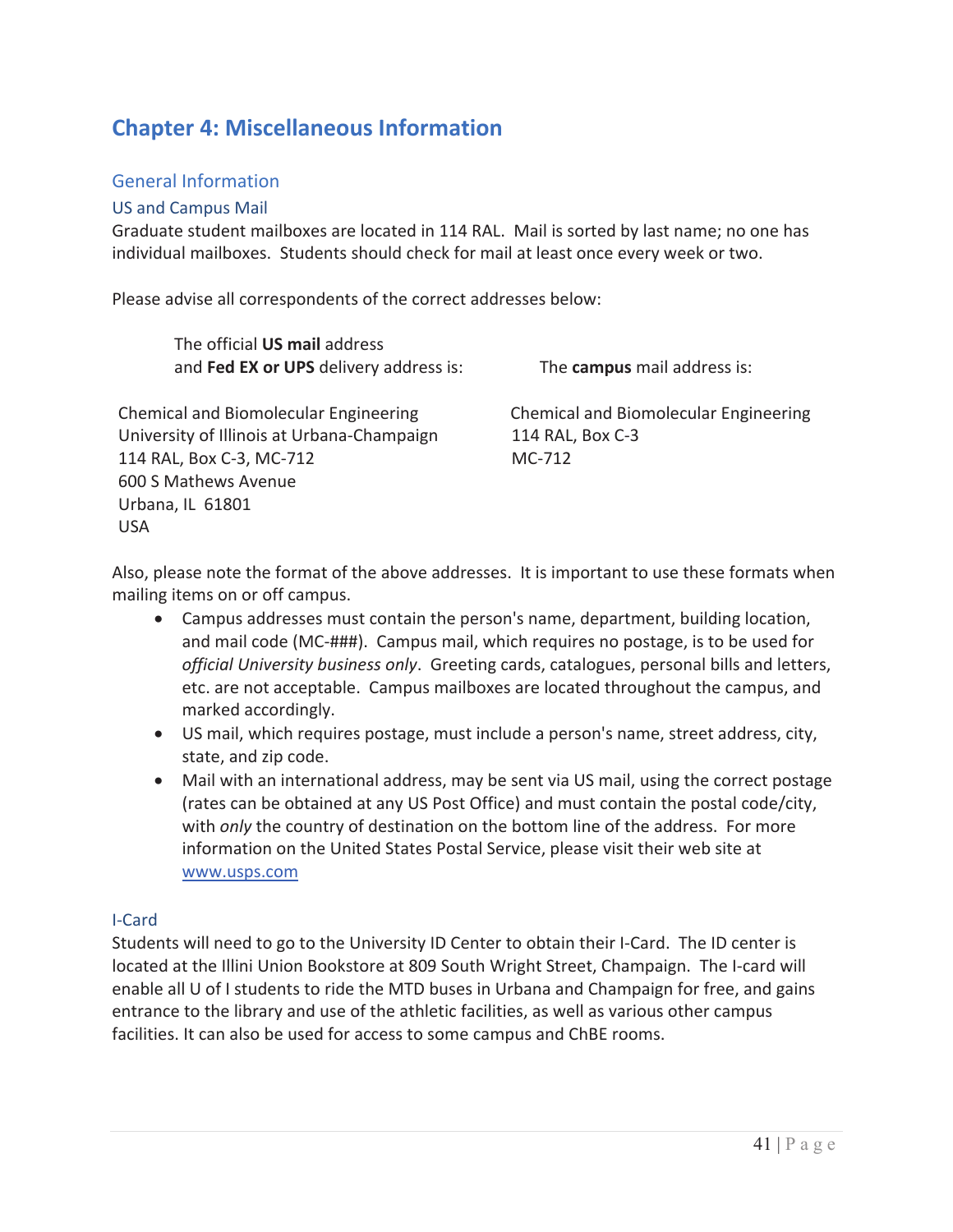# Chapter 4: Miscellaneous Information

## General Information

### US and Campus Mail

Graduate student mailboxes are located in 114 RAL. Mail is sorted by last name; no one has individual mailboxes. Students should check for mail at least once every week or two.

Please advise all correspondents of the correct addresses below:

The official **US mail** address and **Fed EX or UPS** delivery address is:

Chemical and Biomolecular Engineering
University of Illinois at Urbana-Champaign
114 RAL, Box C-3, MC-712
600 S Mathews Avenue
Urbana, IL 61801
USA

The **campus** mail address is:

Chemical and Biomolecular Engineering
114 RAL, Box C-3
MC-712

Also, please note the format of the above addresses. It is important to use these formats when mailing items on or off campus.

- Campus addresses must contain the person's name, department, building location, and mail code (MC-###). Campus mail, which requires no postage, is to be used for *official University business only*. Greeting cards, catalogues, personal bills and letters, etc. are not acceptable. Campus mailboxes are located throughout the campus, and marked accordingly.
- US mail, which requires postage, must include a person's name, street address, city, state, and zip code.
- Mail with an international address, may be sent via US mail, using the correct postage (rates can be obtained at any US Post Office) and must contain the postal code/city, with *only* the country of destination on the bottom line of the address. For more information on the United States Postal Service, please visit their web site at www.usps.com

### I-Card

Students will need to go to the University ID Center to obtain their I-Card. The ID center is located at the Illini Union Bookstore at 809 South Wright Street, Champaign. The I-card will enable all U of I students to ride the MTD buses in Urbana and Champaign for free, and gains entrance to the library and use of the athletic facilities, as well as various other campus facilities. It can also be used for access to some campus and ChBE rooms.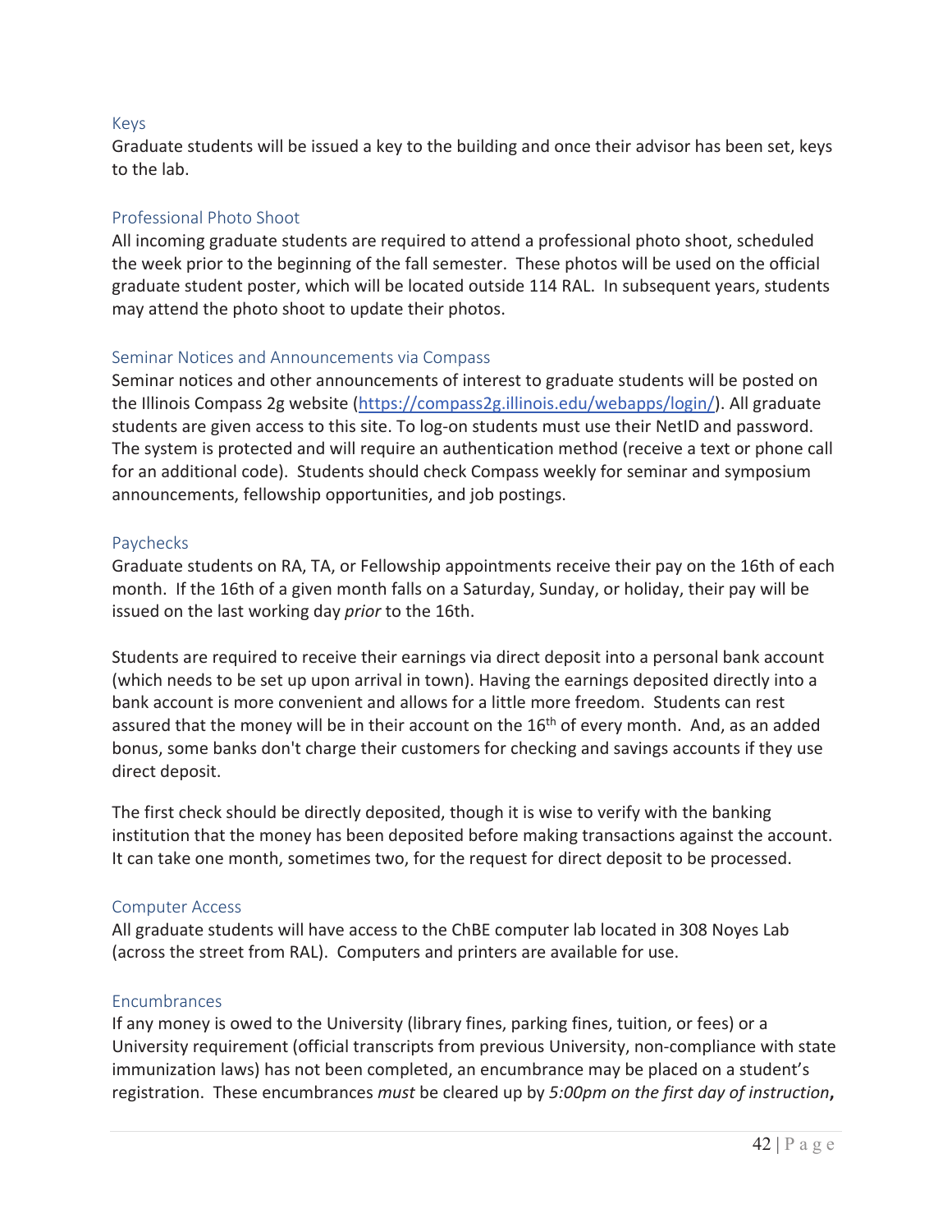### Keys

Graduate students will be issued a key to the building and once their advisor has been set, keys to the lab.

### Professional Photo Shoot

All incoming graduate students are required to attend a professional photo shoot, scheduled the week prior to the beginning of the fall semester. These photos will be used on the official graduate student poster, which will be located outside 114 RAL. In subsequent years, students may attend the photo shoot to update their photos.

### Seminar Notices and Announcements via Compass

Seminar notices and other announcements of interest to graduate students will be posted on the Illinois Compass 2g website (https://compass2g.illinois.edu/webapps/login/). All graduate students are given access to this site. To log-on students must use their NetID and password. The system is protected and will require an authentication method (receive a text or phone call for an additional code). Students should check Compass weekly for seminar and symposium announcements, fellowship opportunities, and job postings.

### Paychecks

Graduate students on RA, TA, or Fellowship appointments receive their pay on the 16th of each month. If the 16th of a given month falls on a Saturday, Sunday, or holiday, their pay will be issued on the last working day *prior* to the 16th.

Students are required to receive their earnings via direct deposit into a personal bank account (which needs to be set up upon arrival in town). Having the earnings deposited directly into a bank account is more convenient and allows for a little more freedom. Students can rest assured that the money will be in their account on the 16th of every month. And, as an added bonus, some banks don't charge their customers for checking and savings accounts if they use direct deposit.

The first check should be directly deposited, though it is wise to verify with the banking institution that the money has been deposited before making transactions against the account. It can take one month, sometimes two, for the request for direct deposit to be processed.

### Computer Access

All graduate students will have access to the ChBE computer lab located in 308 Noyes Lab (across the street from RAL). Computers and printers are available for use.

### Encumbrances

If any money is owed to the University (library fines, parking fines, tuition, or fees) or a University requirement (official transcripts from previous University, non-compliance with state immunization laws) has not been completed, an encumbrance may be placed on a student's registration. These encumbrances *must* be cleared up by *5:00pm on the first day of instruction*,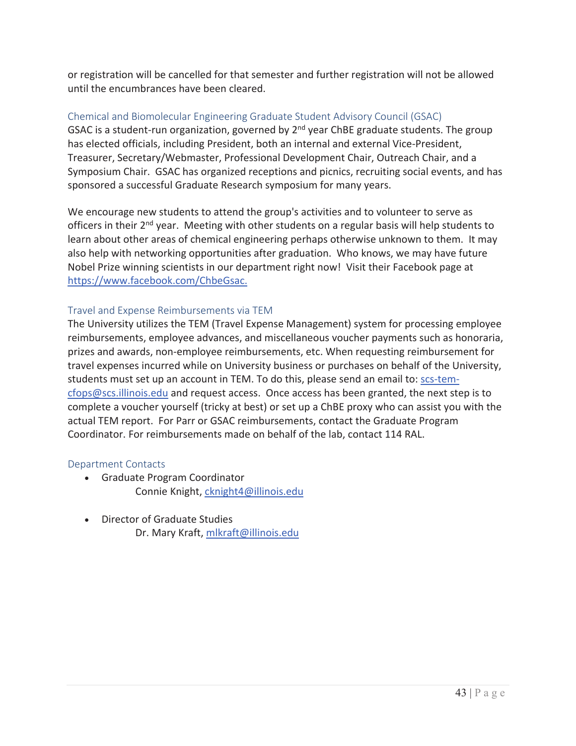or registration will be cancelled for that semester and further registration will not be allowed until the encumbrances have been cleared.

## Chemical and Biomolecular Engineering Graduate Student Advisory Council (GSAC)

GSAC is a student-run organization, governed by 2nd year ChBE graduate students. The group has elected officials, including President, both an internal and external Vice-President, Treasurer, Secretary/Webmaster, Professional Development Chair, Outreach Chair, and a Symposium Chair. GSAC has organized receptions and picnics, recruiting social events, and has sponsored a successful Graduate Research symposium for many years.

We encourage new students to attend the group's activities and to volunteer to serve as officers in their 2nd year. Meeting with other students on a regular basis will help students to learn about other areas of chemical engineering perhaps otherwise unknown to them. It may also help with networking opportunities after graduation. Who knows, we may have future Nobel Prize winning scientists in our department right now! Visit their Facebook page at https://www.facebook.com/ChbeGsac.

## Travel and Expense Reimbursements via TEM

The University utilizes the TEM (Travel Expense Management) system for processing employee reimbursements, employee advances, and miscellaneous voucher payments such as honoraria, prizes and awards, non-employee reimbursements, etc. When requesting reimbursement for travel expenses incurred while on University business or purchases on behalf of the University, students must set up an account in TEM. To do this, please send an email to: scs-tem-cfops@scs.illinois.edu and request access. Once access has been granted, the next step is to complete a voucher yourself (tricky at best) or set up a ChBE proxy who can assist you with the actual TEM report. For Parr or GSAC reimbursements, contact the Graduate Program Coordinator. For reimbursements made on behalf of the lab, contact 114 RAL.

## Department Contacts

- Graduate Program Coordinator
  Connie Knight, cknight4@illinois.edu

- Director of Graduate Studies
  Dr. Mary Kraft, mlkraft@illinois.edu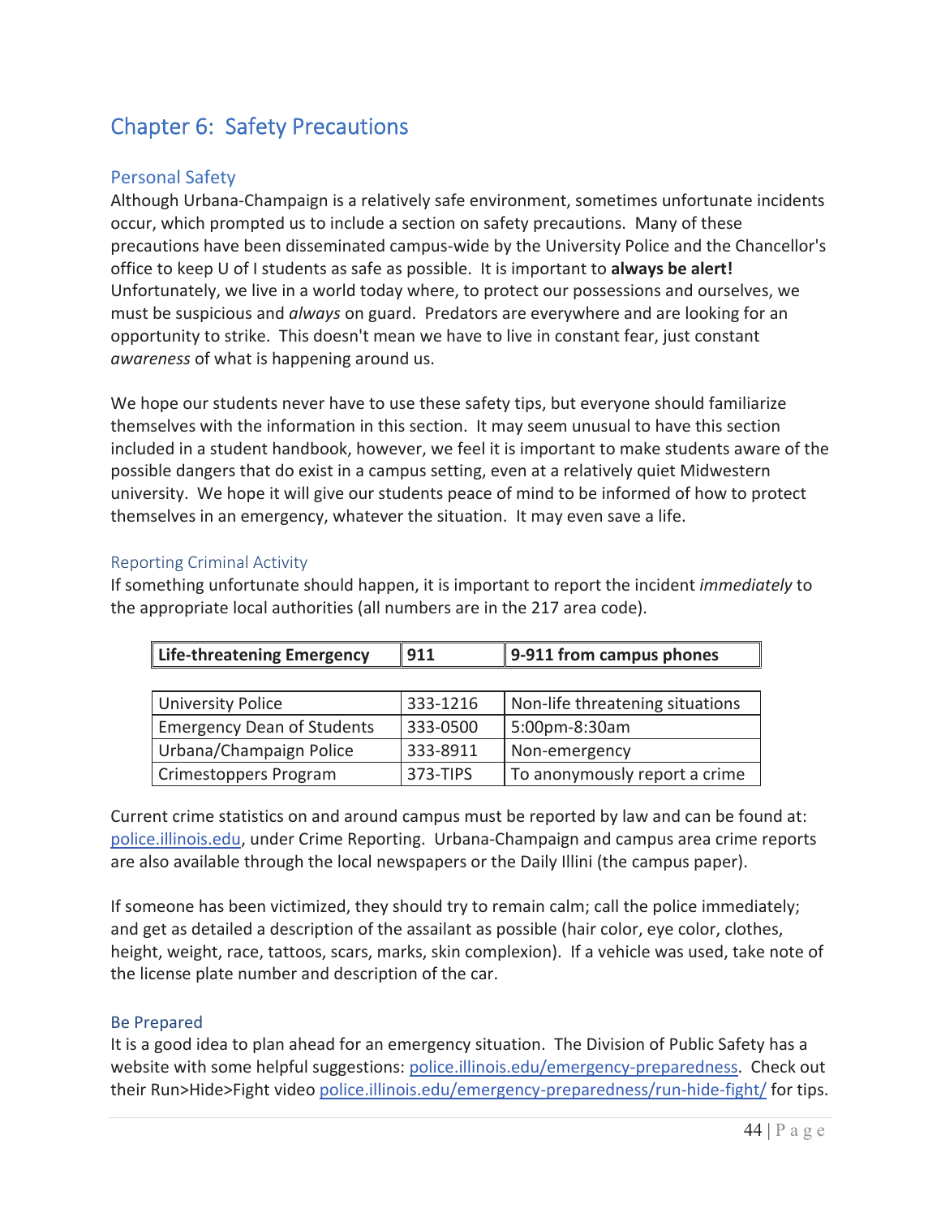# Chapter 6: Safety Precautions

## Personal Safety

Although Urbana-Champaign is a relatively safe environment, sometimes unfortunate incidents occur, which prompted us to include a section on safety precautions. Many of these precautions have been disseminated campus-wide by the University Police and the Chancellor's office to keep U of I students as safe as possible. It is important to **always be alert!** Unfortunately, we live in a world today where, to protect our possessions and ourselves, we must be suspicious and *always* on guard. Predators are everywhere and are looking for an opportunity to strike. This doesn't mean we have to live in constant fear, just constant *awareness* of what is happening around us.

We hope our students never have to use these safety tips, but everyone should familiarize themselves with the information in this section. It may seem unusual to have this section included in a student handbook, however, we feel it is important to make students aware of the possible dangers that do exist in a campus setting, even at a relatively quiet Midwestern university. We hope it will give our students peace of mind to be informed of how to protect themselves in an emergency, whatever the situation. It may even save a life.

### Reporting Criminal Activity

If something unfortunate should happen, it is important to report the incident *immediately* to the appropriate local authorities (all numbers are in the 217 area code).

| **Life-threatening Emergency** | **911** | **9-911 from campus phones** |
|---|---|---|
| University Police | 333-1216 | Non-life threatening situations |
| Emergency Dean of Students | 333-0500 | 5:00pm-8:30am |
| Urbana/Champaign Police | 333-8911 | Non-emergency |
| Crimestoppers Program | 373-TIPS | To anonymously report a crime |

Current crime statistics on and around campus must be reported by law and can be found at: police.illinois.edu, under Crime Reporting. Urbana-Champaign and campus area crime reports are also available through the local newspapers or the Daily Illini (the campus paper).

If someone has been victimized, they should try to remain calm; call the police immediately; and get as detailed a description of the assailant as possible (hair color, eye color, clothes, height, weight, race, tattoos, scars, marks, skin complexion). If a vehicle was used, take note of the license plate number and description of the car.

### Be Prepared

It is a good idea to plan ahead for an emergency situation. The Division of Public Safety has a website with some helpful suggestions: police.illinois.edu/emergency-preparedness. Check out their Run>Hide>Fight video police.illinois.edu/emergency-preparedness/run-hide-fight/ for tips.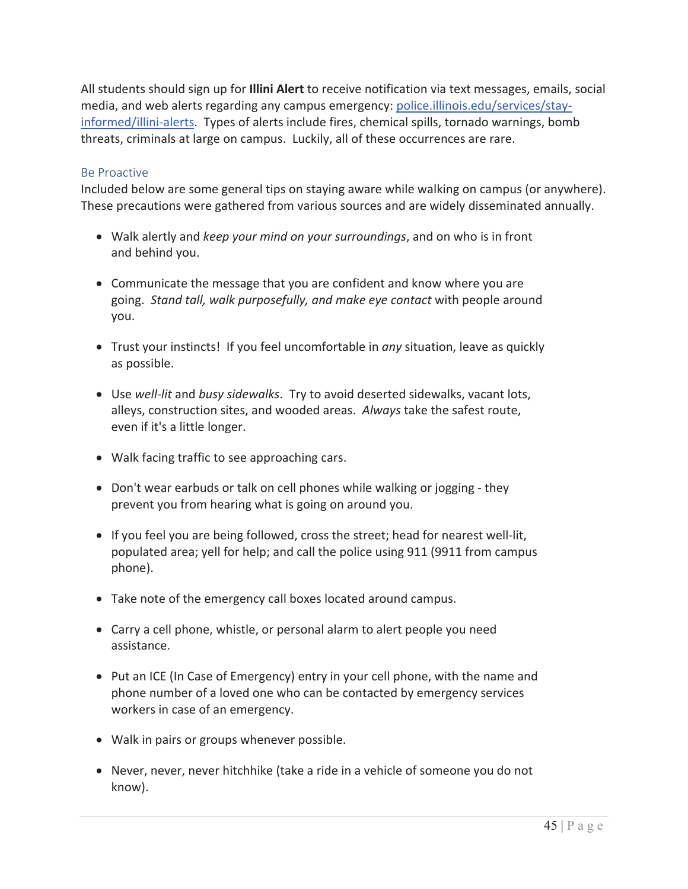All students should sign up for **Illini Alert** to receive notification via text messages, emails, social media, and web alerts regarding any campus emergency: [police.illinois.edu/services/stay-informed/illini-alerts](police.illinois.edu/services/stay-informed/illini-alerts). Types of alerts include fires, chemical spills, tornado warnings, bomb threats, criminals at large on campus. Luckily, all of these occurrences are rare.

### Be Proactive

Included below are some general tips on staying aware while walking on campus (or anywhere). These precautions were gathered from various sources and are widely disseminated annually.

- Walk alertly and *keep your mind on your surroundings*, and on who is in front and behind you.
- Communicate the message that you are confident and know where you are going. *Stand tall, walk purposefully, and make eye contact* with people around you.
- Trust your instincts! If you feel uncomfortable in *any* situation, leave as quickly as possible.
- Use *well-lit* and *busy sidewalks*. Try to avoid deserted sidewalks, vacant lots, alleys, construction sites, and wooded areas. *Always* take the safest route, even if it's a little longer.
- Walk facing traffic to see approaching cars.
- Don't wear earbuds or talk on cell phones while walking or jogging - they prevent you from hearing what is going on around you.
- If you feel you are being followed, cross the street; head for nearest well-lit, populated area; yell for help; and call the police using 911 (9911 from campus phone).
- Take note of the emergency call boxes located around campus.
- Carry a cell phone, whistle, or personal alarm to alert people you need assistance.
- Put an ICE (In Case of Emergency) entry in your cell phone, with the name and phone number of a loved one who can be contacted by emergency services workers in case of an emergency.
- Walk in pairs or groups whenever possible.
- Never, never, never hitchhike (take a ride in a vehicle of someone you do not know).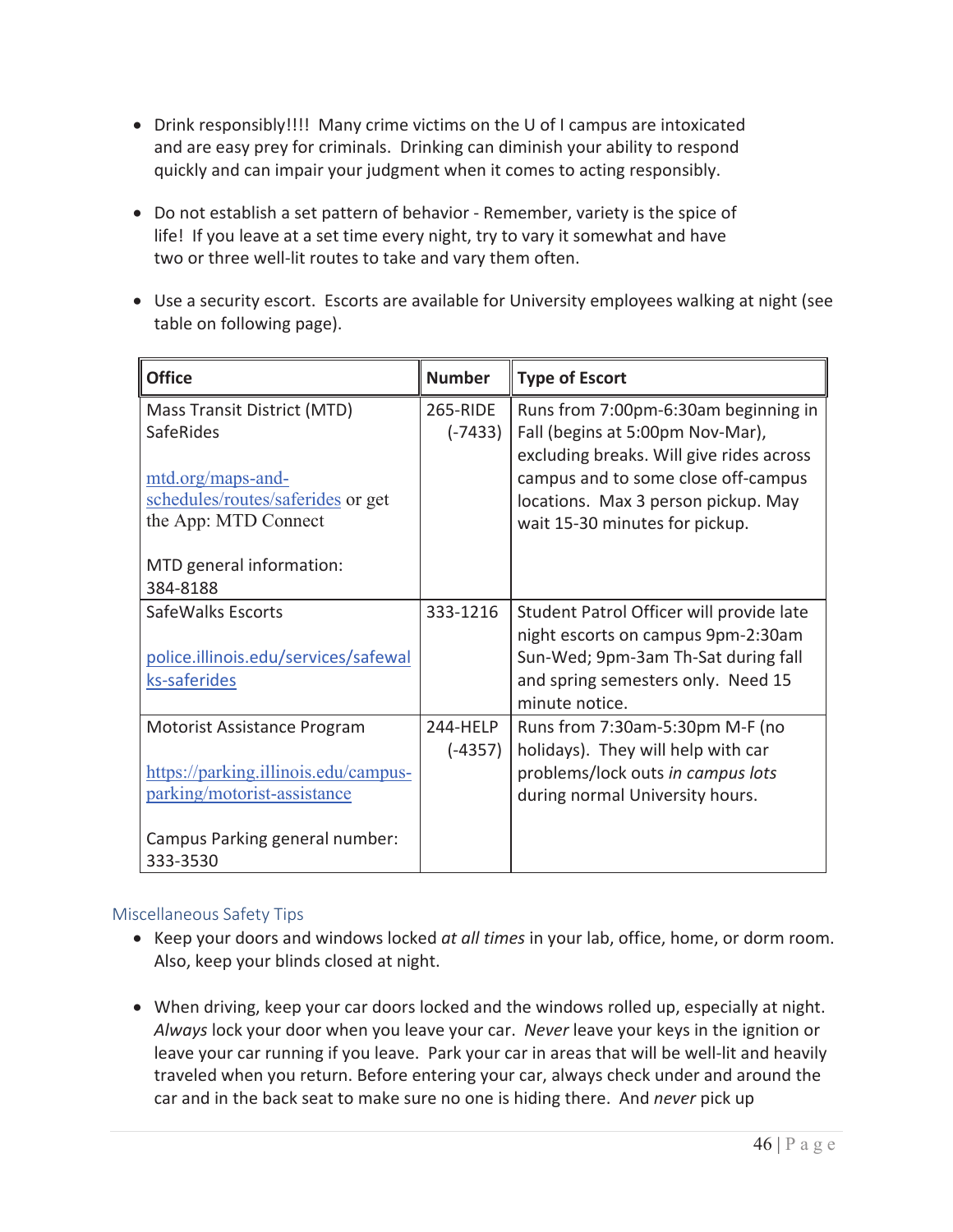- Drink responsibly!!!! Many crime victims on the U of I campus are intoxicated and are easy prey for criminals. Drinking can diminish your ability to respond quickly and can impair your judgment when it comes to acting responsibly.

- Do not establish a set pattern of behavior - Remember, variety is the spice of life! If you leave at a set time every night, try to vary it somewhat and have two or three well-lit routes to take and vary them often.

- Use a security escort. Escorts are available for University employees walking at night (see table on following page).

| Office | Number | Type of Escort |
|---|---|---|
| Mass Transit District (MTD) SafeRides<br><br>mtd.org/maps-and-schedules/routes/saferides or get the App: MTD Connect<br><br>MTD general information: 384-8188 | 265-RIDE (-7433) | Runs from 7:00pm-6:30am beginning in Fall (begins at 5:00pm Nov-Mar), excluding breaks. Will give rides across campus and to some close off-campus locations. Max 3 person pickup. May wait 15-30 minutes for pickup. |
| SafeWalks Escorts<br><br>police.illinois.edu/services/safewalks-saferides | 333-1216 | Student Patrol Officer will provide late night escorts on campus 9pm-2:30am Sun-Wed; 9pm-3am Th-Sat during fall and spring semesters only. Need 15 minute notice. |
| Motorist Assistance Program<br><br>https://parking.illinois.edu/campus-parking/motorist-assistance<br><br>Campus Parking general number: 333-3530 | 244-HELP (-4357) | Runs from 7:30am-5:30pm M-F (no holidays). They will help with car problems/lock outs *in campus lots* during normal University hours. |

### Miscellaneous Safety Tips

- Keep your doors and windows locked *at all times* in your lab, office, home, or dorm room. Also, keep your blinds closed at night.

- When driving, keep your car doors locked and the windows rolled up, especially at night. *Always* lock your door when you leave your car. *Never* leave your keys in the ignition or leave your car running if you leave. Park your car in areas that will be well-lit and heavily traveled when you return. Before entering your car, always check under and around the car and in the back seat to make sure no one is hiding there. And *never* pick up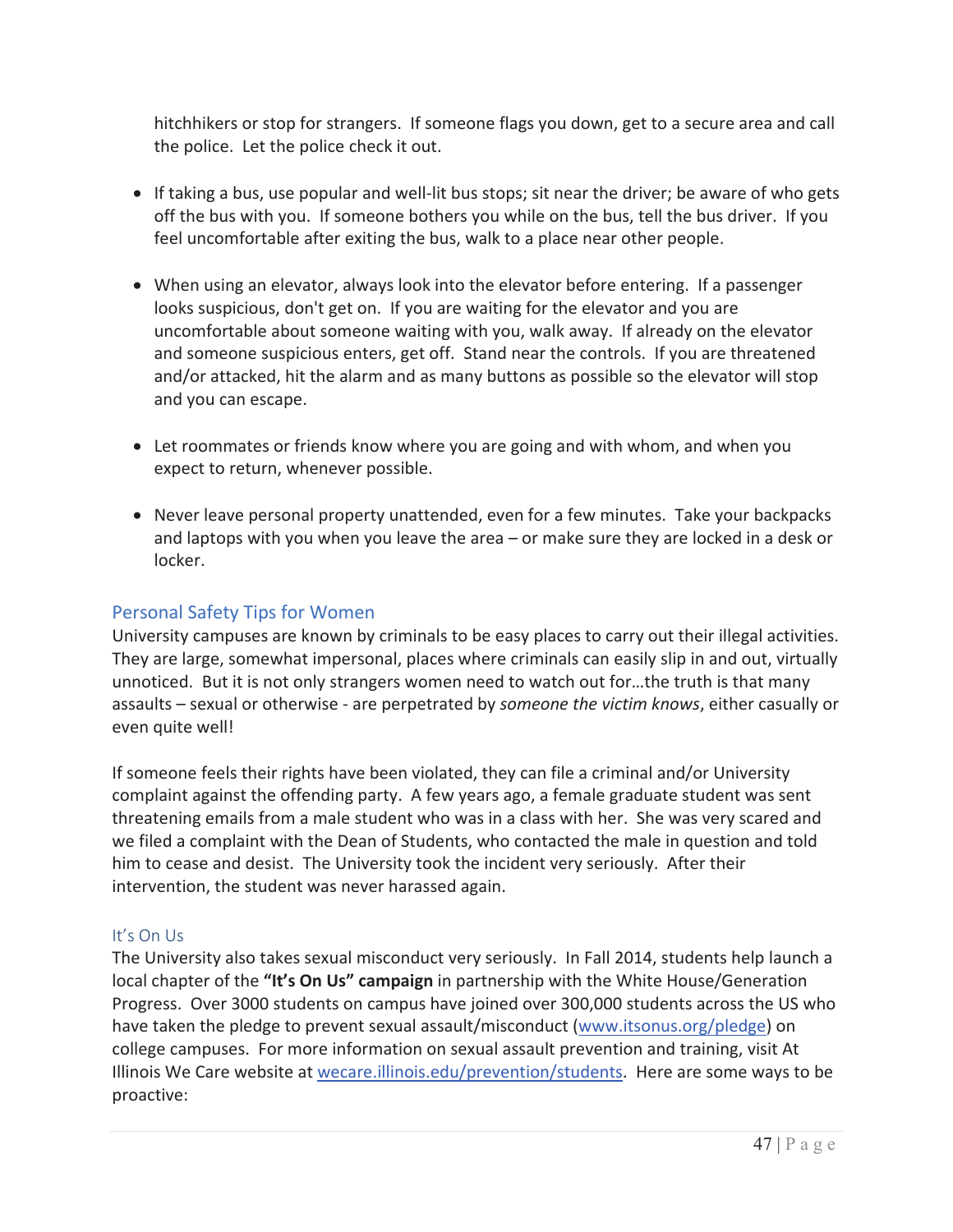hitchhikers or stop for strangers. If someone flags you down, get to a secure area and call the police. Let the police check it out.

- If taking a bus, use popular and well-lit bus stops; sit near the driver; be aware of who gets off the bus with you. If someone bothers you while on the bus, tell the bus driver. If you feel uncomfortable after exiting the bus, walk to a place near other people.

- When using an elevator, always look into the elevator before entering. If a passenger looks suspicious, don't get on. If you are waiting for the elevator and you are uncomfortable about someone waiting with you, walk away. If already on the elevator and someone suspicious enters, get off. Stand near the controls. If you are threatened and/or attacked, hit the alarm and as many buttons as possible so the elevator will stop and you can escape.

- Let roommates or friends know where you are going and with whom, and when you expect to return, whenever possible.

- Never leave personal property unattended, even for a few minutes. Take your backpacks and laptops with you when you leave the area – or make sure they are locked in a desk or locker.

## Personal Safety Tips for Women

University campuses are known by criminals to be easy places to carry out their illegal activities. They are large, somewhat impersonal, places where criminals can easily slip in and out, virtually unnoticed. But it is not only strangers women need to watch out for…the truth is that many assaults – sexual or otherwise - are perpetrated by *someone the victim knows*, either casually or even quite well!

If someone feels their rights have been violated, they can file a criminal and/or University complaint against the offending party. A few years ago, a female graduate student was sent threatening emails from a male student who was in a class with her. She was very scared and we filed a complaint with the Dean of Students, who contacted the male in question and told him to cease and desist. The University took the incident very seriously. After their intervention, the student was never harassed again.

### It's On Us

The University also takes sexual misconduct very seriously. In Fall 2014, students help launch a local chapter of the **"It's On Us" campaign** in partnership with the White House/Generation Progress. Over 3000 students on campus have joined over 300,000 students across the US who have taken the pledge to prevent sexual assault/misconduct ([www.itsonus.org/pledge](www.itsonus.org/pledge)) on college campuses. For more information on sexual assault prevention and training, visit At Illinois We Care website at [wecare.illinois.edu/prevention/students](wecare.illinois.edu/prevention/students). Here are some ways to be proactive: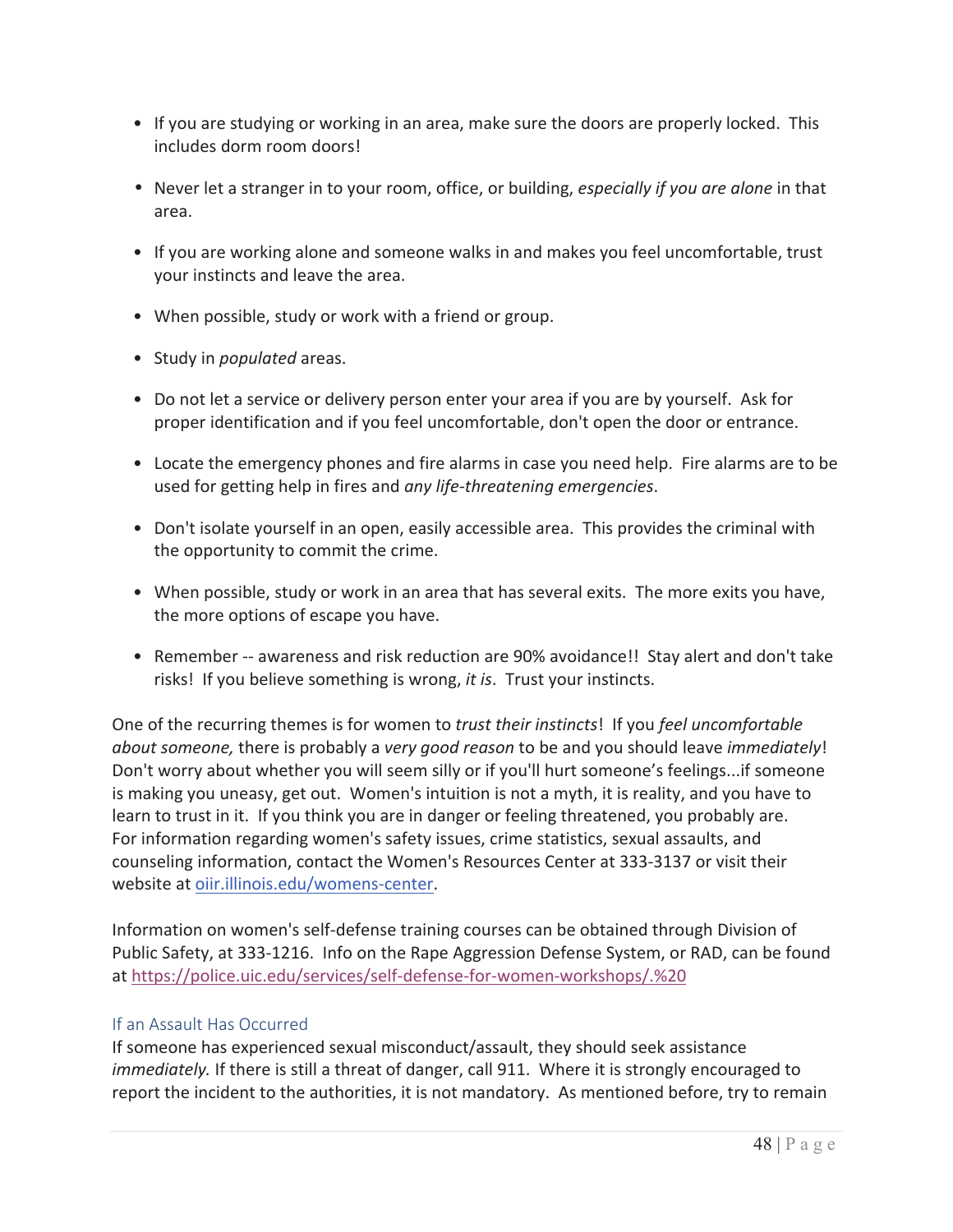- If you are studying or working in an area, make sure the doors are properly locked. This includes dorm room doors!
- Never let a stranger in to your room, office, or building, *especially if you are alone* in that area.
- If you are working alone and someone walks in and makes you feel uncomfortable, trust your instincts and leave the area.
- When possible, study or work with a friend or group.
- Study in *populated* areas.
- Do not let a service or delivery person enter your area if you are by yourself. Ask for proper identification and if you feel uncomfortable, don't open the door or entrance.
- Locate the emergency phones and fire alarms in case you need help. Fire alarms are to be used for getting help in fires and *any life-threatening emergencies*.
- Don't isolate yourself in an open, easily accessible area. This provides the criminal with the opportunity to commit the crime.
- When possible, study or work in an area that has several exits. The more exits you have, the more options of escape you have.
- Remember -- awareness and risk reduction are 90% avoidance!! Stay alert and don't take risks! If you believe something is wrong, *it is*. Trust your instincts.

One of the recurring themes is for women to *trust their instincts*! If you *feel uncomfortable about someone,* there is probably a *very good reason* to be and you should leave *immediately*! Don't worry about whether you will seem silly or if you'll hurt someone's feelings...if someone is making you uneasy, get out. Women's intuition is not a myth, it is reality, and you have to learn to trust in it. If you think you are in danger or feeling threatened, you probably are. For information regarding women's safety issues, crime statistics, sexual assaults, and counseling information, contact the Women's Resources Center at 333-3137 or visit their website at oiir.illinois.edu/womens-center.

Information on women's self-defense training courses can be obtained through Division of Public Safety, at 333-1216. Info on the Rape Aggression Defense System, or RAD, can be found at https://police.uic.edu/services/self-defense-for-women-workshops/.%20

### If an Assault Has Occurred

If someone has experienced sexual misconduct/assault, they should seek assistance *immediately.* If there is still a threat of danger, call 911. Where it is strongly encouraged to report the incident to the authorities, it is not mandatory. As mentioned before, try to remain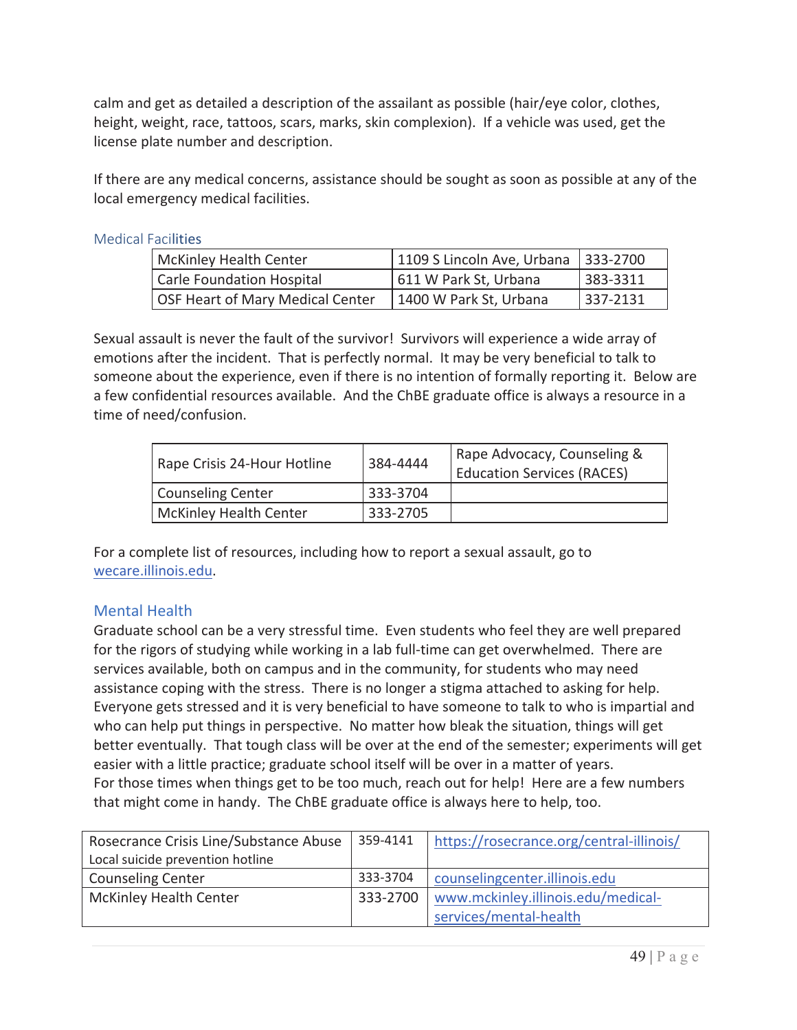calm and get as detailed a description of the assailant as possible (hair/eye color, clothes, height, weight, race, tattoos, scars, marks, skin complexion). If a vehicle was used, get the license plate number and description.

If there are any medical concerns, assistance should be sought as soon as possible at any of the local emergency medical facilities.

### Medical Facilities

| | | |
|---|---|---|
| McKinley Health Center | 1109 S Lincoln Ave, Urbana | 333-2700 |
| Carle Foundation Hospital | 611 W Park St, Urbana | 383-3311 |
| OSF Heart of Mary Medical Center | 1400 W Park St, Urbana | 337-2131 |

Sexual assault is never the fault of the survivor! Survivors will experience a wide array of emotions after the incident. That is perfectly normal. It may be very beneficial to talk to someone about the experience, even if there is no intention of formally reporting it. Below are a few confidential resources available. And the ChBE graduate office is always a resource in a time of need/confusion.

| | | |
|---|---|---|
| Rape Crisis 24-Hour Hotline | 384-4444 | Rape Advocacy, Counseling & Education Services (RACES) |
| Counseling Center | 333-3704 | |
| McKinley Health Center | 333-2705 | |

For a complete list of resources, including how to report a sexual assault, go to wecare.illinois.edu.

## Mental Health

Graduate school can be a very stressful time. Even students who feel they are well prepared for the rigors of studying while working in a lab full-time can get overwhelmed. There are services available, both on campus and in the community, for students who may need assistance coping with the stress. There is no longer a stigma attached to asking for help. Everyone gets stressed and it is very beneficial to have someone to talk to who is impartial and who can help put things in perspective. No matter how bleak the situation, things will get better eventually. That tough class will be over at the end of the semester; experiments will get easier with a little practice; graduate school itself will be over in a matter of years.
For those times when things get to be too much, reach out for help! Here are a few numbers that might come in handy. The ChBE graduate office is always here to help, too.

| | | |
|---|---|---|
| Rosecrance Crisis Line/Substance Abuse<br>Local suicide prevention hotline | 359-4141 | https://rosecrance.org/central-illinois/ |
| Counseling Center | 333-3704 | counselingcenter.illinois.edu |
| McKinley Health Center | 333-2700 | www.mckinley.illinois.edu/medical-services/mental-health |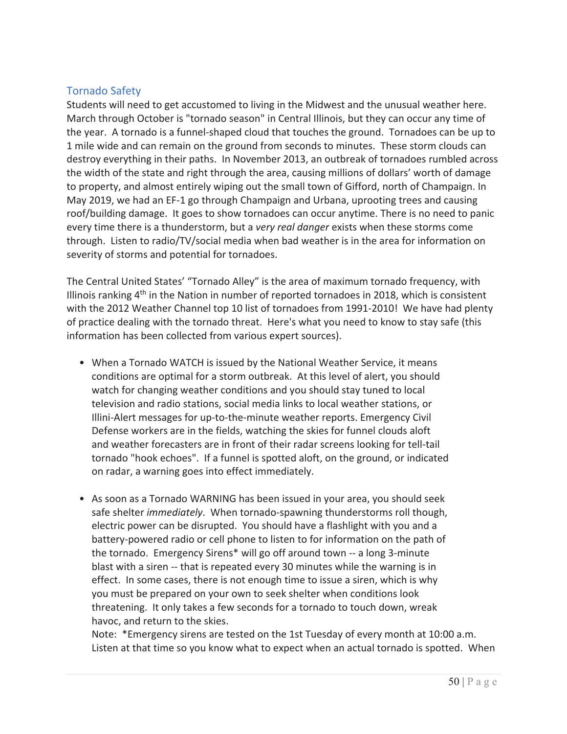## Tornado Safety

Students will need to get accustomed to living in the Midwest and the unusual weather here. March through October is "tornado season" in Central Illinois, but they can occur any time of the year. A tornado is a funnel-shaped cloud that touches the ground. Tornadoes can be up to 1 mile wide and can remain on the ground from seconds to minutes. These storm clouds can destroy everything in their paths. In November 2013, an outbreak of tornadoes rumbled across the width of the state and right through the area, causing millions of dollars' worth of damage to property, and almost entirely wiping out the small town of Gifford, north of Champaign. In May 2019, we had an EF-1 go through Champaign and Urbana, uprooting trees and causing roof/building damage. It goes to show tornadoes can occur anytime. There is no need to panic every time there is a thunderstorm, but a *very real danger* exists when these storms come through. Listen to radio/TV/social media when bad weather is in the area for information on severity of storms and potential for tornadoes.

The Central United States' "Tornado Alley" is the area of maximum tornado frequency, with Illinois ranking 4th in the Nation in number of reported tornadoes in 2018, which is consistent with the 2012 Weather Channel top 10 list of tornadoes from 1991-2010! We have had plenty of practice dealing with the tornado threat. Here's what you need to know to stay safe (this information has been collected from various expert sources).

- When a Tornado WATCH is issued by the National Weather Service, it means conditions are optimal for a storm outbreak. At this level of alert, you should watch for changing weather conditions and you should stay tuned to local television and radio stations, social media links to local weather stations, or Illini-Alert messages for up-to-the-minute weather reports. Emergency Civil Defense workers are in the fields, watching the skies for funnel clouds aloft and weather forecasters are in front of their radar screens looking for tell-tail tornado "hook echoes". If a funnel is spotted aloft, on the ground, or indicated on radar, a warning goes into effect immediately.

- As soon as a Tornado WARNING has been issued in your area, you should seek safe shelter *immediately*. When tornado-spawning thunderstorms roll though, electric power can be disrupted. You should have a flashlight with you and a battery-powered radio or cell phone to listen to for information on the path of the tornado. Emergency Sirens* will go off around town -- a long 3-minute blast with a siren -- that is repeated every 30 minutes while the warning is in effect. In some cases, there is not enough time to issue a siren, which is why you must be prepared on your own to seek shelter when conditions look threatening. It only takes a few seconds for a tornado to touch down, wreak havoc, and return to the skies.

  Note: *Emergency sirens are tested on the 1st Tuesday of every month at 10:00 a.m. Listen at that time so you know what to expect when an actual tornado is spotted. When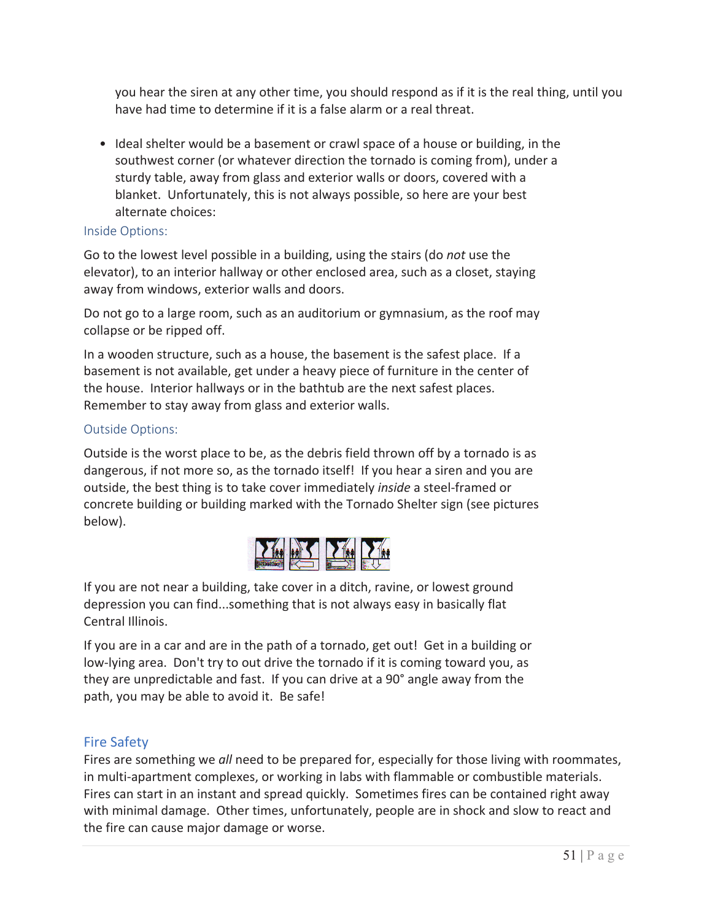you hear the siren at any other time, you should respond as if it is the real thing, until you have had time to determine if it is a false alarm or a real threat.

- Ideal shelter would be a basement or crawl space of a house or building, in the southwest corner (or whatever direction the tornado is coming from), under a sturdy table, away from glass and exterior walls or doors, covered with a blanket. Unfortunately, this is not always possible, so here are your best alternate choices:

### Inside Options:

Go to the lowest level possible in a building, using the stairs (do *not* use the elevator), to an interior hallway or other enclosed area, such as a closet, staying away from windows, exterior walls and doors.

Do not go to a large room, such as an auditorium or gymnasium, as the roof may collapse or be ripped off.

In a wooden structure, such as a house, the basement is the safest place. If a basement is not available, get under a heavy piece of furniture in the center of the house. Interior hallways or in the bathtub are the next safest places. Remember to stay away from glass and exterior walls.

### Outside Options:

Outside is the worst place to be, as the debris field thrown off by a tornado is as dangerous, if not more so, as the tornado itself! If you hear a siren and you are outside, the best thing is to take cover immediately *inside* a steel-framed or concrete building or building marked with the Tornado Shelter sign (see pictures below).

If you are not near a building, take cover in a ditch, ravine, or lowest ground depression you can find...something that is not always easy in basically flat Central Illinois.

If you are in a car and are in the path of a tornado, get out! Get in a building or low-lying area. Don't try to out drive the tornado if it is coming toward you, as they are unpredictable and fast. If you can drive at a 90° angle away from the path, you may be able to avoid it. Be safe!

## Fire Safety

Fires are something we *all* need to be prepared for, especially for those living with roommates, in multi-apartment complexes, or working in labs with flammable or combustible materials. Fires can start in an instant and spread quickly. Sometimes fires can be contained right away with minimal damage. Other times, unfortunately, people are in shock and slow to react and the fire can cause major damage or worse.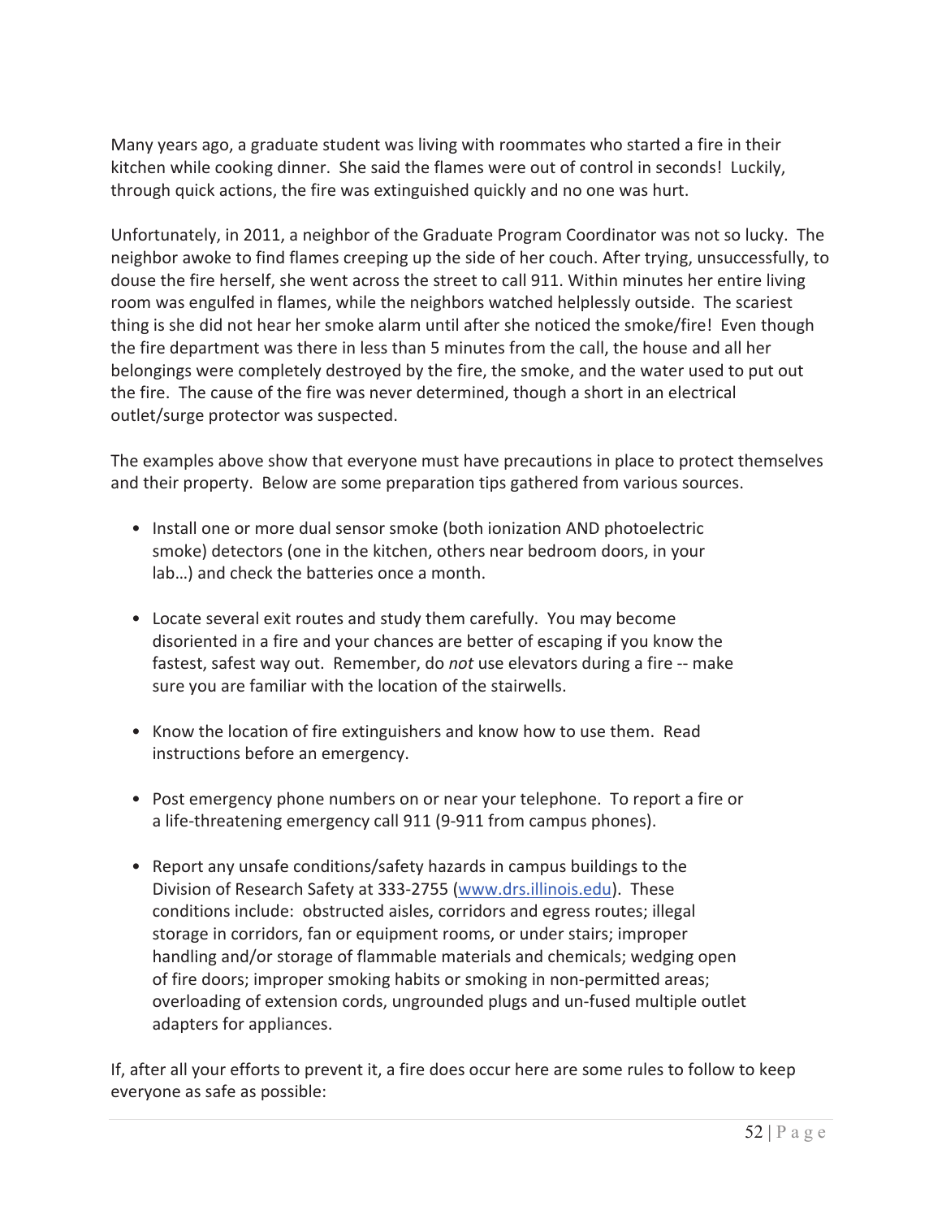Many years ago, a graduate student was living with roommates who started a fire in their kitchen while cooking dinner. She said the flames were out of control in seconds! Luckily, through quick actions, the fire was extinguished quickly and no one was hurt.

Unfortunately, in 2011, a neighbor of the Graduate Program Coordinator was not so lucky. The neighbor awoke to find flames creeping up the side of her couch. After trying, unsuccessfully, to douse the fire herself, she went across the street to call 911. Within minutes her entire living room was engulfed in flames, while the neighbors watched helplessly outside. The scariest thing is she did not hear her smoke alarm until after she noticed the smoke/fire! Even though the fire department was there in less than 5 minutes from the call, the house and all her belongings were completely destroyed by the fire, the smoke, and the water used to put out the fire. The cause of the fire was never determined, though a short in an electrical outlet/surge protector was suspected.

The examples above show that everyone must have precautions in place to protect themselves and their property. Below are some preparation tips gathered from various sources.

- Install one or more dual sensor smoke (both ionization AND photoelectric smoke) detectors (one in the kitchen, others near bedroom doors, in your lab…) and check the batteries once a month.
- Locate several exit routes and study them carefully. You may become disoriented in a fire and your chances are better of escaping if you know the fastest, safest way out. Remember, do *not* use elevators during a fire -- make sure you are familiar with the location of the stairwells.
- Know the location of fire extinguishers and know how to use them. Read instructions before an emergency.
- Post emergency phone numbers on or near your telephone. To report a fire or a life-threatening emergency call 911 (9-911 from campus phones).
- Report any unsafe conditions/safety hazards in campus buildings to the Division of Research Safety at 333-2755 ([www.drs.illinois.edu](http://www.drs.illinois.edu)). These conditions include: obstructed aisles, corridors and egress routes; illegal storage in corridors, fan or equipment rooms, or under stairs; improper handling and/or storage of flammable materials and chemicals; wedging open of fire doors; improper smoking habits or smoking in non-permitted areas; overloading of extension cords, ungrounded plugs and un-fused multiple outlet adapters for appliances.

If, after all your efforts to prevent it, a fire does occur here are some rules to follow to keep everyone as safe as possible: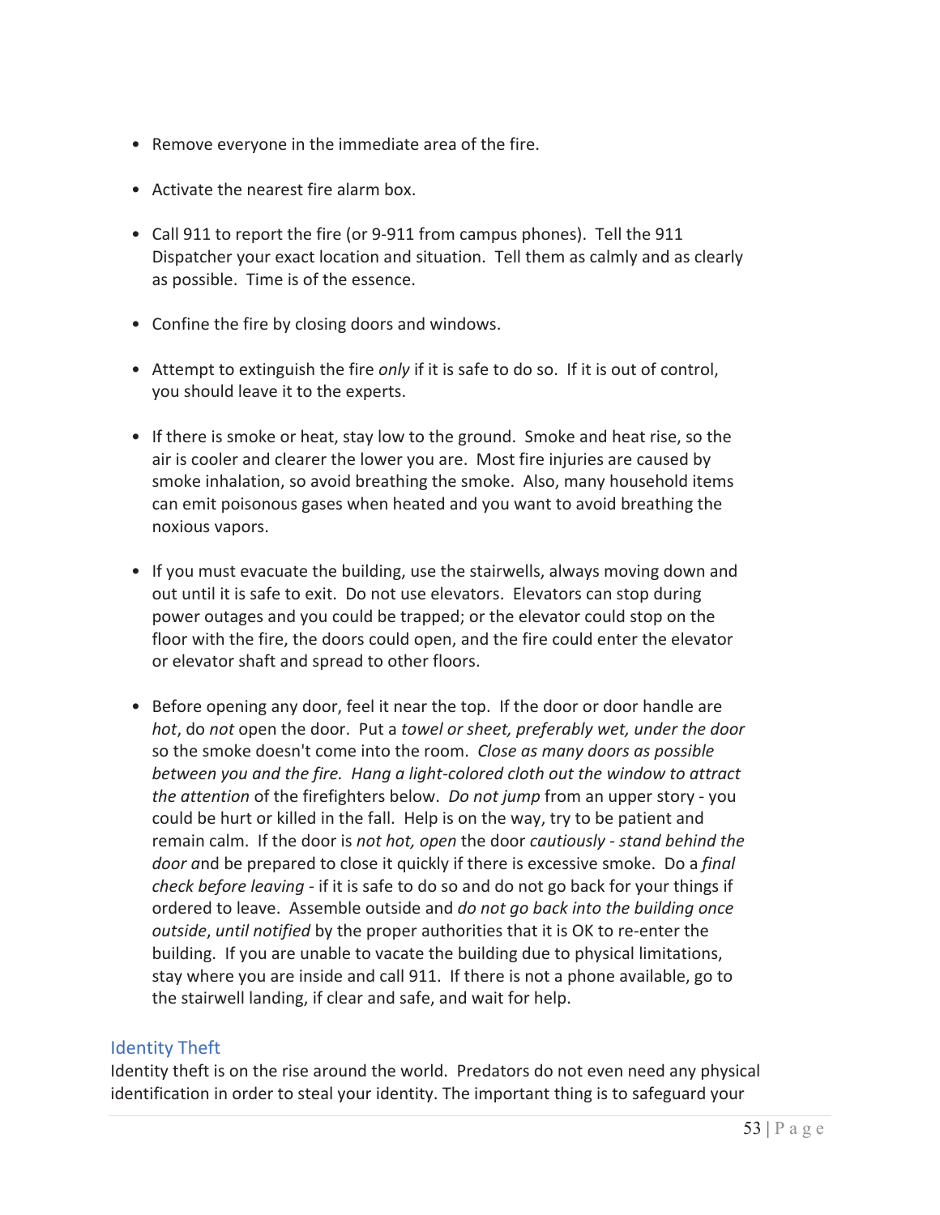- Remove everyone in the immediate area of the fire.
- Activate the nearest fire alarm box.
- Call 911 to report the fire (or 9-911 from campus phones). Tell the 911 Dispatcher your exact location and situation. Tell them as calmly and as clearly as possible. Time is of the essence.
- Confine the fire by closing doors and windows.
- Attempt to extinguish the fire *only* if it is safe to do so. If it is out of control, you should leave it to the experts.
- If there is smoke or heat, stay low to the ground. Smoke and heat rise, so the air is cooler and clearer the lower you are. Most fire injuries are caused by smoke inhalation, so avoid breathing the smoke. Also, many household items can emit poisonous gases when heated and you want to avoid breathing the noxious vapors.
- If you must evacuate the building, use the stairwells, always moving down and out until it is safe to exit. Do not use elevators. Elevators can stop during power outages and you could be trapped; or the elevator could stop on the floor with the fire, the doors could open, and the fire could enter the elevator or elevator shaft and spread to other floors.
- Before opening any door, feel it near the top. If the door or door handle are *hot*, do *not* open the door. Put a *towel or sheet, preferably wet, under the door* so the smoke doesn't come into the room. *Close as many doors as possible between you and the fire. Hang a light-colored cloth out the window to attract the attention* of the firefighters below. *Do not jump* from an upper story - you could be hurt or killed in the fall. Help is on the way, try to be patient and remain calm. If the door is *not hot, open* the door *cautiously* - *stand behind the door a*nd be prepared to close it quickly if there is excessive smoke. Do a *final check before leaving* - if it is safe to do so and do not go back for your things if ordered to leave. Assemble outside and *do not go back into the building once outside*, *until notified* by the proper authorities that it is OK to re-enter the building. If you are unable to vacate the building due to physical limitations, stay where you are inside and call 911. If there is not a phone available, go to the stairwell landing, if clear and safe, and wait for help.

## Identity Theft

Identity theft is on the rise around the world. Predators do not even need any physical identification in order to steal your identity. The important thing is to safeguard your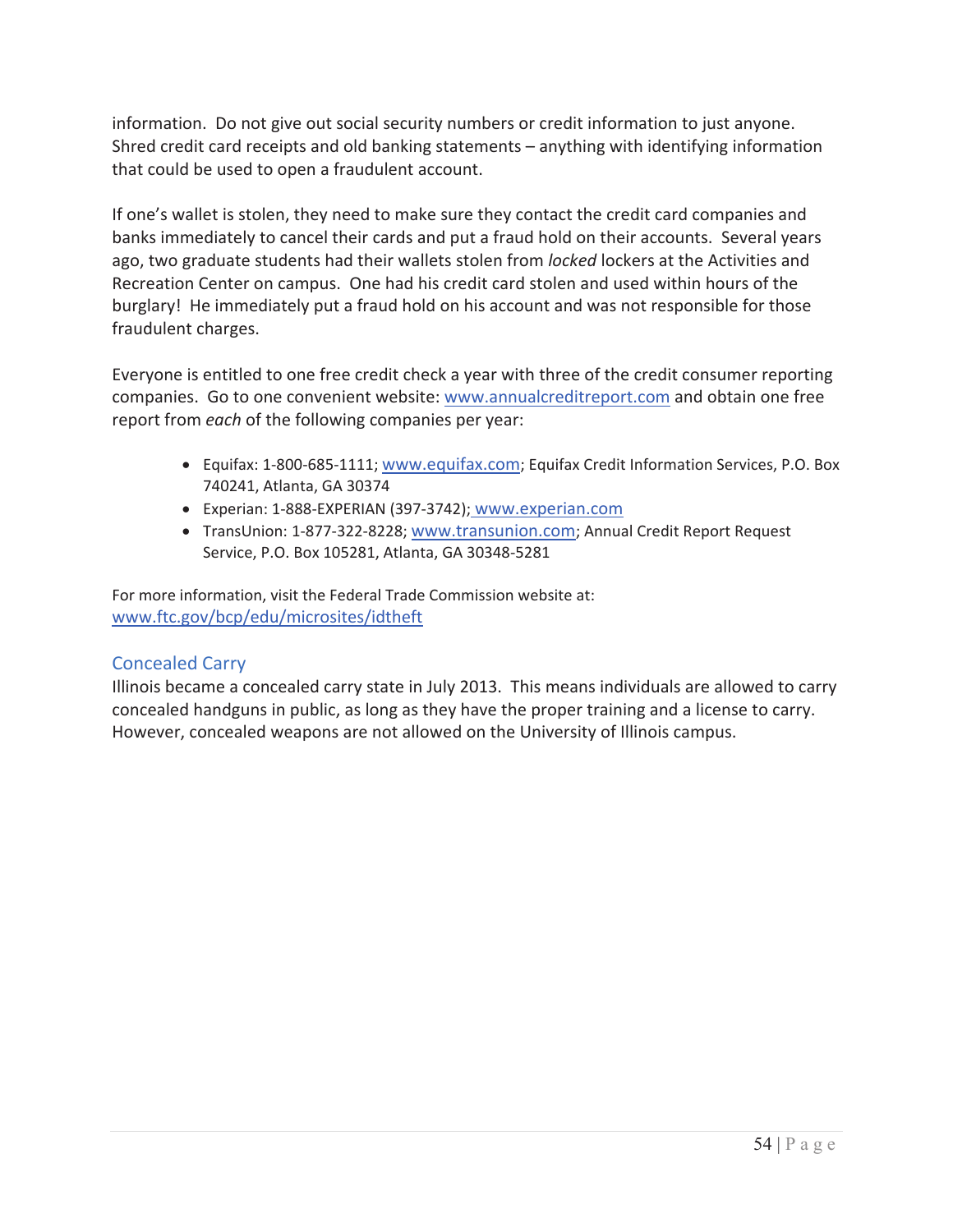information. Do not give out social security numbers or credit information to just anyone. Shred credit card receipts and old banking statements – anything with identifying information that could be used to open a fraudulent account.

If one's wallet is stolen, they need to make sure they contact the credit card companies and banks immediately to cancel their cards and put a fraud hold on their accounts. Several years ago, two graduate students had their wallets stolen from *locked* lockers at the Activities and Recreation Center on campus. One had his credit card stolen and used within hours of the burglary! He immediately put a fraud hold on his account and was not responsible for those fraudulent charges.

Everyone is entitled to one free credit check a year with three of the credit consumer reporting companies. Go to one convenient website: www.annualcreditreport.com and obtain one free report from *each* of the following companies per year:

- Equifax: 1-800-685-1111; www.equifax.com; Equifax Credit Information Services, P.O. Box 740241, Atlanta, GA 30374
- Experian: 1-888-EXPERIAN (397-3742); www.experian.com
- TransUnion: 1-877-322-8228; www.transunion.com; Annual Credit Report Request Service, P.O. Box 105281, Atlanta, GA 30348-5281

For more information, visit the Federal Trade Commission website at: www.ftc.gov/bcp/edu/microsites/idtheft

## Concealed Carry

Illinois became a concealed carry state in July 2013. This means individuals are allowed to carry concealed handguns in public, as long as they have the proper training and a license to carry. However, concealed weapons are not allowed on the University of Illinois campus.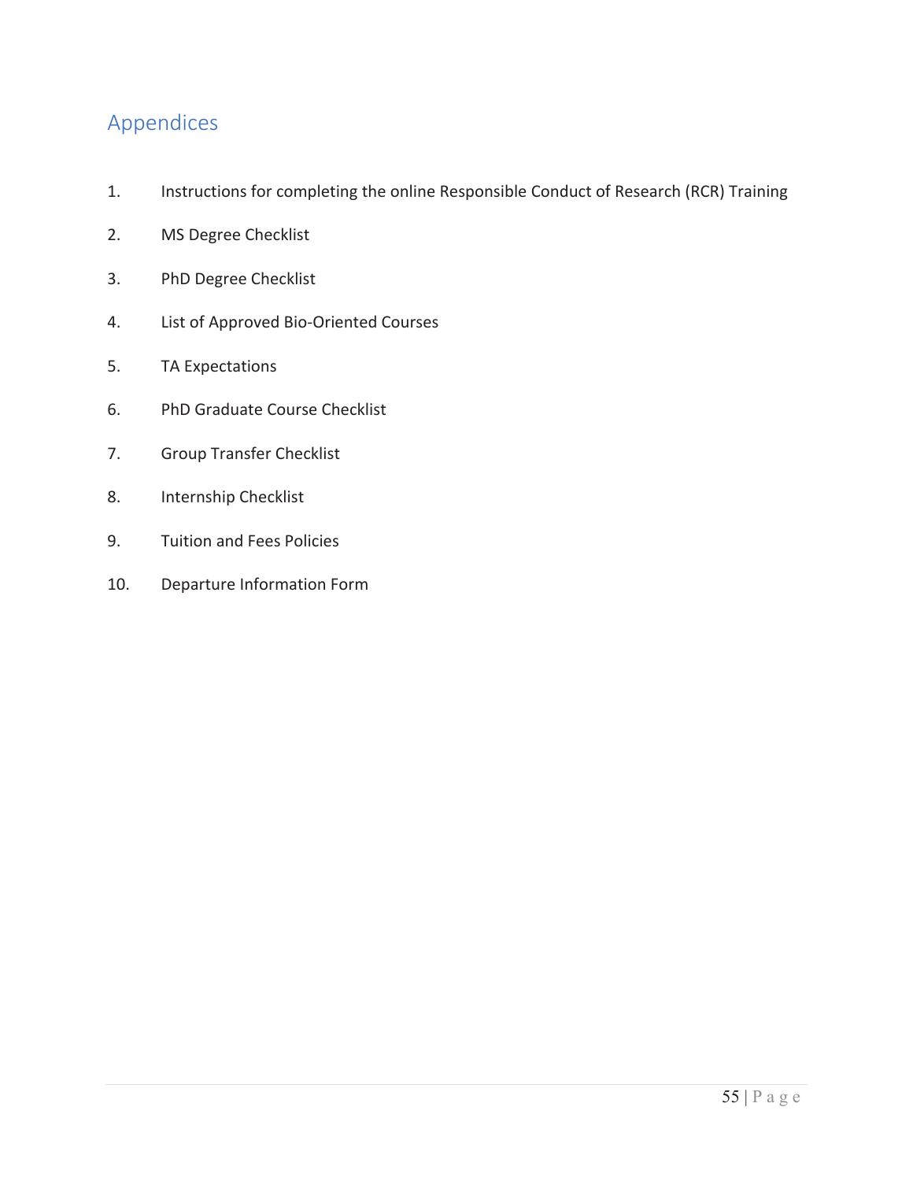# Appendices

1. Instructions for completing the online Responsible Conduct of Research (RCR) Training
2. MS Degree Checklist
3. PhD Degree Checklist
4. List of Approved Bio-Oriented Courses
5. TA Expectations
6. PhD Graduate Course Checklist
7. Group Transfer Checklist
8. Internship Checklist
9. Tuition and Fees Policies
10. Departure Information Form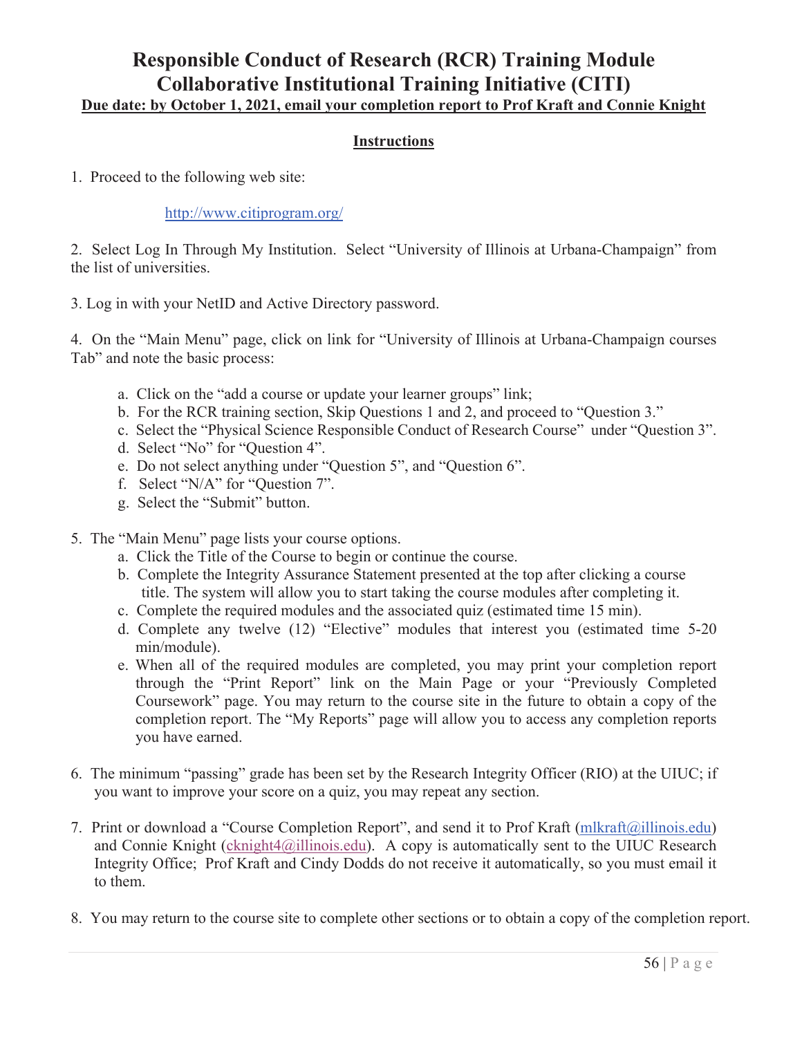# Responsible Conduct of Research (RCR) Training Module
# Collaborative Institutional Training Initiative (CITI)

**Due date: by October 1, 2021, email your completion report to Prof Kraft and Connie Knight**

## Instructions

1. Proceed to the following web site:

   http://www.citiprogram.org/

2. Select Log In Through My Institution. Select "University of Illinois at Urbana-Champaign" from the list of universities.

3. Log in with your NetID and Active Directory password.

4. On the "Main Menu" page, click on link for "University of Illinois at Urbana-Champaign courses Tab" and note the basic process:

   a. Click on the "add a course or update your learner groups" link;
   b. For the RCR training section, Skip Questions 1 and 2, and proceed to "Question 3."
   c. Select the "Physical Science Responsible Conduct of Research Course" under "Question 3".
   d. Select "No" for "Question 4".
   e. Do not select anything under "Question 5", and "Question 6".
   f. Select "N/A" for "Question 7".
   g. Select the "Submit" button.

5. The "Main Menu" page lists your course options.

   a. Click the Title of the Course to begin or continue the course.
   b. Complete the Integrity Assurance Statement presented at the top after clicking a course title. The system will allow you to start taking the course modules after completing it.
   c. Complete the required modules and the associated quiz (estimated time 15 min).
   d. Complete any twelve (12) "Elective" modules that interest you (estimated time 5-20 min/module).
   e. When all of the required modules are completed, you may print your completion report through the "Print Report" link on the Main Page or your "Previously Completed Coursework" page. You may return to the course site in the future to obtain a copy of the completion report. The "My Reports" page will allow you to access any completion reports you have earned.

6. The minimum "passing" grade has been set by the Research Integrity Officer (RIO) at the UIUC; if you want to improve your score on a quiz, you may repeat any section.

7. Print or download a "Course Completion Report", and send it to Prof Kraft (mlkraft@illinois.edu) and Connie Knight (cknight4@illinois.edu). A copy is automatically sent to the UIUC Research Integrity Office; Prof Kraft and Cindy Dodds do not receive it automatically, so you must email it to them.

8. You may return to the course site to complete other sections or to obtain a copy of the completion report.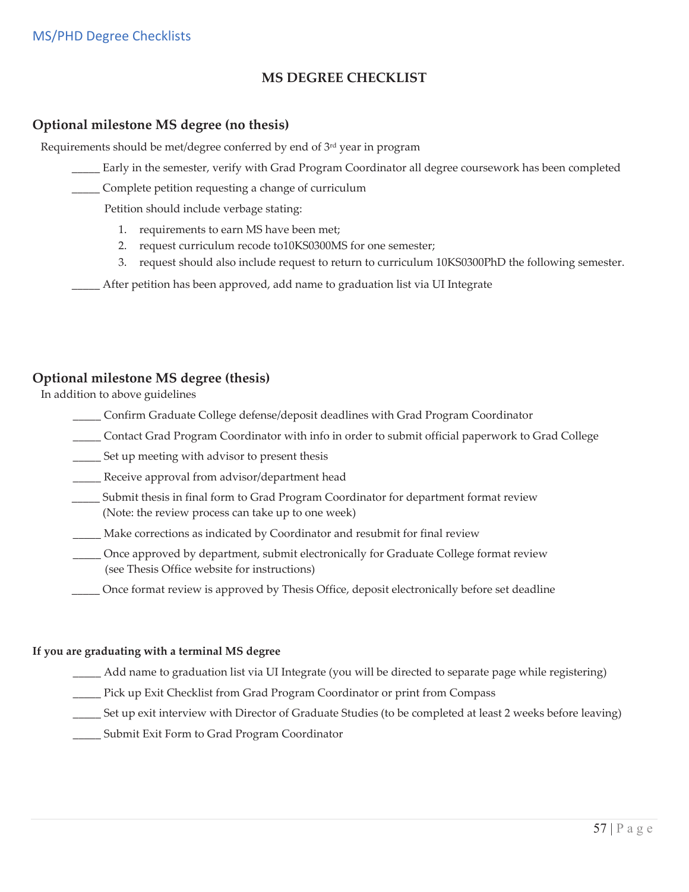# MS DEGREE CHECKLIST

## Optional milestone MS degree (no thesis)

Requirements should be met/degree conferred by end of 3rd year in program

_____ Early in the semester, verify with Grad Program Coordinator all degree coursework has been completed

_____ Complete petition requesting a change of curriculum

Petition should include verbage stating:

1. requirements to earn MS have been met;
2. request curriculum recode to10KS0300MS for one semester;
3. request should also include request to return to curriculum 10KS0300PhD the following semester.

_____ After petition has been approved, add name to graduation list via UI Integrate

## Optional milestone MS degree (thesis)

In addition to above guidelines

_____ Confirm Graduate College defense/deposit deadlines with Grad Program Coordinator

_____ Contact Grad Program Coordinator with info in order to submit official paperwork to Grad College

_____ Set up meeting with advisor to present thesis

_____ Receive approval from advisor/department head

_____ Submit thesis in final form to Grad Program Coordinator for department format review (Note: the review process can take up to one week)

_____ Make corrections as indicated by Coordinator and resubmit for final review

_____ Once approved by department, submit electronically for Graduate College format review (see Thesis Office website for instructions)

_____ Once format review is approved by Thesis Office, deposit electronically before set deadline

**If you are graduating with a terminal MS degree**

_____ Add name to graduation list via UI Integrate (you will be directed to separate page while registering)

_____ Pick up Exit Checklist from Grad Program Coordinator or print from Compass

_____ Set up exit interview with Director of Graduate Studies (to be completed at least 2 weeks before leaving)

_____ Submit Exit Form to Grad Program Coordinator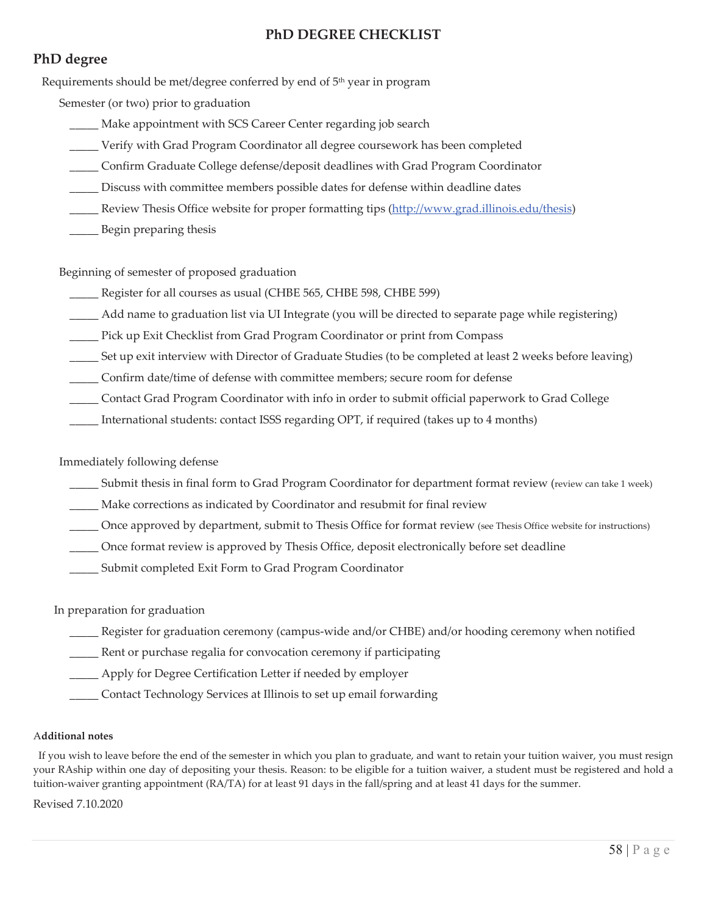# PhD DEGREE CHECKLIST

## PhD degree

Requirements should be met/degree conferred by end of 5th year in program

Semester (or two) prior to graduation

- _____ Make appointment with SCS Career Center regarding job search
- _____ Verify with Grad Program Coordinator all degree coursework has been completed
- _____ Confirm Graduate College defense/deposit deadlines with Grad Program Coordinator
- _____ Discuss with committee members possible dates for defense within deadline dates
- _____ Review Thesis Office website for proper formatting tips (http://www.grad.illinois.edu/thesis)
- _____ Begin preparing thesis

Beginning of semester of proposed graduation

- _____ Register for all courses as usual (CHBE 565, CHBE 598, CHBE 599)
- _____ Add name to graduation list via UI Integrate (you will be directed to separate page while registering)
- _____ Pick up Exit Checklist from Grad Program Coordinator or print from Compass
- _____ Set up exit interview with Director of Graduate Studies (to be completed at least 2 weeks before leaving)
- _____ Confirm date/time of defense with committee members; secure room for defense
- _____ Contact Grad Program Coordinator with info in order to submit official paperwork to Grad College
- _____ International students: contact ISSS regarding OPT, if required (takes up to 4 months)

Immediately following defense

- _____ Submit thesis in final form to Grad Program Coordinator for department format review (review can take 1 week)
- _____ Make corrections as indicated by Coordinator and resubmit for final review
- _____ Once approved by department, submit to Thesis Office for format review (see Thesis Office website for instructions)
- _____ Once format review is approved by Thesis Office, deposit electronically before set deadline
- _____ Submit completed Exit Form to Grad Program Coordinator

In preparation for graduation

- _____ Register for graduation ceremony (campus-wide and/or CHBE) and/or hooding ceremony when notified
- _____ Rent or purchase regalia for convocation ceremony if participating
- _____ Apply for Degree Certification Letter if needed by employer
- _____ Contact Technology Services at Illinois to set up email forwarding

**Additional notes**

If you wish to leave before the end of the semester in which you plan to graduate, and want to retain your tuition waiver, you must resign your RAship within one day of depositing your thesis. Reason: to be eligible for a tuition waiver, a student must be registered and hold a tuition-waiver granting appointment (RA/TA) for at least 91 days in the fall/spring and at least 41 days for the summer.

Revised 7.10.2020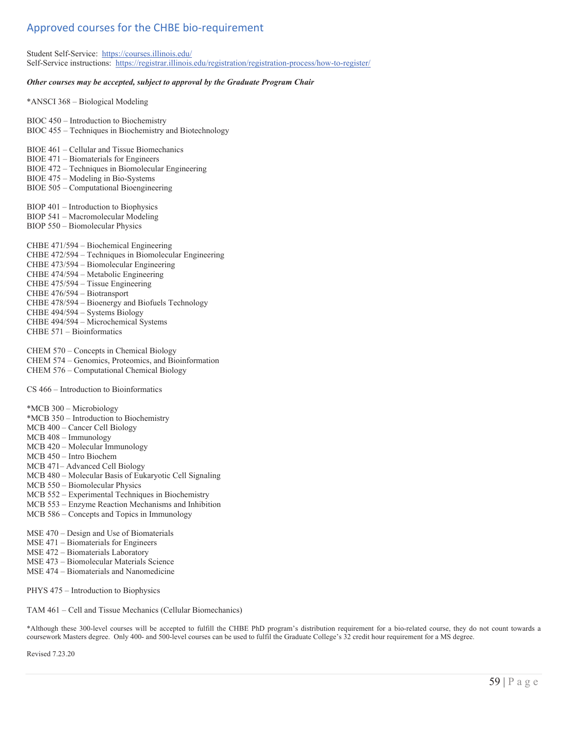## Approved courses for the CHBE bio-requirement

Student Self-Service: [https://courses.illinois.edu/](https://courses.illinois.edu/)
Self-Service instructions: [https://registrar.illinois.edu/registration/registration-process/how-to-register/](https://registrar.illinois.edu/registration/registration-process/how-to-register/)

***Other courses may be accepted, subject to approval by the Graduate Program Chair***

*ANSCI 368 – Biological Modeling

BIOC 450 – Introduction to Biochemistry
BIOC 455 – Techniques in Biochemistry and Biotechnology

BIOE 461 – Cellular and Tissue Biomechanics
BIOE 471 – Biomaterials for Engineers
BIOE 472 – Techniques in Biomolecular Engineering
BIOE 475 – Modeling in Bio-Systems
BIOE 505 – Computational Bioengineering

BIOP 401 – Introduction to Biophysics
BIOP 541 – Macromolecular Modeling
BIOP 550 – Biomolecular Physics

CHBE 471/594 – Biochemical Engineering
CHBE 472/594 – Techniques in Biomolecular Engineering
CHBE 473/594 – Biomolecular Engineering
CHBE 474/594 – Metabolic Engineering
CHBE 475/594 – Tissue Engineering
CHBE 476/594 – Biotransport
CHBE 478/594 – Bioenergy and Biofuels Technology
CHBE 494/594 – Systems Biology
CHBE 494/594 – Microchemical Systems
CHBE 571 – Bioinformatics

CHEM 570 – Concepts in Chemical Biology
CHEM 574 – Genomics, Proteomics, and Bioinformation
CHEM 576 – Computational Chemical Biology

CS 466 – Introduction to Bioinformatics

*MCB 300 – Microbiology
*MCB 350 – Introduction to Biochemistry
MCB 400 – Cancer Cell Biology
MCB 408 – Immunology
MCB 420 – Molecular Immunology
MCB 450 – Intro Biochem
MCB 471– Advanced Cell Biology
MCB 480 – Molecular Basis of Eukaryotic Cell Signaling
MCB 550 – Biomolecular Physics
MCB 552 – Experimental Techniques in Biochemistry
MCB 553 – Enzyme Reaction Mechanisms and Inhibition
MCB 586 – Concepts and Topics in Immunology

MSE 470 – Design and Use of Biomaterials
MSE 471 – Biomaterials for Engineers
MSE 472 – Biomaterials Laboratory
MSE 473 – Biomolecular Materials Science
MSE 474 – Biomaterials and Nanomedicine

PHYS 475 – Introduction to Biophysics

TAM 461 – Cell and Tissue Mechanics (Cellular Biomechanics)

*Although these 300-level courses will be accepted to fulfill the CHBE PhD program's distribution requirement for a bio-related course, they do not count towards a coursework Masters degree. Only 400- and 500-level courses can be used to fulfil the Graduate College's 32 credit hour requirement for a MS degree.

Revised 7.23.20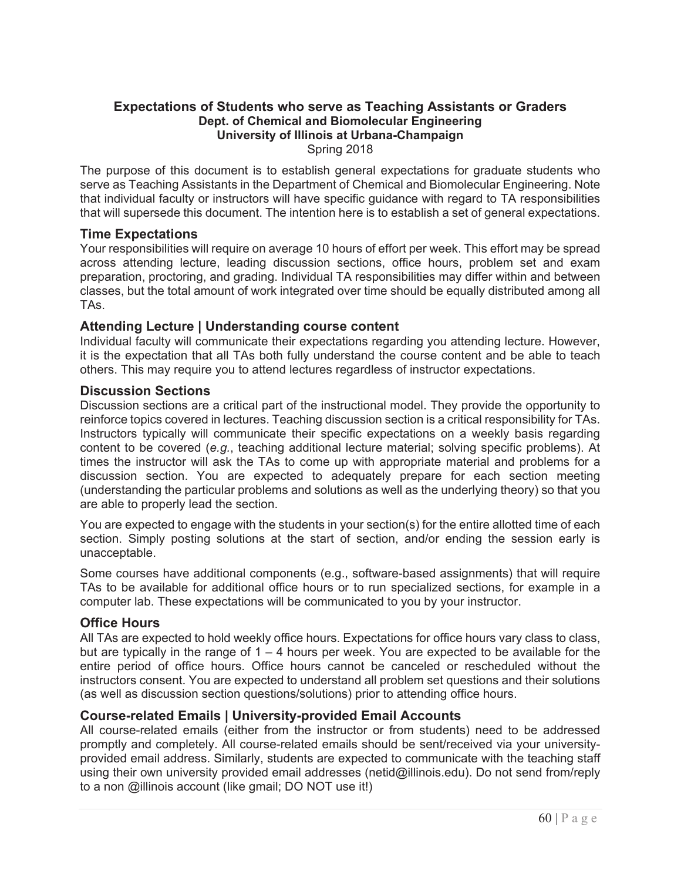## Expectations of Students who serve as Teaching Assistants or Graders

**Dept. of Chemical and Biomolecular Engineering**
**University of Illinois at Urbana-Champaign**
Spring 2018

The purpose of this document is to establish general expectations for graduate students who serve as Teaching Assistants in the Department of Chemical and Biomolecular Engineering. Note that individual faculty or instructors will have specific guidance with regard to TA responsibilities that will supersede this document. The intention here is to establish a set of general expectations.

### Time Expectations

Your responsibilities will require on average 10 hours of effort per week. This effort may be spread across attending lecture, leading discussion sections, office hours, problem set and exam preparation, proctoring, and grading. Individual TA responsibilities may differ within and between classes, but the total amount of work integrated over time should be equally distributed among all TAs.

### Attending Lecture | Understanding course content

Individual faculty will communicate their expectations regarding you attending lecture. However, it is the expectation that all TAs both fully understand the course content and be able to teach others. This may require you to attend lectures regardless of instructor expectations.

### Discussion Sections

Discussion sections are a critical part of the instructional model. They provide the opportunity to reinforce topics covered in lectures. Teaching discussion section is a critical responsibility for TAs. Instructors typically will communicate their specific expectations on a weekly basis regarding content to be covered (*e.g.*, teaching additional lecture material; solving specific problems). At times the instructor will ask the TAs to come up with appropriate material and problems for a discussion section. You are expected to adequately prepare for each section meeting (understanding the particular problems and solutions as well as the underlying theory) so that you are able to properly lead the section.

You are expected to engage with the students in your section(s) for the entire allotted time of each section. Simply posting solutions at the start of section, and/or ending the session early is unacceptable.

Some courses have additional components (e.g., software-based assignments) that will require TAs to be available for additional office hours or to run specialized sections, for example in a computer lab. These expectations will be communicated to you by your instructor.

### Office Hours

All TAs are expected to hold weekly office hours. Expectations for office hours vary class to class, but are typically in the range of 1 – 4 hours per week. You are expected to be available for the entire period of office hours. Office hours cannot be canceled or rescheduled without the instructors consent. You are expected to understand all problem set questions and their solutions (as well as discussion section questions/solutions) prior to attending office hours.

### Course-related Emails | University-provided Email Accounts

All course-related emails (either from the instructor or from students) need to be addressed promptly and completely. All course-related emails should be sent/received via your university-provided email address. Similarly, students are expected to communicate with the teaching staff using their own university provided email addresses (netid@illinois.edu). Do not send from/reply to a non @illinois account (like gmail; DO NOT use it!)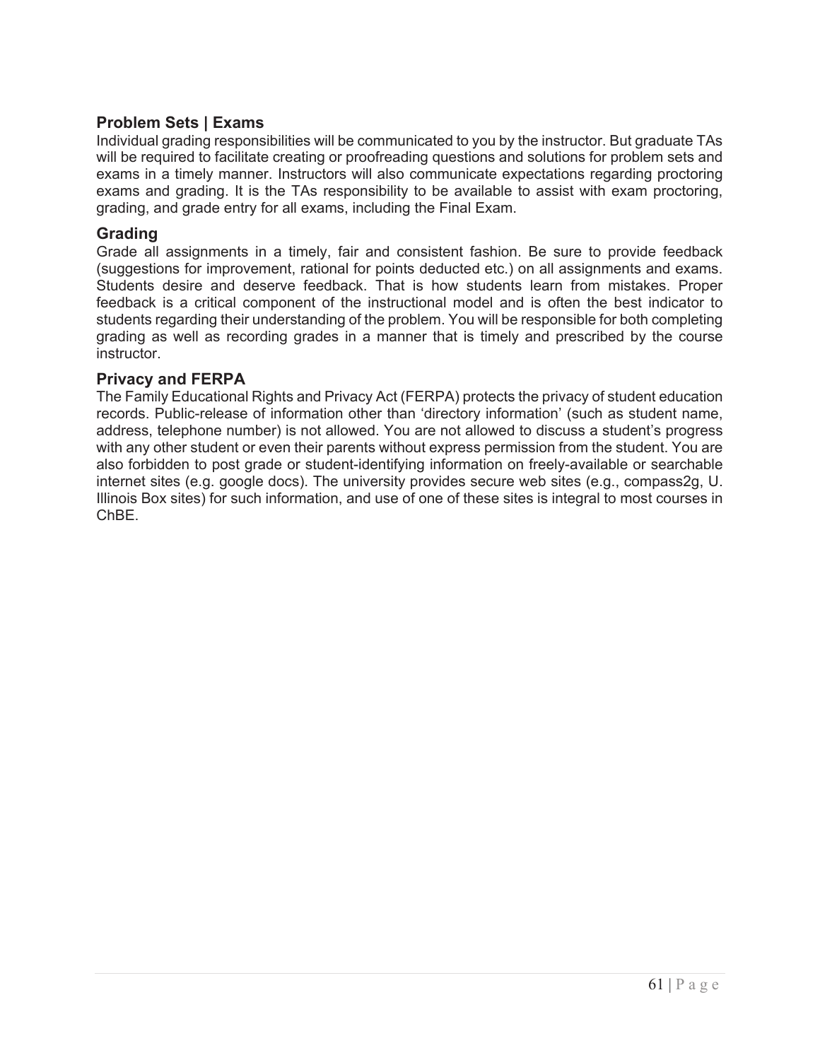### Problem Sets | Exams

Individual grading responsibilities will be communicated to you by the instructor. But graduate TAs will be required to facilitate creating or proofreading questions and solutions for problem sets and exams in a timely manner. Instructors will also communicate expectations regarding proctoring exams and grading. It is the TAs responsibility to be available to assist with exam proctoring, grading, and grade entry for all exams, including the Final Exam.

### Grading

Grade all assignments in a timely, fair and consistent fashion. Be sure to provide feedback (suggestions for improvement, rational for points deducted etc.) on all assignments and exams. Students desire and deserve feedback. That is how students learn from mistakes. Proper feedback is a critical component of the instructional model and is often the best indicator to students regarding their understanding of the problem. You will be responsible for both completing grading as well as recording grades in a manner that is timely and prescribed by the course instructor.

### Privacy and FERPA

The Family Educational Rights and Privacy Act (FERPA) protects the privacy of student education records. Public-release of information other than 'directory information' (such as student name, address, telephone number) is not allowed. You are not allowed to discuss a student's progress with any other student or even their parents without express permission from the student. You are also forbidden to post grade or student-identifying information on freely-available or searchable internet sites (e.g. google docs). The university provides secure web sites (e.g., compass2g, U. Illinois Box sites) for such information, and use of one of these sites is integral to most courses in ChBE.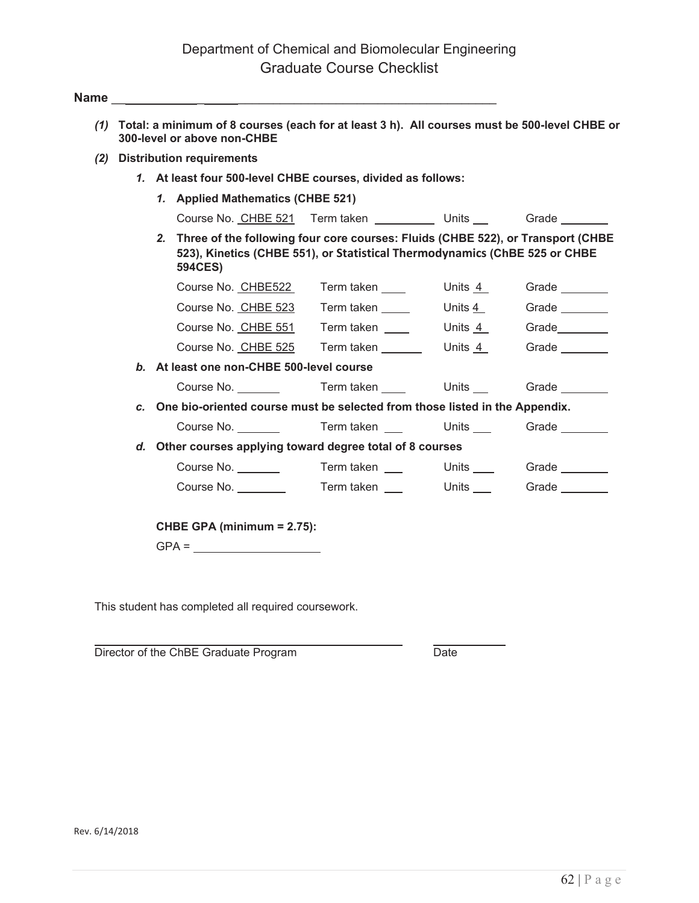# Department of Chemical and Biomolecular Engineering
## Graduate Course Checklist

**Name** ______________________________________________

*(1)* **Total: a minimum of 8 courses (each for at least 3 h). All courses must be 500-level CHBE or 300-level or above non-CHBE**

*(2)* **Distribution requirements**

*1.* **At least four 500-level CHBE courses, divided as follows:**

*1.* **Applied Mathematics (CHBE 521)**

Course No. CHBE 521 Term taken ________ Units ___ Grade ________

*2.* **Three of the following four core courses: Fluids (CHBE 522), or Transport (CHBE 523), Kinetics (CHBE 551), or Statistical Thermodynamics (ChBE 525 or CHBE 594CES)**

Course No. CHBE522 Term taken ____ Units 4 Grade ________

Course No. CHBE 523 Term taken _____ Units 4 Grade ________

Course No. CHBE 551 Term taken ____ Units 4 Grade ________

Course No. CHBE 525 Term taken ______ Units 4 Grade ________

*b.* **At least one non-CHBE 500-level course**

Course No. _______ Term taken ____ Units ___ Grade ________

*c.* **One bio-oriented course must be selected from those listed in the Appendix.**

Course No. _______ Term taken ___ Units ___ Grade ________

*d.* **Other courses applying toward degree total of 8 courses**

Course No. _______ Term taken ___ Units ___ Grade ________

Course No. ________ Term taken ___ Units ___ Grade ________

**CHBE GPA (minimum = 2.75):**

GPA = ____________________

This student has completed all required coursework.

______________________________________________ ___________

Director of the ChBE Graduate Program Date

Rev. 6/14/2018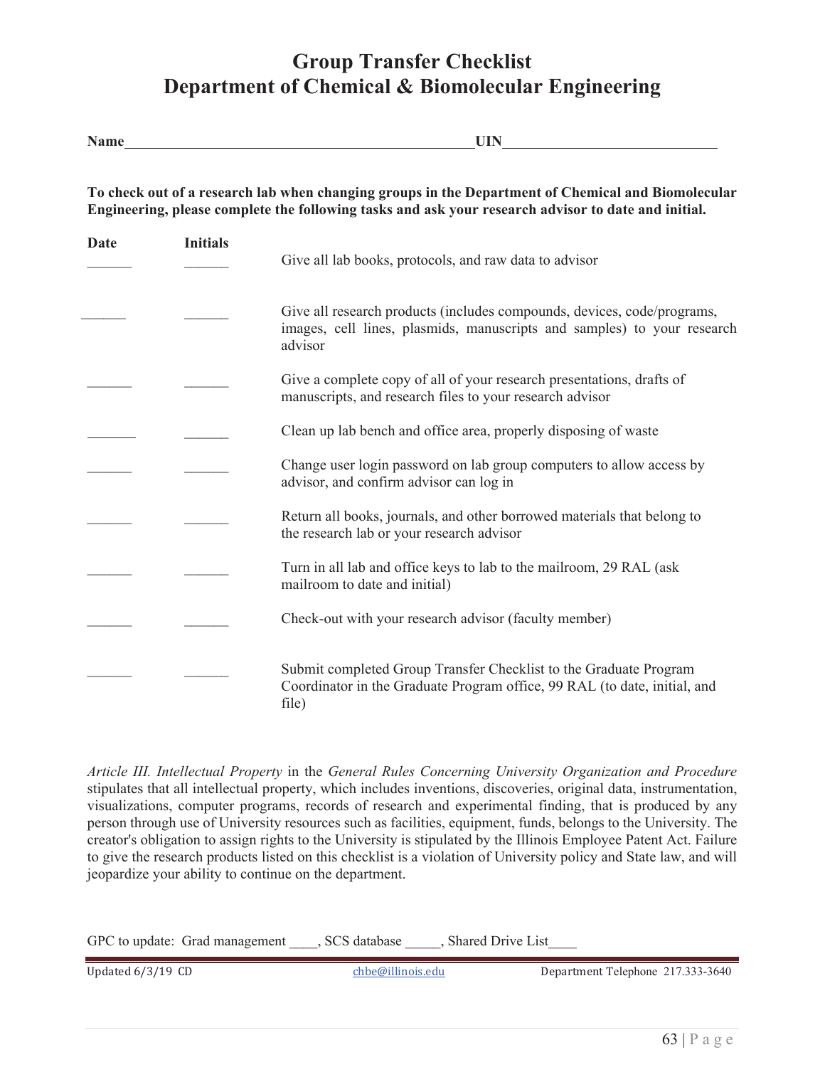# Group Transfer Checklist
# Department of Chemical & Biomolecular Engineering

**Name**_______________________________________________**UIN**____________________________

**To check out of a research lab when changing groups in the Department of Chemical and Biomolecular Engineering, please complete the following tasks and ask your research advisor to date and initial.**

| Date | Initials | |
|---|---|---|
| ______ | ______ | Give all lab books, protocols, and raw data to advisor |
| ______ | ______ | Give all research products (includes compounds, devices, code/programs, images, cell lines, plasmids, manuscripts and samples) to your research advisor |
| ______ | ______ | Give a complete copy of all of your research presentations, drafts of manuscripts, and research files to your research advisor |
| ______ | ______ | Clean up lab bench and office area, properly disposing of waste |
| ______ | ______ | Change user login password on lab group computers to allow access by advisor, and confirm advisor can log in |
| ______ | ______ | Return all books, journals, and other borrowed materials that belong to the research lab or your research advisor |
| ______ | ______ | Turn in all lab and office keys to lab to the mailroom, 29 RAL (ask mailroom to date and initial) |
| ______ | ______ | Check-out with your research advisor (faculty member) |
| ______ | ______ | Submit completed Group Transfer Checklist to the Graduate Program Coordinator in the Graduate Program office, 99 RAL (to date, initial, and file) |

*Article III. Intellectual Property* in the *General Rules Concerning University Organization and Procedure* stipulates that all intellectual property, which includes inventions, discoveries, original data, instrumentation, visualizations, computer programs, records of research and experimental finding, that is produced by any person through use of University resources such as facilities, equipment, funds, belongs to the University. The creator's obligation to assign rights to the University is stipulated by the Illinois Employee Patent Act. Failure to give the research products listed on this checklist is a violation of University policy and State law, and will jeopardize your ability to continue on the department.

GPC to update: Grad management ____, SCS database _____, Shared Drive List____

Updated 6/3/19 CD chbe@illinois.edu Department Telephone 217.333-3640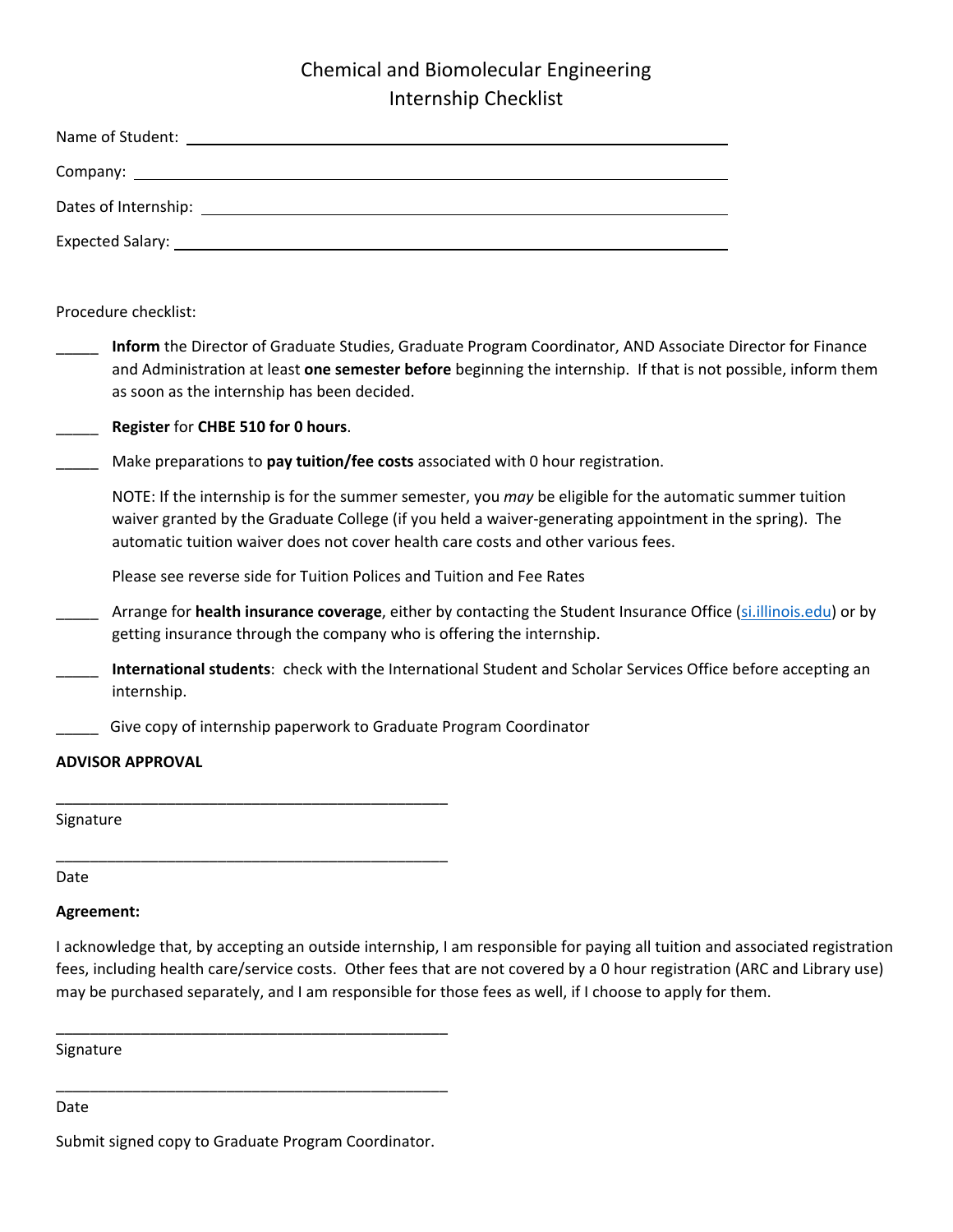# Chemical and Biomolecular Engineering
## Internship Checklist

Name of Student: ______________________________________________

Company: ______________________________________________

Dates of Internship: ______________________________________________

Expected Salary: ______________________________________________

Procedure checklist:

_____ **Inform** the Director of Graduate Studies, Graduate Program Coordinator, AND Associate Director for Finance and Administration at least **one semester before** beginning the internship. If that is not possible, inform them as soon as the internship has been decided.

_____ **Register** for **CHBE 510 for 0 hours**.

_____ Make preparations to **pay tuition/fee costs** associated with 0 hour registration.

NOTE: If the internship is for the summer semester, you *may* be eligible for the automatic summer tuition waiver granted by the Graduate College (if you held a waiver-generating appointment in the spring). The automatic tuition waiver does not cover health care costs and other various fees.

Please see reverse side for Tuition Polices and Tuition and Fee Rates

_____ Arrange for **health insurance coverage**, either by contacting the Student Insurance Office (si.illinois.edu) or by getting insurance through the company who is offering the internship.

_____ **International students**: check with the International Student and Scholar Services Office before accepting an internship.

_____ Give copy of internship paperwork to Graduate Program Coordinator

**ADVISOR APPROVAL**

______________________________________________

Signature

______________________________________________

Date

**Agreement:**

I acknowledge that, by accepting an outside internship, I am responsible for paying all tuition and associated registration fees, including health care/service costs. Other fees that are not covered by a 0 hour registration (ARC and Library use) may be purchased separately, and I am responsible for those fees as well, if I choose to apply for them.

______________________________________________

Signature

______________________________________________

Date

Submit signed copy to Graduate Program Coordinator.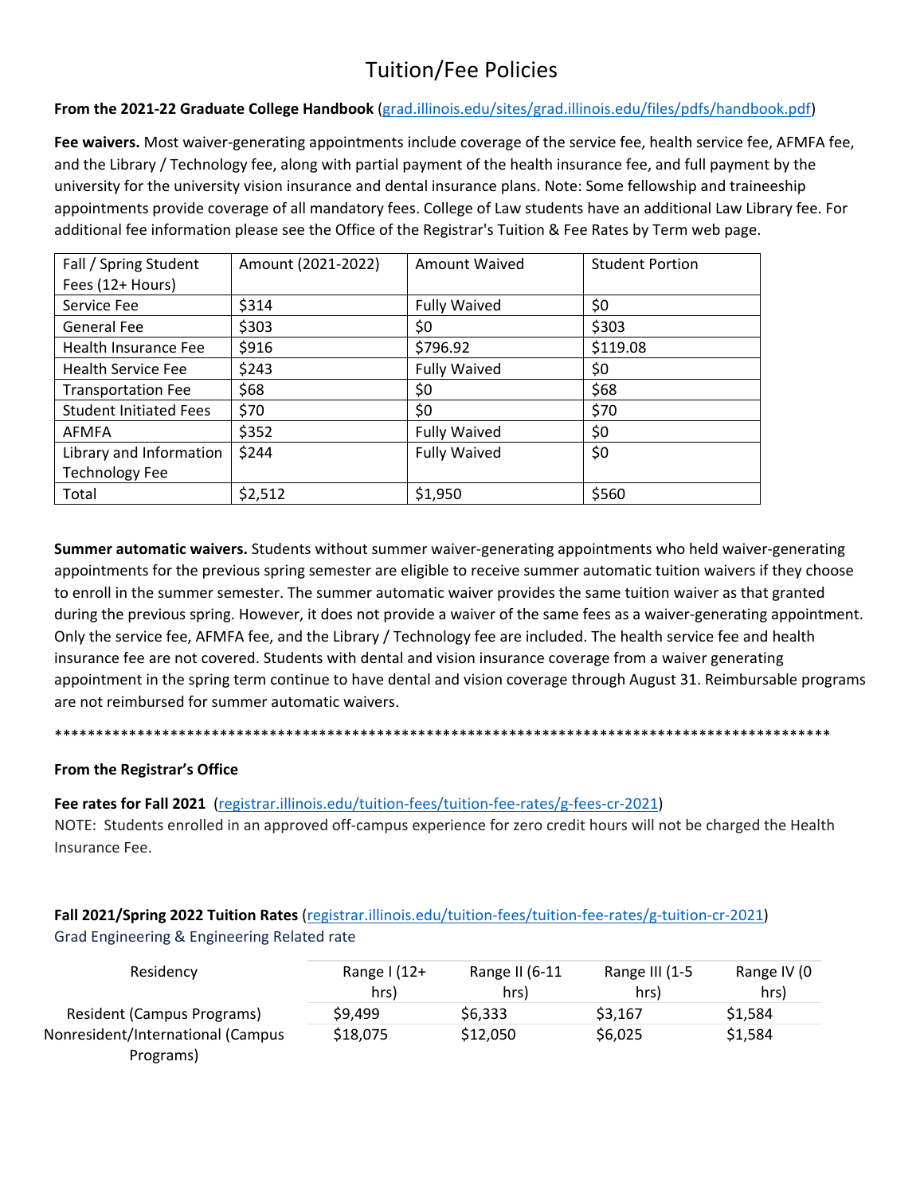# Tuition/Fee Policies

**From the 2021-22 Graduate College Handbook** (grad.illinois.edu/sites/grad.illinois.edu/files/pdfs/handbook.pdf)

**Fee waivers.** Most waiver-generating appointments include coverage of the service fee, health service fee, AFMFA fee, and the Library / Technology fee, along with partial payment of the health insurance fee, and full payment by the university for the university vision insurance and dental insurance plans. Note: Some fellowship and traineeship appointments provide coverage of all mandatory fees. College of Law students have an additional Law Library fee. For additional fee information please see the Office of the Registrar's Tuition & Fee Rates by Term web page.

| Fall / Spring Student Fees (12+ Hours) | Amount (2021-2022) | Amount Waived | Student Portion |
|---|---|---|---|
| Service Fee | $314 | Fully Waived | $0 |
| General Fee | $303 | $0 | $303 |
| Health Insurance Fee | $916 | $796.92 | $119.08 |
| Health Service Fee | $243 | Fully Waived | $0 |
| Transportation Fee | $68 | $0 | $68 |
| Student Initiated Fees | $70 | $0 | $70 |
| AFMFA | $352 | Fully Waived | $0 |
| Library and Information Technology Fee | $244 | Fully Waived | $0 |
| Total | $2,512 | $1,950 | $560 |

**Summer automatic waivers.** Students without summer waiver-generating appointments who held waiver-generating appointments for the previous spring semester are eligible to receive summer automatic tuition waivers if they choose to enroll in the summer semester. The summer automatic waiver provides the same tuition waiver as that granted during the previous spring. However, it does not provide a waiver of the same fees as a waiver-generating appointment. Only the service fee, AFMFA fee, and the Library / Technology fee are included. The health service fee and health insurance fee are not covered. Students with dental and vision insurance coverage from a waiver generating appointment in the spring term continue to have dental and vision coverage through August 31. Reimbursable programs are not reimbursed for summer automatic waivers.

****************************************************************************************************

**From the Registrar's Office**

**Fee rates for Fall 2021** (registrar.illinois.edu/tuition-fees/tuition-fee-rates/g-fees-cr-2021)
NOTE: Students enrolled in an approved off-campus experience for zero credit hours will not be charged the Health Insurance Fee.

**Fall 2021/Spring 2022 Tuition Rates** (registrar.illinois.edu/tuition-fees/tuition-fee-rates/g-tuition-cr-2021)
Grad Engineering & Engineering Related rate

| Residency | Range I (12+ hrs) | Range II (6-11 hrs) | Range III (1-5 hrs) | Range IV (0 hrs) |
|---|---|---|---|---|
| Resident (Campus Programs) | $9,499 | $6,333 | $3,167 | $1,584 |
| Nonresident/International (Campus Programs) | $18,075 | $12,050 | $6,025 | $1,584 |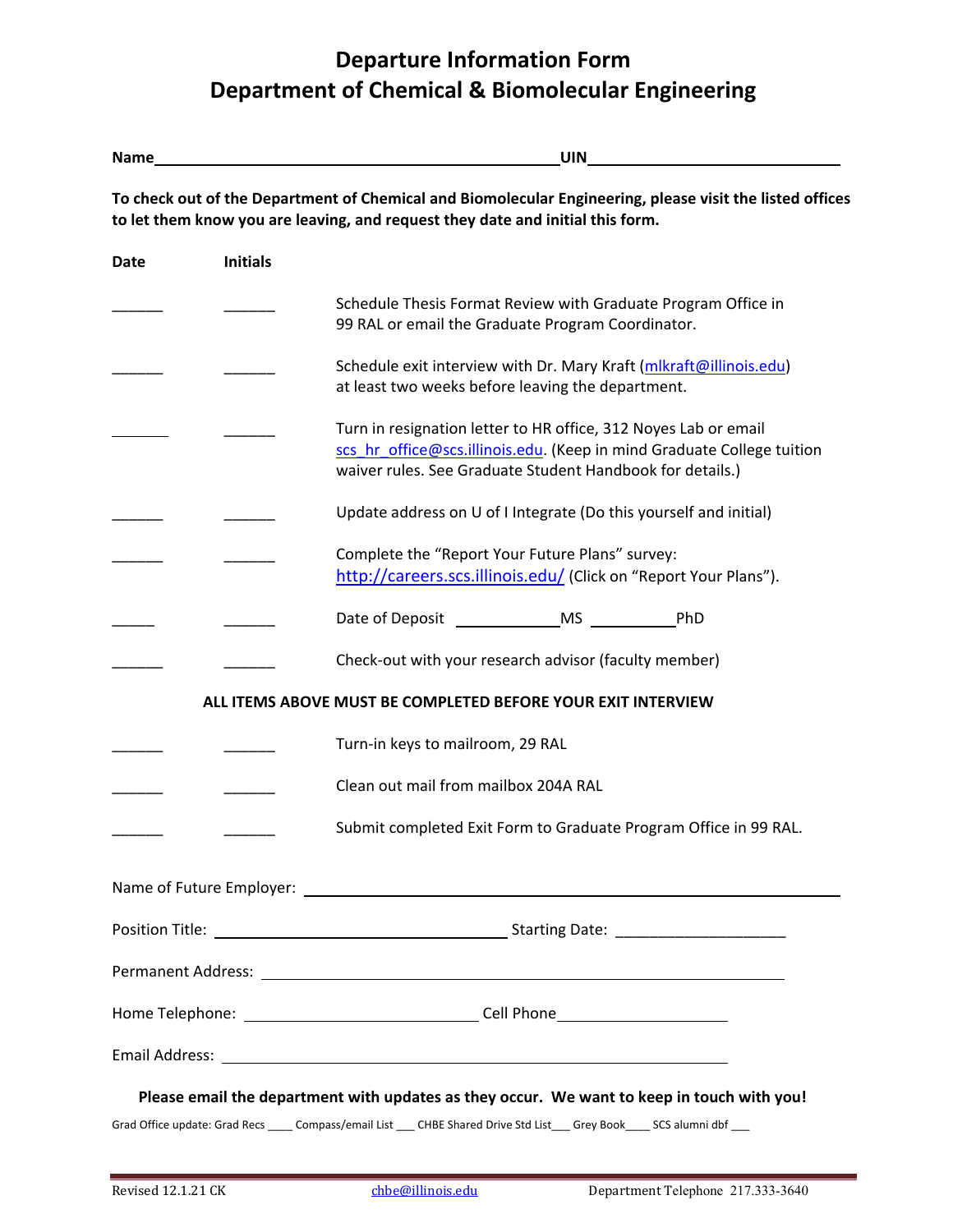# Departure Information Form
# Department of Chemical & Biomolecular Engineering

**Name**\_\_\_\_\_\_\_\_\_\_\_\_\_\_\_\_\_\_\_\_\_\_\_\_\_\_\_\_\_\_\_\_\_\_\_\_\_\_\_\_\_\_\_\_ **UIN**\_\_\_\_\_\_\_\_\_\_\_\_\_\_\_\_\_\_\_\_\_\_\_\_\_\_\_\_

**To check out of the Department of Chemical and Biomolecular Engineering, please visit the listed offices to let them know you are leaving, and request they date and initial this form.**

| **Date** | **Initials** | |
|---|---|---|
| ______ | ______ | Schedule Thesis Format Review with Graduate Program Office in 99 RAL or email the Graduate Program Coordinator. |
| ______ | ______ | Schedule exit interview with Dr. Mary Kraft (mlkraft@illinois.edu) at least two weeks before leaving the department. |
| _______ | ______ | Turn in resignation letter to HR office, 312 Noyes Lab or email scs_hr_office@scs.illinois.edu. (Keep in mind Graduate College tuition waiver rules. See Graduate Student Handbook for details.) |
| ______ | ______ | Update address on U of I Integrate (Do this yourself and initial) |
| ______ | ______ | Complete the "Report Your Future Plans" survey: http://careers.scs.illinois.edu/ (Click on "Report Your Plans"). |
| _____ | ______ | Date of Deposit \_\_\_\_\_\_\_\_\_\_\_\_ MS \_\_\_\_\_\_\_\_\_\_ PhD |
| ______ | ______ | Check-out with your research advisor (faculty member) |

**ALL ITEMS ABOVE MUST BE COMPLETED BEFORE YOUR EXIT INTERVIEW**

| | | |
|---|---|---|
| ______ | ______ | Turn-in keys to mailroom, 29 RAL |
| ______ | ______ | Clean out mail from mailbox 204A RAL |
| ______ | ______ | Submit completed Exit Form to Graduate Program Office in 99 RAL. |

Name of Future Employer: \_\_\_\_\_\_\_\_\_\_\_\_\_\_\_\_\_\_\_\_\_\_\_\_\_\_\_\_\_\_\_\_\_\_\_\_\_\_\_\_\_\_\_\_\_\_\_\_

Position Title: \_\_\_\_\_\_\_\_\_\_\_\_\_\_\_\_\_\_\_\_\_\_\_\_\_\_\_\_\_\_ Starting Date: \_\_\_\_\_\_\_\_\_\_\_\_\_\_\_\_\_\_\_\_

Permanent Address: \_\_\_\_\_\_\_\_\_\_\_\_\_\_\_\_\_\_\_\_\_\_\_\_\_\_\_\_\_\_\_\_\_\_\_\_\_\_\_\_\_\_\_\_\_\_\_\_\_\_\_\_

Home Telephone: \_\_\_\_\_\_\_\_\_\_\_\_\_\_\_\_\_\_\_\_\_\_\_\_\_\_ Cell Phone\_\_\_\_\_\_\_\_\_\_\_\_\_\_\_\_\_\_\_\_

Email Address: \_\_\_\_\_\_\_\_\_\_\_\_\_\_\_\_\_\_\_\_\_\_\_\_\_\_\_\_\_\_\_\_\_\_\_\_\_\_\_\_\_\_\_\_\_\_\_\_\_\_\_\_

**Please email the department with updates as they occur. We want to keep in touch with you!**

Grad Office update: Grad Recs \_\_\_\_ Compass/email List \_\_\_ CHBE Shared Drive Std List\_\_\_ Grey Book\_\_\_\_ SCS alumni dbf \_\_\_

Revised 12.1.21 CK chbe@illinois.edu Department Telephone 217.333-3640